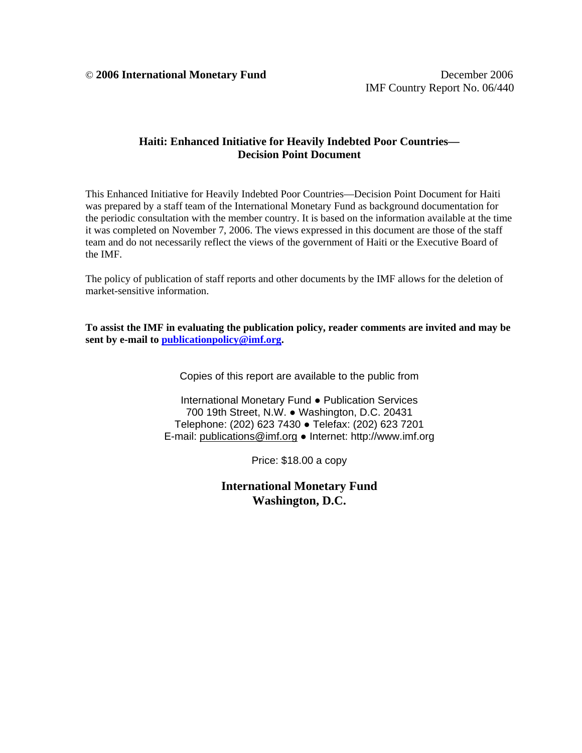© **2006 International Monetary Fund**

December 2006
IMF Country Report No. 06/440

# Haiti: Enhanced Initiative for Heavily Indebted Poor Countries—Decision Point Document

This Enhanced Initiative for Heavily Indebted Poor Countries—Decision Point Document for Haiti was prepared by a staff team of the International Monetary Fund as background documentation for the periodic consultation with the member country. It is based on the information available at the time it was completed on November 7, 2006. The views expressed in this document are those of the staff team and do not necessarily reflect the views of the government of Haiti or the Executive Board of the IMF.

The policy of publication of staff reports and other documents by the IMF allows for the deletion of market-sensitive information.

**To assist the IMF in evaluating the publication policy, reader comments are invited and may be sent by e-mail to publicationpolicy@imf.org.**

Copies of this report are available to the public from

International Monetary Fund ● Publication Services
700 19th Street, N.W. ● Washington, D.C. 20431
Telephone: (202) 623 7430 ● Telefax: (202) 623 7201
E-mail: publications@imf.org ● Internet: http://www.imf.org

Price: $18.00 a copy

**International Monetary Fund**
**Washington, D.C.**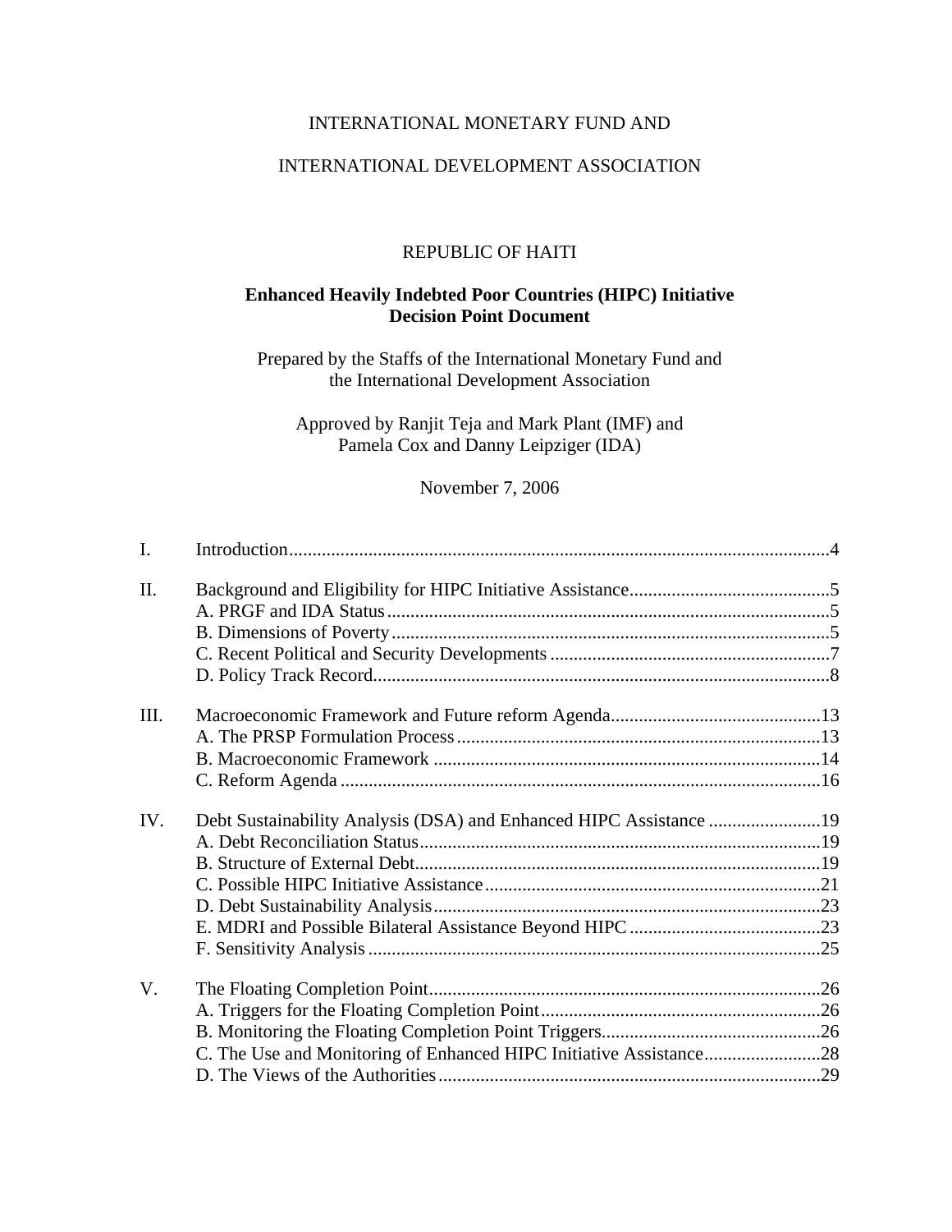INTERNATIONAL MONETARY FUND AND

INTERNATIONAL DEVELOPMENT ASSOCIATION

REPUBLIC OF HAITI

**Enhanced Heavily Indebted Poor Countries (HIPC) Initiative**
**Decision Point Document**

Prepared by the Staffs of the International Monetary Fund and
the International Development Association

Approved by Ranjit Teja and Mark Plant (IMF) and
Pamela Cox and Danny Leipziger (IDA)

November 7, 2006

| | | |
|---|---|---|
| I. | Introduction | 4 |
| II. | Background and Eligibility for HIPC Initiative Assistance | 5 |
| | A. PRGF and IDA Status | 5 |
| | B. Dimensions of Poverty | 5 |
| | C. Recent Political and Security Developments | 7 |
| | D. Policy Track Record | 8 |
| III. | Macroeconomic Framework and Future reform Agenda | 13 |
| | A. The PRSP Formulation Process | 13 |
| | B. Macroeconomic Framework | 14 |
| | C. Reform Agenda | 16 |
| IV. | Debt Sustainability Analysis (DSA) and Enhanced HIPC Assistance | 19 |
| | A. Debt Reconciliation Status | 19 |
| | B. Structure of External Debt | 19 |
| | C. Possible HIPC Initiative Assistance | 21 |
| | D. Debt Sustainability Analysis | 23 |
| | E. MDRI and Possible Bilateral Assistance Beyond HIPC | 23 |
| | F. Sensitivity Analysis | 25 |
| V. | The Floating Completion Point | 26 |
| | A. Triggers for the Floating Completion Point | 26 |
| | B. Monitoring the Floating Completion Point Triggers | 26 |
| | C. The Use and Monitoring of Enhanced HIPC Initiative Assistance | 28 |
| | D. The Views of the Authorities | 29 |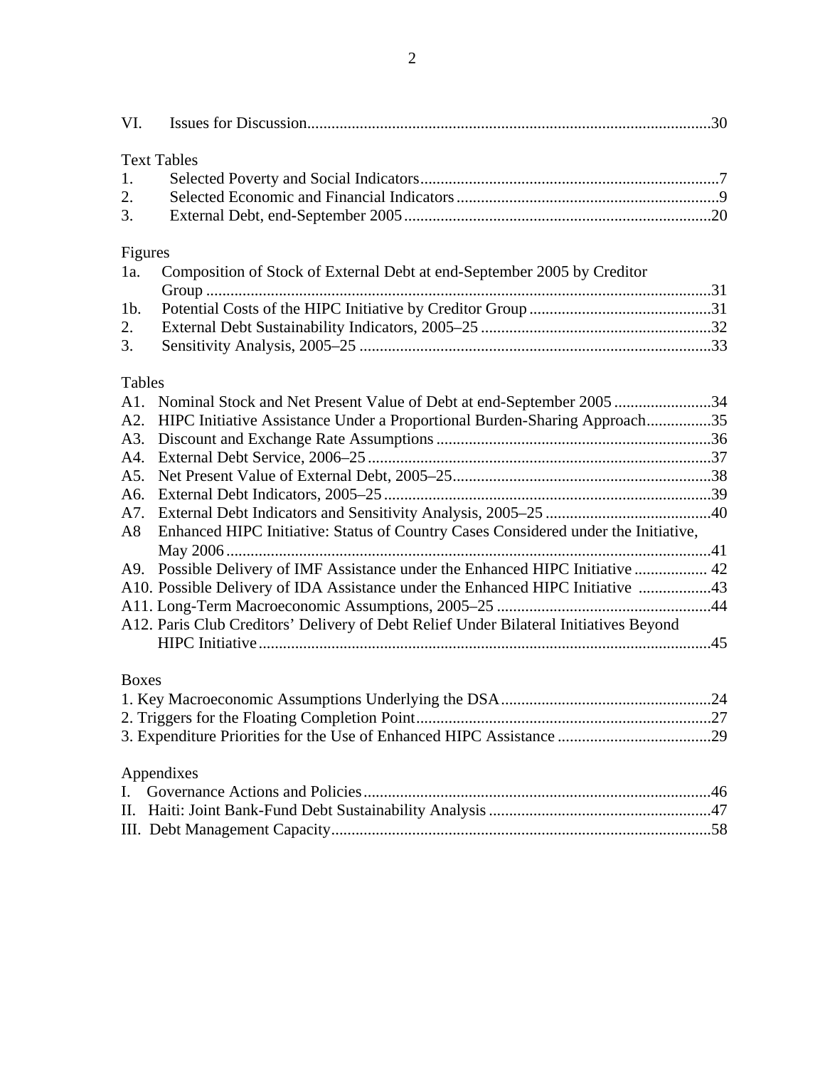VI. Issues for Discussion....................................................................................................30

Text Tables

1. Selected Poverty and Social Indicators..........................................................................7
2. Selected Economic and Financial Indicators.................................................................9
3. External Debt, end-September 2005............................................................................20

Figures

1a. Composition of Stock of External Debt at end-September 2005 by Creditor Group ............................................................................................................................31

1b. Potential Costs of the HIPC Initiative by Creditor Group.............................................31

2. External Debt Sustainability Indicators, 2005–25.........................................................32
3. Sensitivity Analysis, 2005–25.......................................................................................33

Tables

A1. Nominal Stock and Net Present Value of Debt at end-September 2005........................34

A2. HIPC Initiative Assistance Under a Proportional Burden-Sharing Approach................35

A3. Discount and Exchange Rate Assumptions....................................................................36

A4. External Debt Service, 2006–25.....................................................................................37

A5. Net Present Value of External Debt, 2005–25................................................................38

A6. External Debt Indicators, 2005–25.................................................................................39

A7. External Debt Indicators and Sensitivity Analysis, 2005–25.........................................40

A8 Enhanced HIPC Initiative: Status of Country Cases Considered under the Initiative, May 2006.........................................................................................................................41

A9. Possible Delivery of IMF Assistance under the Enhanced HIPC Initiative.................. 42

A10. Possible Delivery of IDA Assistance under the Enhanced HIPC Initiative..................43

A11. Long-Term Macroeconomic Assumptions, 2005–25.....................................................44

A12. Paris Club Creditors' Delivery of Debt Relief Under Bilateral Initiatives Beyond HIPC Initiative................................................................................................................45

Boxes

1. Key Macroeconomic Assumptions Underlying the DSA....................................................24
2. Triggers for the Floating Completion Point.........................................................................27
3. Expenditure Priorities for the Use of Enhanced HIPC Assistance......................................29

Appendixes

I. Governance Actions and Policies......................................................................................46

II. Haiti: Joint Bank-Fund Debt Sustainability Analysis.......................................................47

III. Debt Management Capacity..............................................................................................58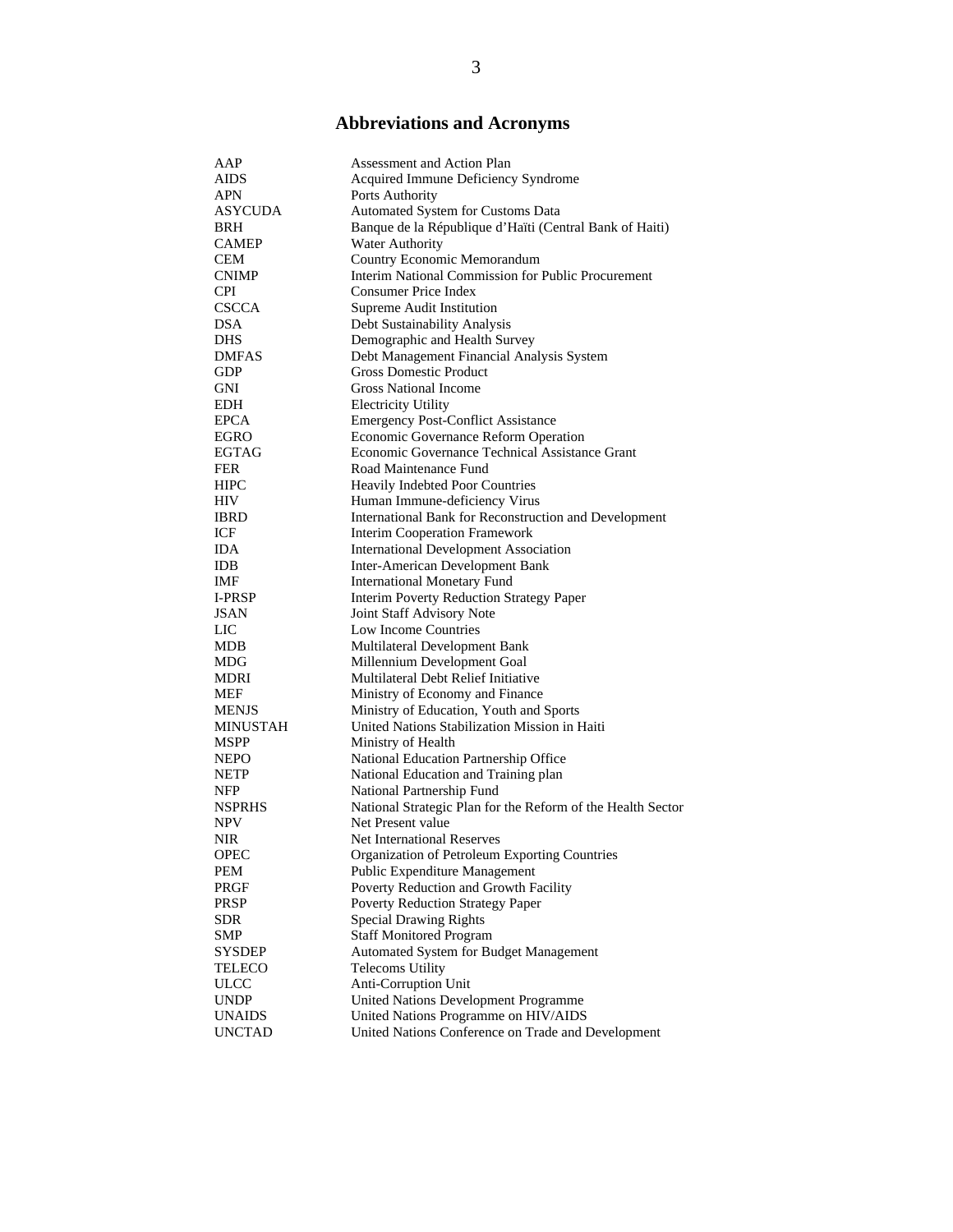## Abbreviations and Acronyms

| | |
|---|---|
| AAP | Assessment and Action Plan |
| AIDS | Acquired Immune Deficiency Syndrome |
| APN | Ports Authority |
| ASYCUDA | Automated System for Customs Data |
| BRH | Banque de la République d'Haïti (Central Bank of Haiti) |
| CAMEP | Water Authority |
| CEM | Country Economic Memorandum |
| CNIMP | Interim National Commission for Public Procurement |
| CPI | Consumer Price Index |
| CSCCA | Supreme Audit Institution |
| DSA | Debt Sustainability Analysis |
| DHS | Demographic and Health Survey |
| DMFAS | Debt Management Financial Analysis System |
| GDP | Gross Domestic Product |
| GNI | Gross National Income |
| EDH | Electricity Utility |
| EPCA | Emergency Post-Conflict Assistance |
| EGRO | Economic Governance Reform Operation |
| EGTAG | Economic Governance Technical Assistance Grant |
| FER | Road Maintenance Fund |
| HIPC | Heavily Indebted Poor Countries |
| HIV | Human Immune-deficiency Virus |
| IBRD | International Bank for Reconstruction and Development |
| ICF | Interim Cooperation Framework |
| IDA | International Development Association |
| IDB | Inter-American Development Bank |
| IMF | International Monetary Fund |
| I-PRSP | Interim Poverty Reduction Strategy Paper |
| JSAN | Joint Staff Advisory Note |
| LIC | Low Income Countries |
| MDB | Multilateral Development Bank |
| MDG | Millennium Development Goal |
| MDRI | Multilateral Debt Relief Initiative |
| MEF | Ministry of Economy and Finance |
| MENJS | Ministry of Education, Youth and Sports |
| MINUSTAH | United Nations Stabilization Mission in Haiti |
| MSPP | Ministry of Health |
| NEPO | National Education Partnership Office |
| NETP | National Education and Training plan |
| NFP | National Partnership Fund |
| NSPRHS | National Strategic Plan for the Reform of the Health Sector |
| NPV | Net Present value |
| NIR | Net International Reserves |
| OPEC | Organization of Petroleum Exporting Countries |
| PEM | Public Expenditure Management |
| PRGF | Poverty Reduction and Growth Facility |
| PRSP | Poverty Reduction Strategy Paper |
| SDR | Special Drawing Rights |
| SMP | Staff Monitored Program |
| SYSDEP | Automated System for Budget Management |
| TELECO | Telecoms Utility |
| ULCC | Anti-Corruption Unit |
| UNDP | United Nations Development Programme |
| UNAIDS | United Nations Programme on HIV/AIDS |
| UNCTAD | United Nations Conference on Trade and Development |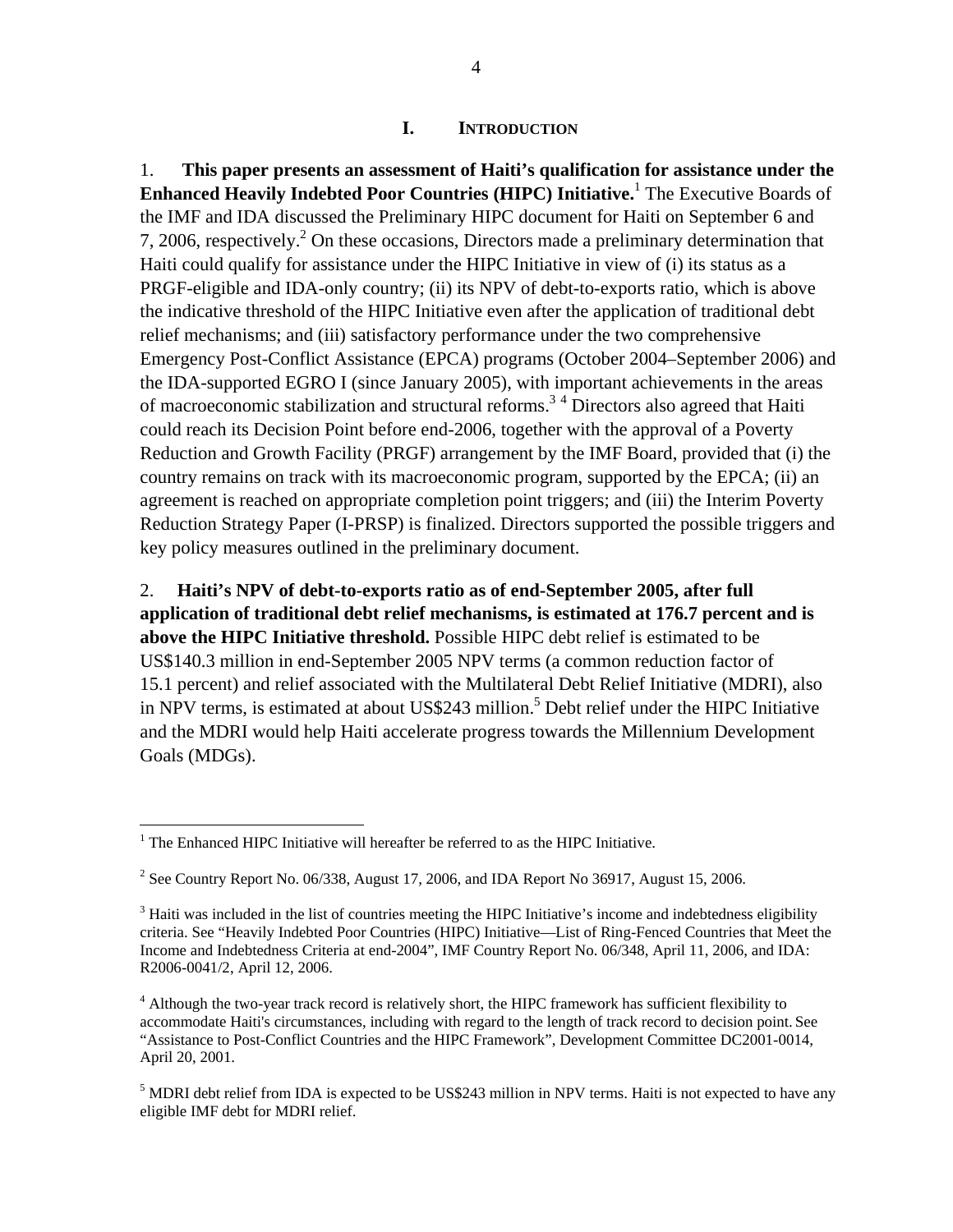# I. INTRODUCTION

1. **This paper presents an assessment of Haiti's qualification for assistance under the Enhanced Heavily Indebted Poor Countries (HIPC) Initiative.**[1] The Executive Boards of the IMF and IDA discussed the Preliminary HIPC document for Haiti on September 6 and 7, 2006, respectively.[2] On these occasions, Directors made a preliminary determination that Haiti could qualify for assistance under the HIPC Initiative in view of (i) its status as a PRGF-eligible and IDA-only country; (ii) its NPV of debt-to-exports ratio, which is above the indicative threshold of the HIPC Initiative even after the application of traditional debt relief mechanisms; and (iii) satisfactory performance under the two comprehensive Emergency Post-Conflict Assistance (EPCA) programs (October 2004–September 2006) and the IDA-supported EGRO I (since January 2005), with important achievements in the areas of macroeconomic stabilization and structural reforms.[3] [4] Directors also agreed that Haiti could reach its Decision Point before end-2006, together with the approval of a Poverty Reduction and Growth Facility (PRGF) arrangement by the IMF Board, provided that (i) the country remains on track with its macroeconomic program, supported by the EPCA; (ii) an agreement is reached on appropriate completion point triggers; and (iii) the Interim Poverty Reduction Strategy Paper (I-PRSP) is finalized. Directors supported the possible triggers and key policy measures outlined in the preliminary document.

2. **Haiti's NPV of debt-to-exports ratio as of end-September 2005, after full application of traditional debt relief mechanisms, is estimated at 176.7 percent and is above the HIPC Initiative threshold.** Possible HIPC debt relief is estimated to be US$140.3 million in end-September 2005 NPV terms (a common reduction factor of 15.1 percent) and relief associated with the Multilateral Debt Relief Initiative (MDRI), also in NPV terms, is estimated at about US$243 million.[5] Debt relief under the HIPC Initiative and the MDRI would help Haiti accelerate progress towards the Millennium Development Goals (MDGs).

---

[1] The Enhanced HIPC Initiative will hereafter be referred to as the HIPC Initiative.

[2] See Country Report No. 06/338, August 17, 2006, and IDA Report No 36917, August 15, 2006.

[3] Haiti was included in the list of countries meeting the HIPC Initiative's income and indebtedness eligibility criteria. See "Heavily Indebted Poor Countries (HIPC) Initiative—List of Ring-Fenced Countries that Meet the Income and Indebtedness Criteria at end-2004", IMF Country Report No. 06/348, April 11, 2006, and IDA: R2006-0041/2, April 12, 2006.

[4] Although the two-year track record is relatively short, the HIPC framework has sufficient flexibility to accommodate Haiti's circumstances, including with regard to the length of track record to decision point. See "Assistance to Post-Conflict Countries and the HIPC Framework", Development Committee DC2001-0014, April 20, 2001.

[5] MDRI debt relief from IDA is expected to be US$243 million in NPV terms. Haiti is not expected to have any eligible IMF debt for MDRI relief.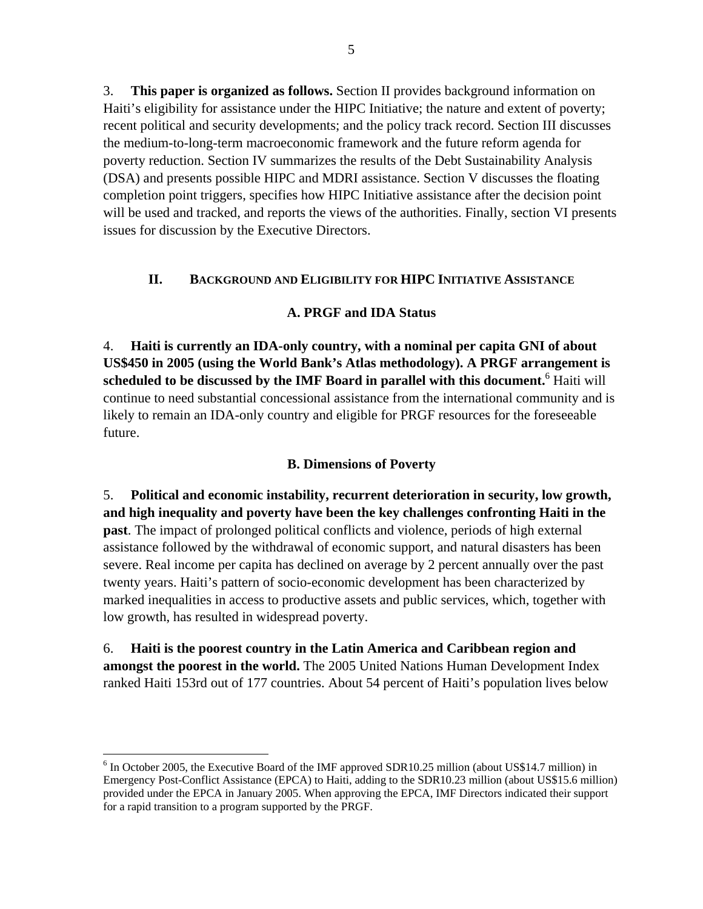3. **This paper is organized as follows.** Section II provides background information on Haiti's eligibility for assistance under the HIPC Initiative; the nature and extent of poverty; recent political and security developments; and the policy track record. Section III discusses the medium-to-long-term macroeconomic framework and the future reform agenda for poverty reduction. Section IV summarizes the results of the Debt Sustainability Analysis (DSA) and presents possible HIPC and MDRI assistance. Section V discusses the floating completion point triggers, specifies how HIPC Initiative assistance after the decision point will be used and tracked, and reports the views of the authorities. Finally, section VI presents issues for discussion by the Executive Directors.

## II. Background and Eligibility for HIPC Initiative Assistance

### A. PRGF and IDA Status

4. **Haiti is currently an IDA-only country, with a nominal per capita GNI of about US$450 in 2005 (using the World Bank's Atlas methodology). A PRGF arrangement is scheduled to be discussed by the IMF Board in parallel with this document.**[6] Haiti will continue to need substantial concessional assistance from the international community and is likely to remain an IDA-only country and eligible for PRGF resources for the foreseeable future.

### B. Dimensions of Poverty

5. **Political and economic instability, recurrent deterioration in security, low growth, and high inequality and poverty have been the key challenges confronting Haiti in the past**. The impact of prolonged political conflicts and violence, periods of high external assistance followed by the withdrawal of economic support, and natural disasters has been severe. Real income per capita has declined on average by 2 percent annually over the past twenty years. Haiti's pattern of socio-economic development has been characterized by marked inequalities in access to productive assets and public services, which, together with low growth, has resulted in widespread poverty.

6. **Haiti is the poorest country in the Latin America and Caribbean region and amongst the poorest in the world.** The 2005 United Nations Human Development Index ranked Haiti 153rd out of 177 countries. About 54 percent of Haiti's population lives below

---

[6] In October 2005, the Executive Board of the IMF approved SDR10.25 million (about US$14.7 million) in Emergency Post-Conflict Assistance (EPCA) to Haiti, adding to the SDR10.23 million (about US$15.6 million) provided under the EPCA in January 2005. When approving the EPCA, IMF Directors indicated their support for a rapid transition to a program supported by the PRGF.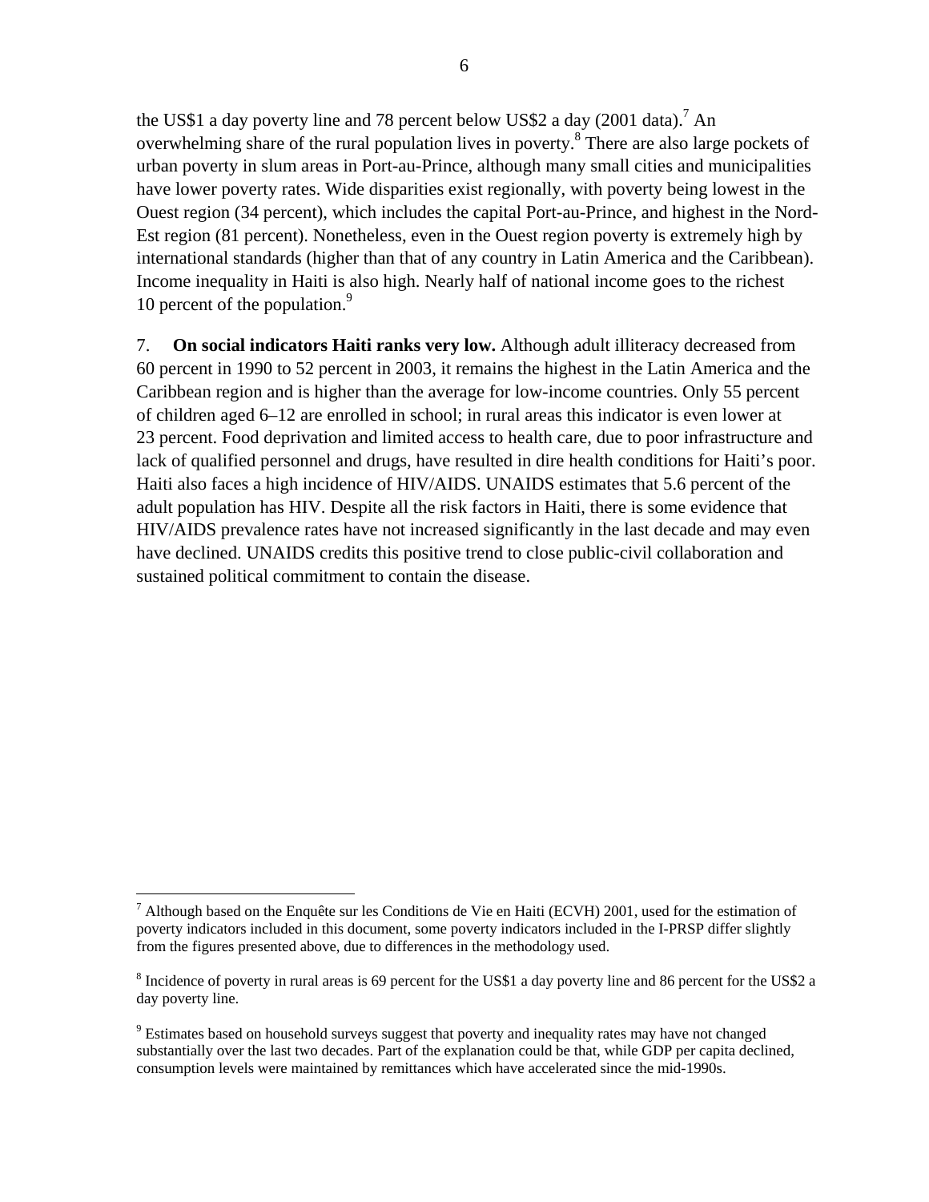the US$1 a day poverty line and 78 percent below US$2 a day (2001 data).[7] An overwhelming share of the rural population lives in poverty.[8] There are also large pockets of urban poverty in slum areas in Port-au-Prince, although many small cities and municipalities have lower poverty rates. Wide disparities exist regionally, with poverty being lowest in the Ouest region (34 percent), which includes the capital Port-au-Prince, and highest in the Nord-Est region (81 percent). Nonetheless, even in the Ouest region poverty is extremely high by international standards (higher than that of any country in Latin America and the Caribbean). Income inequality in Haiti is also high. Nearly half of national income goes to the richest 10 percent of the population.[9]

7. **On social indicators Haiti ranks very low.** Although adult illiteracy decreased from 60 percent in 1990 to 52 percent in 2003, it remains the highest in the Latin America and the Caribbean region and is higher than the average for low-income countries. Only 55 percent of children aged 6–12 are enrolled in school; in rural areas this indicator is even lower at 23 percent. Food deprivation and limited access to health care, due to poor infrastructure and lack of qualified personnel and drugs, have resulted in dire health conditions for Haiti's poor. Haiti also faces a high incidence of HIV/AIDS. UNAIDS estimates that 5.6 percent of the adult population has HIV. Despite all the risk factors in Haiti, there is some evidence that HIV/AIDS prevalence rates have not increased significantly in the last decade and may even have declined. UNAIDS credits this positive trend to close public-civil collaboration and sustained political commitment to contain the disease.

---

[7] Although based on the Enquête sur les Conditions de Vie en Haiti (ECVH) 2001, used for the estimation of poverty indicators included in this document, some poverty indicators included in the I-PRSP differ slightly from the figures presented above, due to differences in the methodology used.

[8] Incidence of poverty in rural areas is 69 percent for the US$1 a day poverty line and 86 percent for the US$2 a day poverty line.

[9] Estimates based on household surveys suggest that poverty and inequality rates may have not changed substantially over the last two decades. Part of the explanation could be that, while GDP per capita declined, consumption levels were maintained by remittances which have accelerated since the mid-1990s.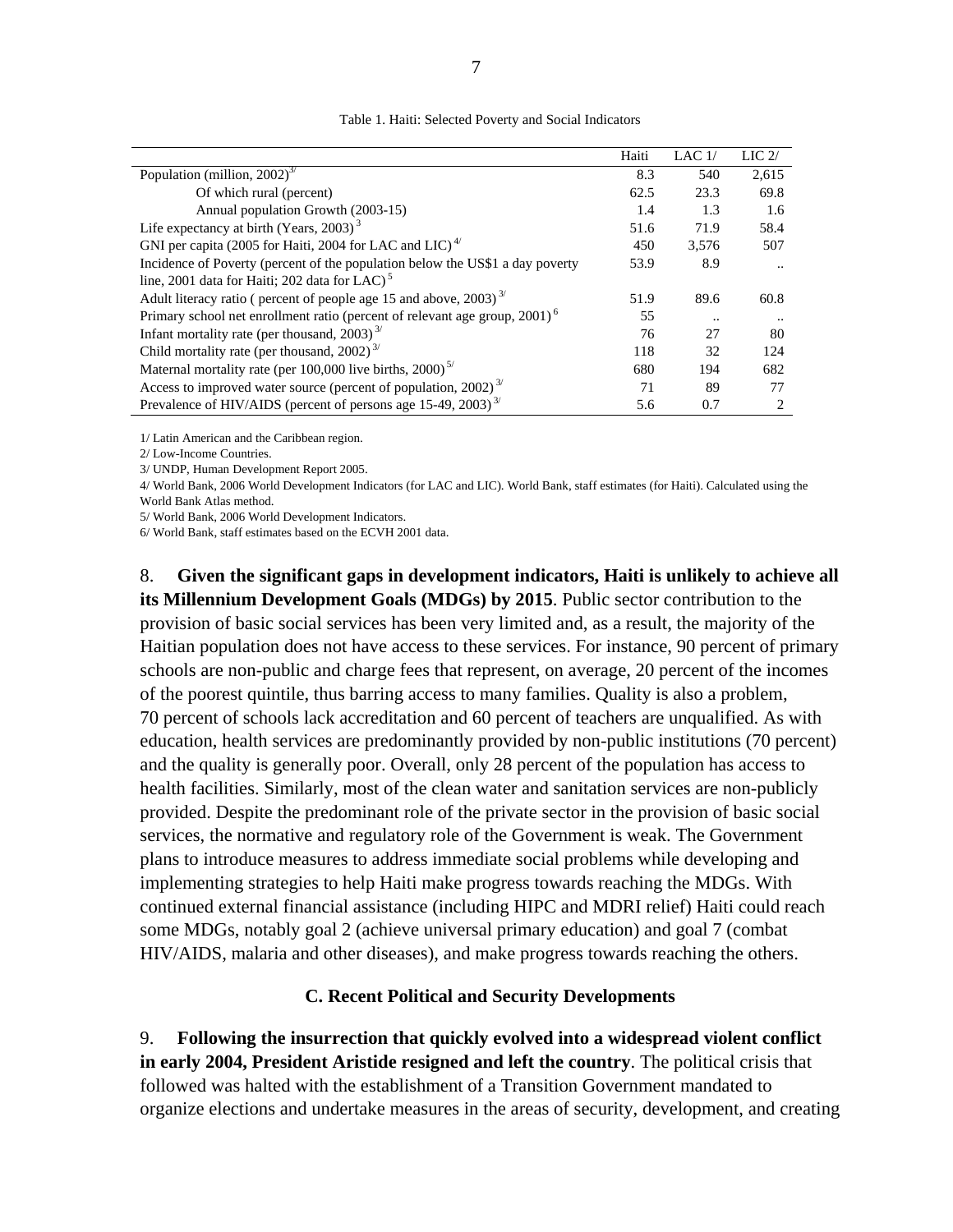Table 1. Haiti: Selected Poverty and Social Indicators

| | Haiti | LAC 1/ | LIC 2/ |
|---|---|---|---|
| Population (million, 2002) [3/] | 8.3 | 540 | 2,615 |
| Of which rural (percent) | 62.5 | 23.3 | 69.8 |
| Annual population Growth (2003-15) | 1.4 | 1.3 | 1.6 |
| Life expectancy at birth (Years, 2003) [3] | 51.6 | 71.9 | 58.4 |
| GNI per capita (2005 for Haiti, 2004 for LAC and LIC) [4/] | 450 | 3,576 | 507 |
| Incidence of Poverty (percent of the population below the US$1 a day poverty line, 2001 data for Haiti; 202 data for LAC) [5] | 53.9 | 8.9 | .. |
| Adult literacy ratio ( percent of people age 15 and above, 2003) [3/] | 51.9 | 89.6 | 60.8 |
| Primary school net enrollment ratio (percent of relevant age group, 2001) [6] | 55 | .. | .. |
| Infant mortality rate (per thousand, 2003) [3/] | 76 | 27 | 80 |
| Child mortality rate (per thousand, 2002) [3/] | 118 | 32 | 124 |
| Maternal mortality rate (per 100,000 live births, 2000) [5/] | 680 | 194 | 682 |
| Access to improved water source (percent of population, 2002) [3/] | 71 | 89 | 77 |
| Prevalence of HIV/AIDS (percent of persons age 15-49, 2003) [3/] | 5.6 | 0.7 | 2 |

1/ Latin American and the Caribbean region.

2/ Low-Income Countries.

3/ UNDP, Human Development Report 2005.

4/ World Bank, 2006 World Development Indicators (for LAC and LIC). World Bank, staff estimates (for Haiti). Calculated using the World Bank Atlas method.

5/ World Bank, 2006 World Development Indicators.

6/ World Bank, staff estimates based on the ECVH 2001 data.

8. **Given the significant gaps in development indicators, Haiti is unlikely to achieve all its Millennium Development Goals (MDGs) by 2015**. Public sector contribution to the provision of basic social services has been very limited and, as a result, the majority of the Haitian population does not have access to these services. For instance, 90 percent of primary schools are non-public and charge fees that represent, on average, 20 percent of the incomes of the poorest quintile, thus barring access to many families. Quality is also a problem, 70 percent of schools lack accreditation and 60 percent of teachers are unqualified. As with education, health services are predominantly provided by non-public institutions (70 percent) and the quality is generally poor. Overall, only 28 percent of the population has access to health facilities. Similarly, most of the clean water and sanitation services are non-publicly provided. Despite the predominant role of the private sector in the provision of basic social services, the normative and regulatory role of the Government is weak. The Government plans to introduce measures to address immediate social problems while developing and implementing strategies to help Haiti make progress towards reaching the MDGs. With continued external financial assistance (including HIPC and MDRI relief) Haiti could reach some MDGs, notably goal 2 (achieve universal primary education) and goal 7 (combat HIV/AIDS, malaria and other diseases), and make progress towards reaching the others.

### C. Recent Political and Security Developments

9. **Following the insurrection that quickly evolved into a widespread violent conflict in early 2004, President Aristide resigned and left the country**. The political crisis that followed was halted with the establishment of a Transition Government mandated to organize elections and undertake measures in the areas of security, development, and creating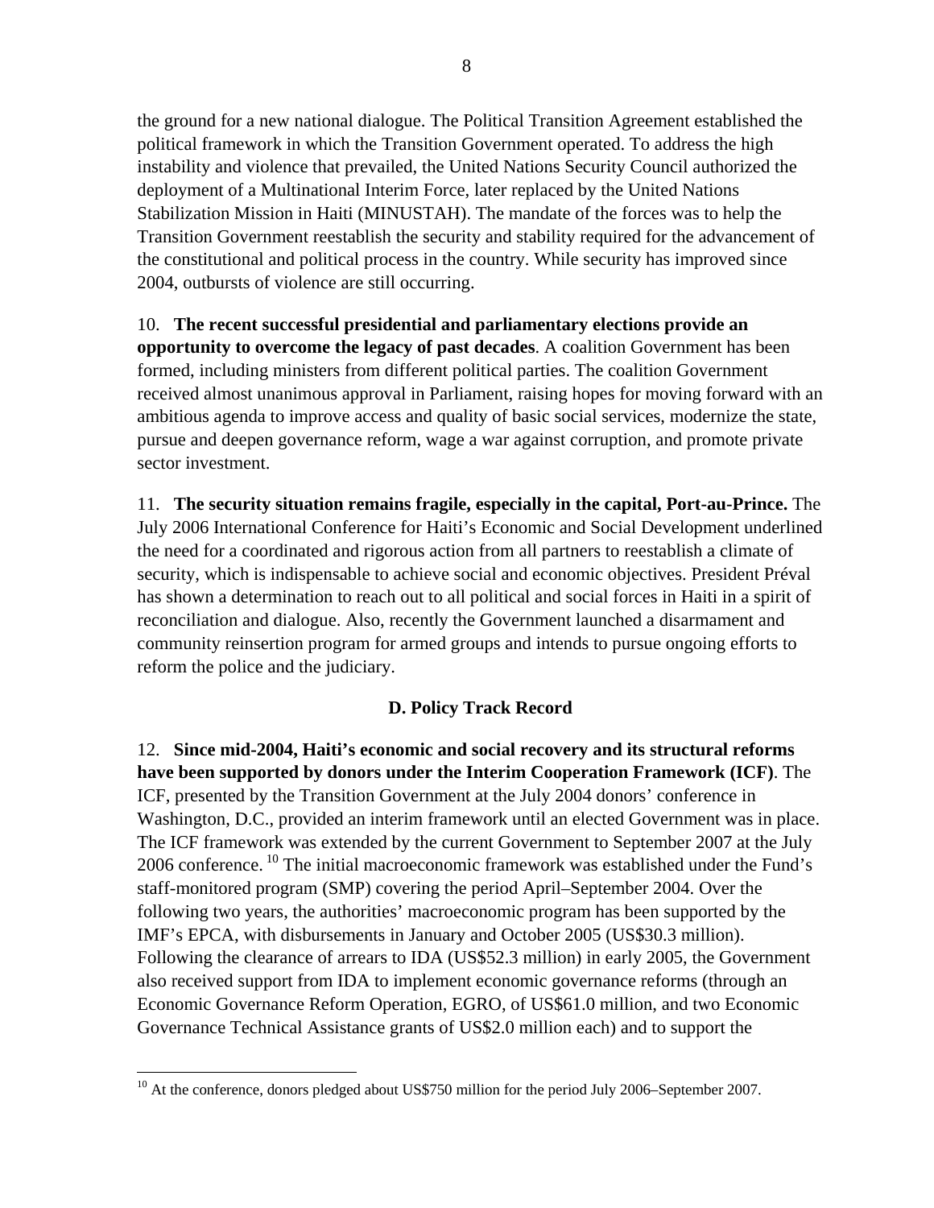the ground for a new national dialogue. The Political Transition Agreement established the political framework in which the Transition Government operated. To address the high instability and violence that prevailed, the United Nations Security Council authorized the deployment of a Multinational Interim Force, later replaced by the United Nations Stabilization Mission in Haiti (MINUSTAH). The mandate of the forces was to help the Transition Government reestablish the security and stability required for the advancement of the constitutional and political process in the country. While security has improved since 2004, outbursts of violence are still occurring.

10. **The recent successful presidential and parliamentary elections provide an opportunity to overcome the legacy of past decades**. A coalition Government has been formed, including ministers from different political parties. The coalition Government received almost unanimous approval in Parliament, raising hopes for moving forward with an ambitious agenda to improve access and quality of basic social services, modernize the state, pursue and deepen governance reform, wage a war against corruption, and promote private sector investment.

11. **The security situation remains fragile, especially in the capital, Port-au-Prince.** The July 2006 International Conference for Haiti's Economic and Social Development underlined the need for a coordinated and rigorous action from all partners to reestablish a climate of security, which is indispensable to achieve social and economic objectives. President Préval has shown a determination to reach out to all political and social forces in Haiti in a spirit of reconciliation and dialogue. Also, recently the Government launched a disarmament and community reinsertion program for armed groups and intends to pursue ongoing efforts to reform the police and the judiciary.

### D. Policy Track Record

12. **Since mid-2004, Haiti's economic and social recovery and its structural reforms have been supported by donors under the Interim Cooperation Framework (ICF)**. The ICF, presented by the Transition Government at the July 2004 donors' conference in Washington, D.C., provided an interim framework until an elected Government was in place. The ICF framework was extended by the current Government to September 2007 at the July 2006 conference. [10] The initial macroeconomic framework was established under the Fund's staff-monitored program (SMP) covering the period April–September 2004. Over the following two years, the authorities' macroeconomic program has been supported by the IMF's EPCA, with disbursements in January and October 2005 (US$30.3 million). Following the clearance of arrears to IDA (US$52.3 million) in early 2005, the Government also received support from IDA to implement economic governance reforms (through an Economic Governance Reform Operation, EGRO, of US$61.0 million, and two Economic Governance Technical Assistance grants of US$2.0 million each) and to support the

[10] At the conference, donors pledged about US$750 million for the period July 2006–September 2007.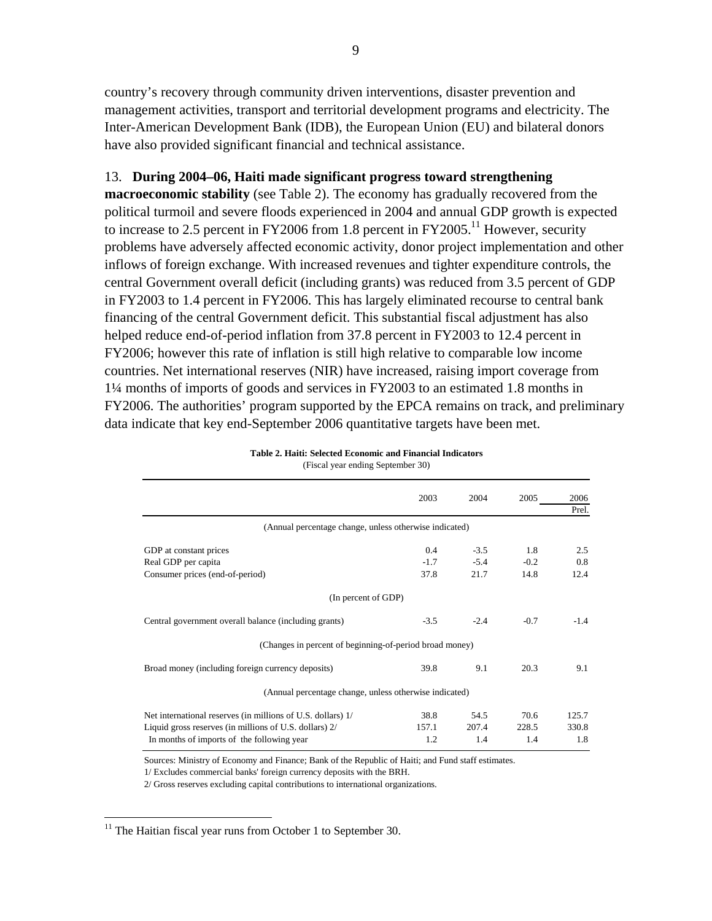country's recovery through community driven interventions, disaster prevention and management activities, transport and territorial development programs and electricity. The Inter-American Development Bank (IDB), the European Union (EU) and bilateral donors have also provided significant financial and technical assistance.

13. **During 2004–06, Haiti made significant progress toward strengthening macroeconomic stability** (see Table 2). The economy has gradually recovered from the political turmoil and severe floods experienced in 2004 and annual GDP growth is expected to increase to 2.5 percent in FY2006 from 1.8 percent in FY2005.[11] However, security problems have adversely affected economic activity, donor project implementation and other inflows of foreign exchange. With increased revenues and tighter expenditure controls, the central Government overall deficit (including grants) was reduced from 3.5 percent of GDP in FY2003 to 1.4 percent in FY2006. This has largely eliminated recourse to central bank financing of the central Government deficit. This substantial fiscal adjustment has also helped reduce end-of-period inflation from 37.8 percent in FY2003 to 12.4 percent in FY2006; however this rate of inflation is still high relative to comparable low income countries. Net international reserves (NIR) have increased, raising import coverage from 1¼ months of imports of goods and services in FY2003 to an estimated 1.8 months in FY2006. The authorities' program supported by the EPCA remains on track, and preliminary data indicate that key end-September 2006 quantitative targets have been met.

**Table 2. Haiti: Selected Economic and Financial Indicators**
(Fiscal year ending September 30)

| | 2003 | 2004 | 2005 | 2006 Prel. |
|---|---|---|---|---|
| (Annual percentage change, unless otherwise indicated) | | | | |
| GDP at constant prices | 0.4 | -3.5 | 1.8 | 2.5 |
| Real GDP per capita | -1.7 | -5.4 | -0.2 | 0.8 |
| Consumer prices (end-of-period) | 37.8 | 21.7 | 14.8 | 12.4 |
| (In percent of GDP) | | | | |
| Central government overall balance (including grants) | -3.5 | -2.4 | -0.7 | -1.4 |
| (Changes in percent of beginning-of-period broad money) | | | | |
| Broad money (including foreign currency deposits) | 39.8 | 9.1 | 20.3 | 9.1 |
| (Annual percentage change, unless otherwise indicated) | | | | |
| Net international reserves (in millions of U.S. dollars) 1/ | 38.8 | 54.5 | 70.6 | 125.7 |
| Liquid gross reserves (in millions of U.S. dollars) 2/ | 157.1 | 207.4 | 228.5 | 330.8 |
| In months of imports of the following year | 1.2 | 1.4 | 1.4 | 1.8 |

Sources: Ministry of Economy and Finance; Bank of the Republic of Haiti; and Fund staff estimates.

1/ Excludes commercial banks' foreign currency deposits with the BRH.

2/ Gross reserves excluding capital contributions to international organizations.

[11] The Haitian fiscal year runs from October 1 to September 30.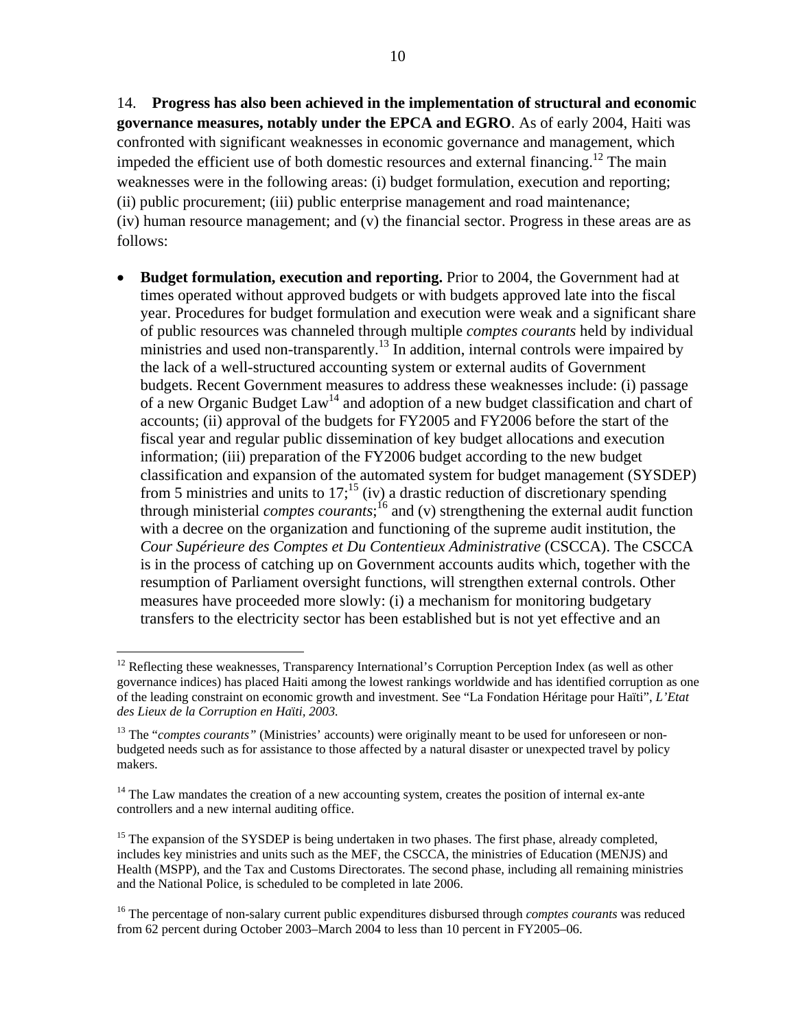14. **Progress has also been achieved in the implementation of structural and economic governance measures, notably under the EPCA and EGRO**. As of early 2004, Haiti was confronted with significant weaknesses in economic governance and management, which impeded the efficient use of both domestic resources and external financing.[12] The main weaknesses were in the following areas: (i) budget formulation, execution and reporting; (ii) public procurement; (iii) public enterprise management and road maintenance; (iv) human resource management; and (v) the financial sector. Progress in these areas are as follows:

- **Budget formulation, execution and reporting.** Prior to 2004, the Government had at times operated without approved budgets or with budgets approved late into the fiscal year. Procedures for budget formulation and execution were weak and a significant share of public resources was channeled through multiple *comptes courants* held by individual ministries and used non-transparently.[13] In addition, internal controls were impaired by the lack of a well-structured accounting system or external audits of Government budgets. Recent Government measures to address these weaknesses include: (i) passage of a new Organic Budget Law[14] and adoption of a new budget classification and chart of accounts; (ii) approval of the budgets for FY2005 and FY2006 before the start of the fiscal year and regular public dissemination of key budget allocations and execution information; (iii) preparation of the FY2006 budget according to the new budget classification and expansion of the automated system for budget management (SYSDEP) from 5 ministries and units to 17;[15] (iv) a drastic reduction of discretionary spending through ministerial *comptes courants*;[16] and (v) strengthening the external audit function with a decree on the organization and functioning of the supreme audit institution, the *Cour Supérieure des Comptes et Du Contentieux Administrative* (CSCCA). The CSCCA is in the process of catching up on Government accounts audits which, together with the resumption of Parliament oversight functions, will strengthen external controls. Other measures have proceeded more slowly: (i) a mechanism for monitoring budgetary transfers to the electricity sector has been established but is not yet effective and an

---

[12] Reflecting these weaknesses, Transparency International's Corruption Perception Index (as well as other governance indices) has placed Haiti among the lowest rankings worldwide and has identified corruption as one of the leading constraint on economic growth and investment. See "La Fondation Héritage pour Haïti", *L'Etat des Lieux de la Corruption en Haïti, 2003.*

[13] The "*comptes courants"* (Ministries' accounts) were originally meant to be used for unforeseen or non-budgeted needs such as for assistance to those affected by a natural disaster or unexpected travel by policy makers.

[14] The Law mandates the creation of a new accounting system, creates the position of internal ex-ante controllers and a new internal auditing office.

[15] The expansion of the SYSDEP is being undertaken in two phases. The first phase, already completed, includes key ministries and units such as the MEF, the CSCCA, the ministries of Education (MENJS) and Health (MSPP), and the Tax and Customs Directorates. The second phase, including all remaining ministries and the National Police, is scheduled to be completed in late 2006.

[16] The percentage of non-salary current public expenditures disbursed through *comptes courants* was reduced from 62 percent during October 2003–March 2004 to less than 10 percent in FY2005–06.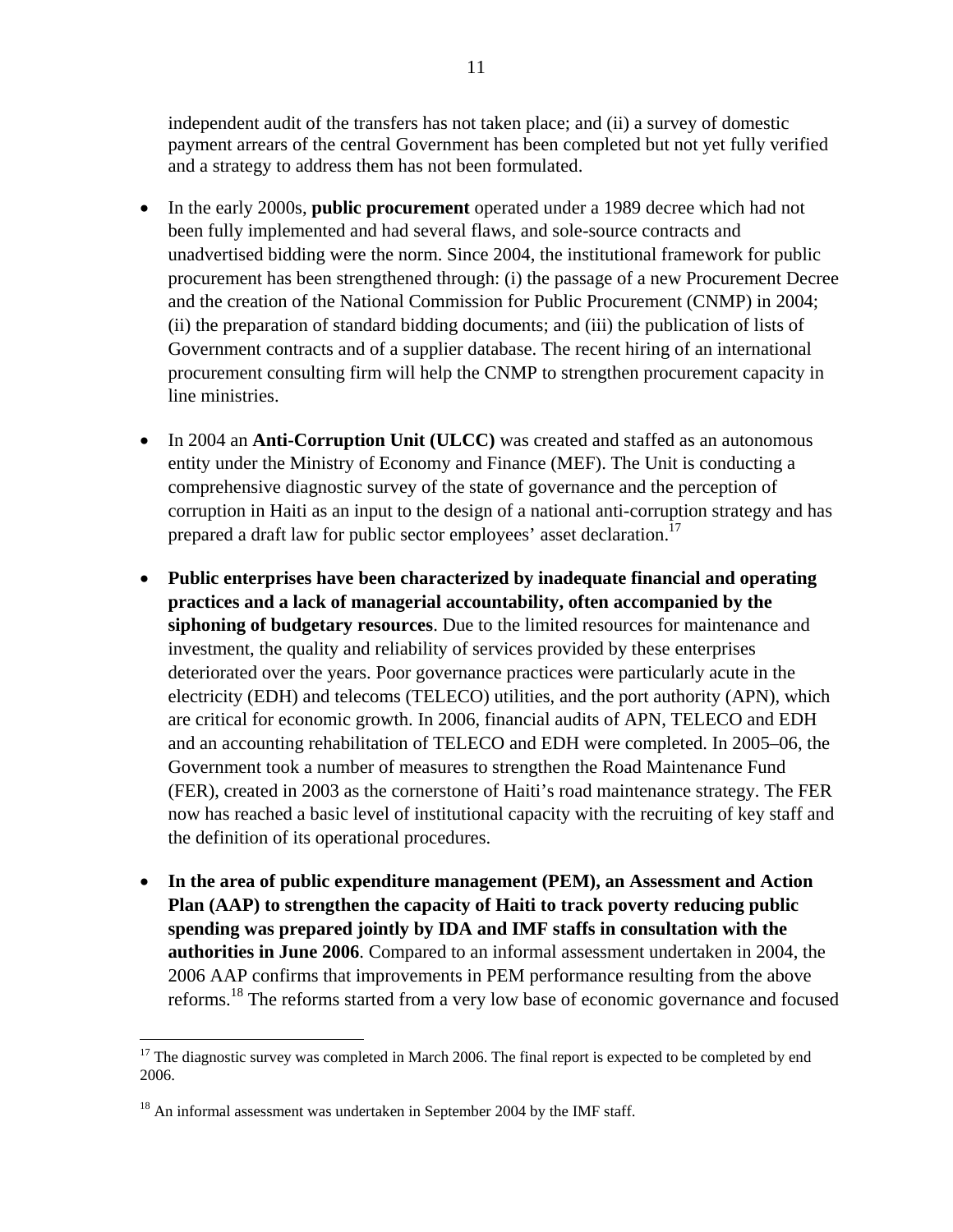independent audit of the transfers has not taken place; and (ii) a survey of domestic payment arrears of the central Government has been completed but not yet fully verified and a strategy to address them has not been formulated.

- In the early 2000s, **public procurement** operated under a 1989 decree which had not been fully implemented and had several flaws, and sole-source contracts and unadvertised bidding were the norm. Since 2004, the institutional framework for public procurement has been strengthened through: (i) the passage of a new Procurement Decree and the creation of the National Commission for Public Procurement (CNMP) in 2004; (ii) the preparation of standard bidding documents; and (iii) the publication of lists of Government contracts and of a supplier database. The recent hiring of an international procurement consulting firm will help the CNMP to strengthen procurement capacity in line ministries.

- In 2004 an **Anti-Corruption Unit (ULCC)** was created and staffed as an autonomous entity under the Ministry of Economy and Finance (MEF). The Unit is conducting a comprehensive diagnostic survey of the state of governance and the perception of corruption in Haiti as an input to the design of a national anti-corruption strategy and has prepared a draft law for public sector employees' asset declaration.[17]

- **Public enterprises have been characterized by inadequate financial and operating practices and a lack of managerial accountability, often accompanied by the siphoning of budgetary resources**. Due to the limited resources for maintenance and investment, the quality and reliability of services provided by these enterprises deteriorated over the years. Poor governance practices were particularly acute in the electricity (EDH) and telecoms (TELECO) utilities, and the port authority (APN), which are critical for economic growth. In 2006, financial audits of APN, TELECO and EDH and an accounting rehabilitation of TELECO and EDH were completed. In 2005–06, the Government took a number of measures to strengthen the Road Maintenance Fund (FER), created in 2003 as the cornerstone of Haiti's road maintenance strategy. The FER now has reached a basic level of institutional capacity with the recruiting of key staff and the definition of its operational procedures.

- **In the area of public expenditure management (PEM), an Assessment and Action Plan (AAP) to strengthen the capacity of Haiti to track poverty reducing public spending was prepared jointly by IDA and IMF staffs in consultation with the authorities in June 2006**. Compared to an informal assessment undertaken in 2004, the 2006 AAP confirms that improvements in PEM performance resulting from the above reforms.[18] The reforms started from a very low base of economic governance and focused

---

[17] The diagnostic survey was completed in March 2006. The final report is expected to be completed by end 2006.

[18] An informal assessment was undertaken in September 2004 by the IMF staff.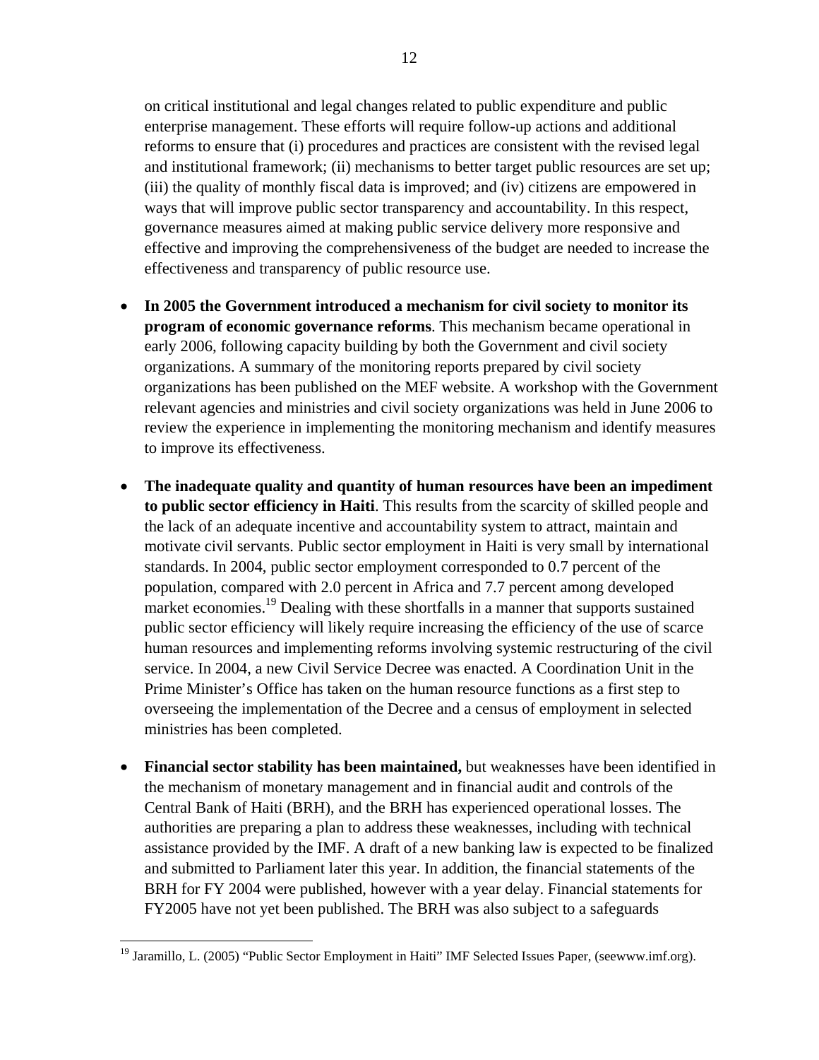on critical institutional and legal changes related to public expenditure and public enterprise management. These efforts will require follow-up actions and additional reforms to ensure that (i) procedures and practices are consistent with the revised legal and institutional framework; (ii) mechanisms to better target public resources are set up; (iii) the quality of monthly fiscal data is improved; and (iv) citizens are empowered in ways that will improve public sector transparency and accountability. In this respect, governance measures aimed at making public service delivery more responsive and effective and improving the comprehensiveness of the budget are needed to increase the effectiveness and transparency of public resource use.

- **In 2005 the Government introduced a mechanism for civil society to monitor its program of economic governance reforms**. This mechanism became operational in early 2006, following capacity building by both the Government and civil society organizations. A summary of the monitoring reports prepared by civil society organizations has been published on the MEF website. A workshop with the Government relevant agencies and ministries and civil society organizations was held in June 2006 to review the experience in implementing the monitoring mechanism and identify measures to improve its effectiveness.

- **The inadequate quality and quantity of human resources have been an impediment to public sector efficiency in Haiti**. This results from the scarcity of skilled people and the lack of an adequate incentive and accountability system to attract, maintain and motivate civil servants. Public sector employment in Haiti is very small by international standards. In 2004, public sector employment corresponded to 0.7 percent of the population, compared with 2.0 percent in Africa and 7.7 percent among developed market economies.[19] Dealing with these shortfalls in a manner that supports sustained public sector efficiency will likely require increasing the efficiency of the use of scarce human resources and implementing reforms involving systemic restructuring of the civil service. In 2004, a new Civil Service Decree was enacted. A Coordination Unit in the Prime Minister's Office has taken on the human resource functions as a first step to overseeing the implementation of the Decree and a census of employment in selected ministries has been completed.

- **Financial sector stability has been maintained,** but weaknesses have been identified in the mechanism of monetary management and in financial audit and controls of the Central Bank of Haiti (BRH), and the BRH has experienced operational losses. The authorities are preparing a plan to address these weaknesses, including with technical assistance provided by the IMF. A draft of a new banking law is expected to be finalized and submitted to Parliament later this year. In addition, the financial statements of the BRH for FY 2004 were published, however with a year delay. Financial statements for FY2005 have not yet been published. The BRH was also subject to a safeguards

[19] Jaramillo, L. (2005) "Public Sector Employment in Haiti" IMF Selected Issues Paper, (seewww.imf.org).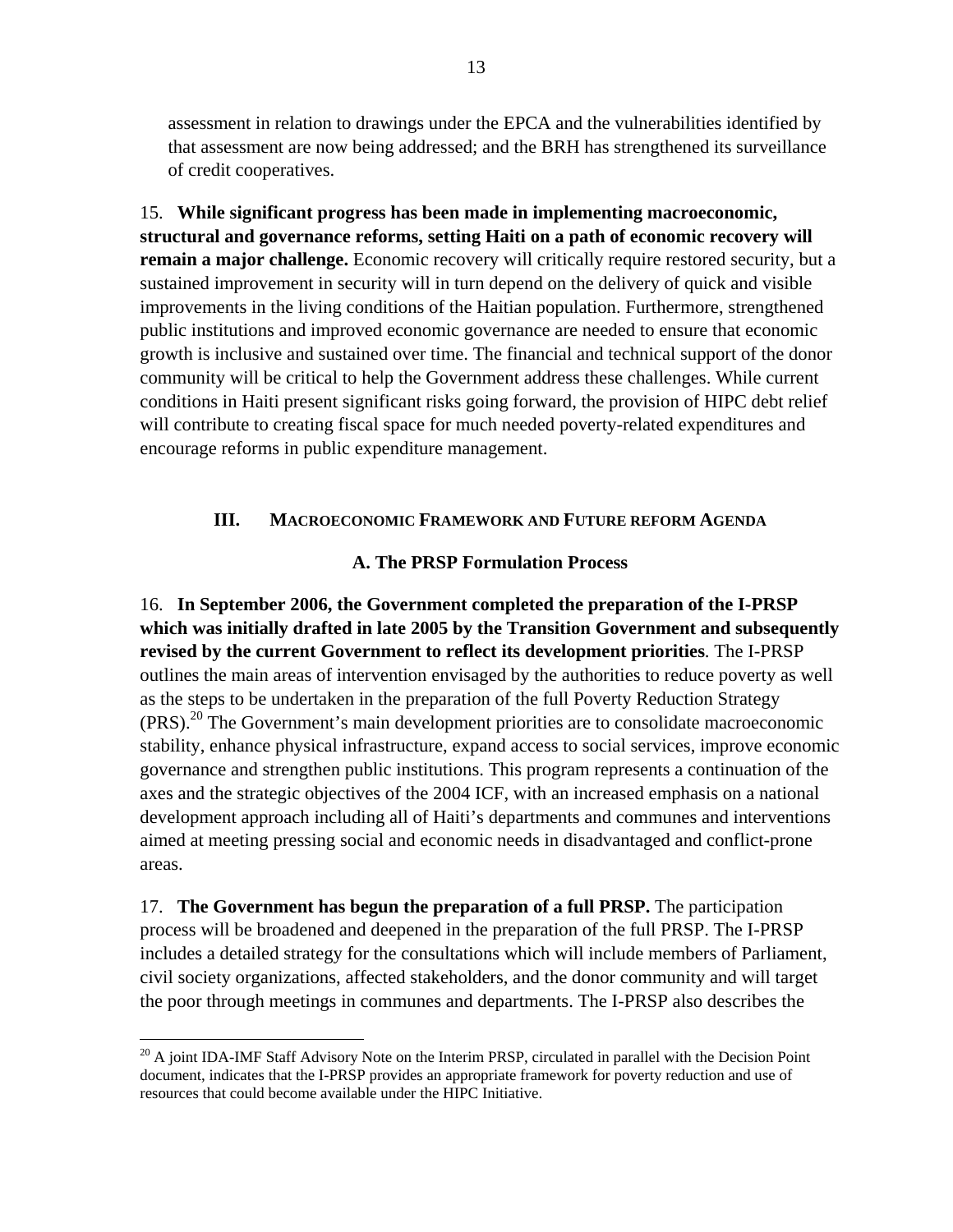assessment in relation to drawings under the EPCA and the vulnerabilities identified by that assessment are now being addressed; and the BRH has strengthened its surveillance of credit cooperatives.

15. **While significant progress has been made in implementing macroeconomic, structural and governance reforms, setting Haiti on a path of economic recovery will remain a major challenge.** Economic recovery will critically require restored security, but a sustained improvement in security will in turn depend on the delivery of quick and visible improvements in the living conditions of the Haitian population. Furthermore, strengthened public institutions and improved economic governance are needed to ensure that economic growth is inclusive and sustained over time. The financial and technical support of the donor community will be critical to help the Government address these challenges. While current conditions in Haiti present significant risks going forward, the provision of HIPC debt relief will contribute to creating fiscal space for much needed poverty-related expenditures and encourage reforms in public expenditure management.

## III. Macroeconomic Framework and Future Reform Agenda

### A. The PRSP Formulation Process

16. **In September 2006, the Government completed the preparation of the I-PRSP which was initially drafted in late 2005 by the Transition Government and subsequently revised by the current Government to reflect its development priorities**. The I-PRSP outlines the main areas of intervention envisaged by the authorities to reduce poverty as well as the steps to be undertaken in the preparation of the full Poverty Reduction Strategy (PRS).[20] The Government's main development priorities are to consolidate macroeconomic stability, enhance physical infrastructure, expand access to social services, improve economic governance and strengthen public institutions. This program represents a continuation of the axes and the strategic objectives of the 2004 ICF, with an increased emphasis on a national development approach including all of Haiti's departments and communes and interventions aimed at meeting pressing social and economic needs in disadvantaged and conflict-prone areas.

17. **The Government has begun the preparation of a full PRSP.** The participation process will be broadened and deepened in the preparation of the full PRSP. The I-PRSP includes a detailed strategy for the consultations which will include members of Parliament, civil society organizations, affected stakeholders, and the donor community and will target the poor through meetings in communes and departments. The I-PRSP also describes the

[20] A joint IDA-IMF Staff Advisory Note on the Interim PRSP, circulated in parallel with the Decision Point document, indicates that the I-PRSP provides an appropriate framework for poverty reduction and use of resources that could become available under the HIPC Initiative.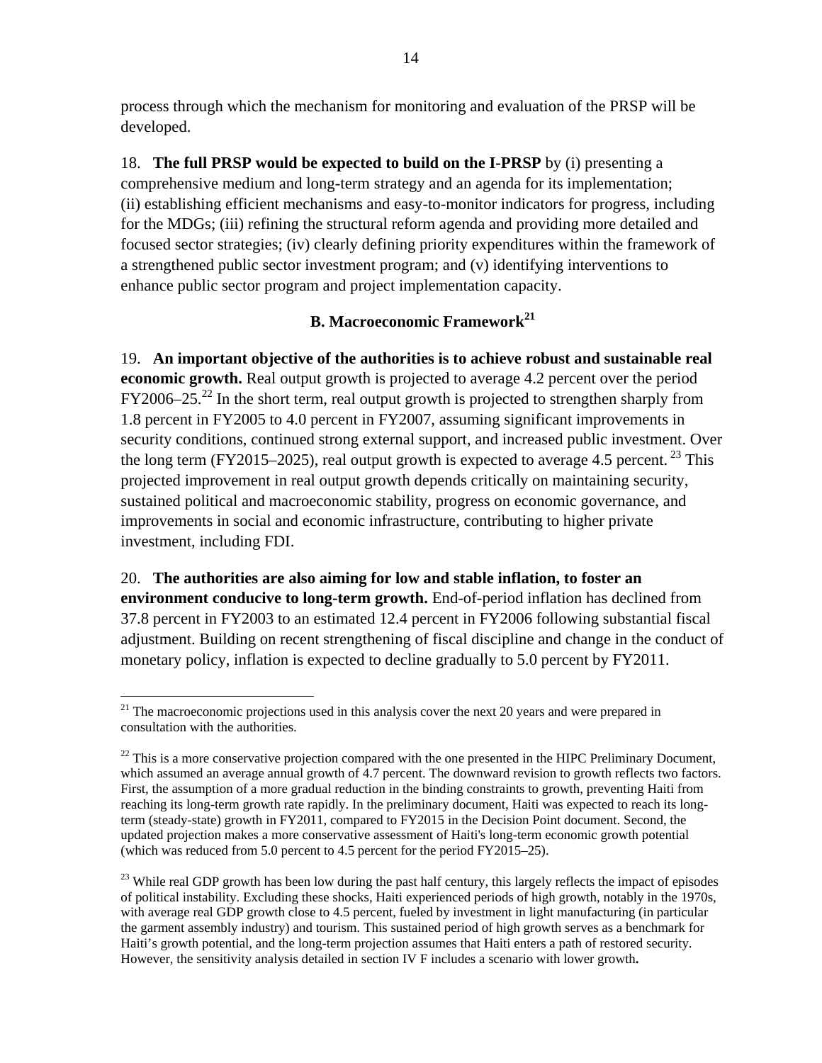process through which the mechanism for monitoring and evaluation of the PRSP will be developed.

18. **The full PRSP would be expected to build on the I-PRSP** by (i) presenting a comprehensive medium and long-term strategy and an agenda for its implementation; (ii) establishing efficient mechanisms and easy-to-monitor indicators for progress, including for the MDGs; (iii) refining the structural reform agenda and providing more detailed and focused sector strategies; (iv) clearly defining priority expenditures within the framework of a strengthened public sector investment program; and (v) identifying interventions to enhance public sector program and project implementation capacity.

### B. Macroeconomic Framework[21]

19. **An important objective of the authorities is to achieve robust and sustainable real economic growth.** Real output growth is projected to average 4.2 percent over the period FY2006–25.[22] In the short term, real output growth is projected to strengthen sharply from 1.8 percent in FY2005 to 4.0 percent in FY2007, assuming significant improvements in security conditions, continued strong external support, and increased public investment. Over the long term (FY2015–2025), real output growth is expected to average 4.5 percent.[23] This projected improvement in real output growth depends critically on maintaining security, sustained political and macroeconomic stability, progress on economic governance, and improvements in social and economic infrastructure, contributing to higher private investment, including FDI.

20. **The authorities are also aiming for low and stable inflation, to foster an environment conducive to long-term growth.** End-of-period inflation has declined from 37.8 percent in FY2003 to an estimated 12.4 percent in FY2006 following substantial fiscal adjustment. Building on recent strengthening of fiscal discipline and change in the conduct of monetary policy, inflation is expected to decline gradually to 5.0 percent by FY2011.

---

[21] The macroeconomic projections used in this analysis cover the next 20 years and were prepared in consultation with the authorities.

[22] This is a more conservative projection compared with the one presented in the HIPC Preliminary Document, which assumed an average annual growth of 4.7 percent. The downward revision to growth reflects two factors. First, the assumption of a more gradual reduction in the binding constraints to growth, preventing Haiti from reaching its long-term growth rate rapidly. In the preliminary document, Haiti was expected to reach its long-term (steady-state) growth in FY2011, compared to FY2015 in the Decision Point document. Second, the updated projection makes a more conservative assessment of Haiti's long-term economic growth potential (which was reduced from 5.0 percent to 4.5 percent for the period FY2015–25).

[23] While real GDP growth has been low during the past half century, this largely reflects the impact of episodes of political instability. Excluding these shocks, Haiti experienced periods of high growth, notably in the 1970s, with average real GDP growth close to 4.5 percent, fueled by investment in light manufacturing (in particular the garment assembly industry) and tourism. This sustained period of high growth serves as a benchmark for Haiti's growth potential, and the long-term projection assumes that Haiti enters a path of restored security. However, the sensitivity analysis detailed in section IV F includes a scenario with lower growth**.**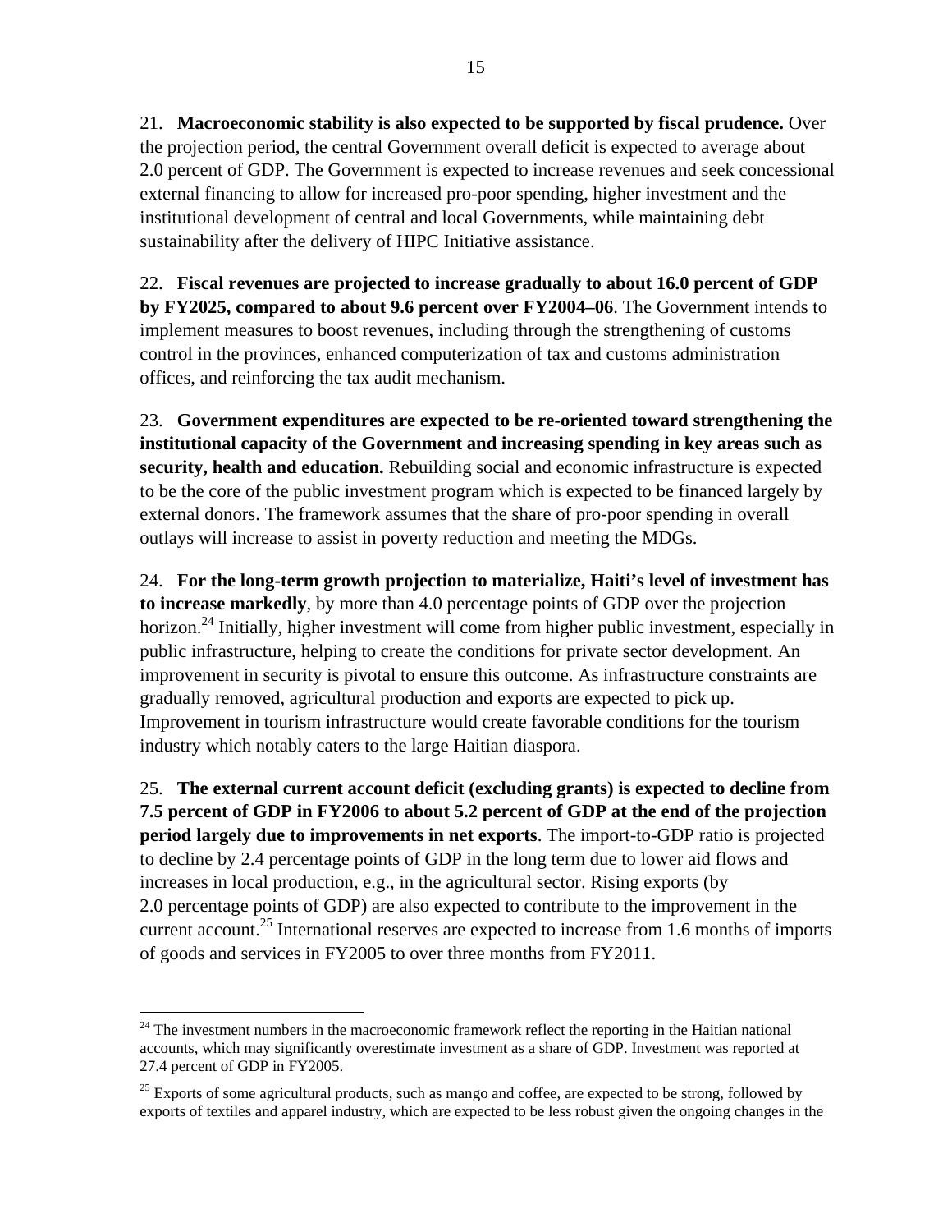21. **Macroeconomic stability is also expected to be supported by fiscal prudence.** Over the projection period, the central Government overall deficit is expected to average about 2.0 percent of GDP. The Government is expected to increase revenues and seek concessional external financing to allow for increased pro-poor spending, higher investment and the institutional development of central and local Governments, while maintaining debt sustainability after the delivery of HIPC Initiative assistance.

22. **Fiscal revenues are projected to increase gradually to about 16.0 percent of GDP by FY2025, compared to about 9.6 percent over FY2004–06**. The Government intends to implement measures to boost revenues, including through the strengthening of customs control in the provinces, enhanced computerization of tax and customs administration offices, and reinforcing the tax audit mechanism.

23. **Government expenditures are expected to be re-oriented toward strengthening the institutional capacity of the Government and increasing spending in key areas such as security, health and education.** Rebuilding social and economic infrastructure is expected to be the core of the public investment program which is expected to be financed largely by external donors. The framework assumes that the share of pro-poor spending in overall outlays will increase to assist in poverty reduction and meeting the MDGs.

24. **For the long-term growth projection to materialize, Haiti's level of investment has to increase markedly**, by more than 4.0 percentage points of GDP over the projection horizon.[24] Initially, higher investment will come from higher public investment, especially in public infrastructure, helping to create the conditions for private sector development. An improvement in security is pivotal to ensure this outcome. As infrastructure constraints are gradually removed, agricultural production and exports are expected to pick up. Improvement in tourism infrastructure would create favorable conditions for the tourism industry which notably caters to the large Haitian diaspora.

25. **The external current account deficit (excluding grants) is expected to decline from 7.5 percent of GDP in FY2006 to about 5.2 percent of GDP at the end of the projection period largely due to improvements in net exports**. The import-to-GDP ratio is projected to decline by 2.4 percentage points of GDP in the long term due to lower aid flows and increases in local production, e.g., in the agricultural sector. Rising exports (by 2.0 percentage points of GDP) are also expected to contribute to the improvement in the current account.[25] International reserves are expected to increase from 1.6 months of imports of goods and services in FY2005 to over three months from FY2011.

---

[24] The investment numbers in the macroeconomic framework reflect the reporting in the Haitian national accounts, which may significantly overestimate investment as a share of GDP. Investment was reported at 27.4 percent of GDP in FY2005.

[25] Exports of some agricultural products, such as mango and coffee, are expected to be strong, followed by exports of textiles and apparel industry, which are expected to be less robust given the ongoing changes in the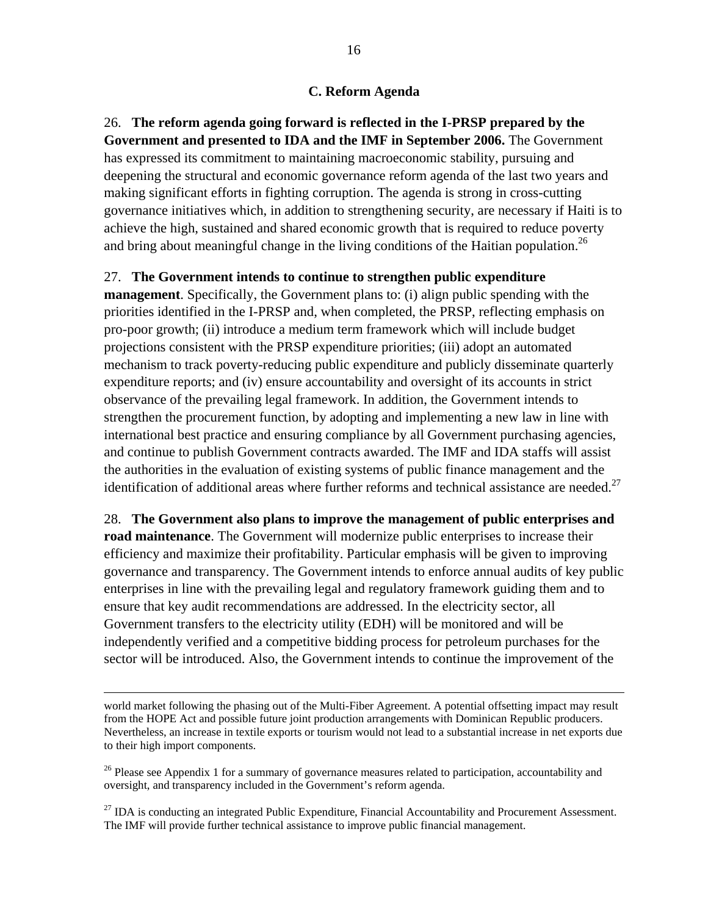### C. Reform Agenda

26. **The reform agenda going forward is reflected in the I-PRSP prepared by the Government and presented to IDA and the IMF in September 2006.** The Government has expressed its commitment to maintaining macroeconomic stability, pursuing and deepening the structural and economic governance reform agenda of the last two years and making significant efforts in fighting corruption. The agenda is strong in cross-cutting governance initiatives which, in addition to strengthening security, are necessary if Haiti is to achieve the high, sustained and shared economic growth that is required to reduce poverty and bring about meaningful change in the living conditions of the Haitian population.[26]

27. **The Government intends to continue to strengthen public expenditure management**. Specifically, the Government plans to: (i) align public spending with the priorities identified in the I-PRSP and, when completed, the PRSP, reflecting emphasis on pro-poor growth; (ii) introduce a medium term framework which will include budget projections consistent with the PRSP expenditure priorities; (iii) adopt an automated mechanism to track poverty-reducing public expenditure and publicly disseminate quarterly expenditure reports; and (iv) ensure accountability and oversight of its accounts in strict observance of the prevailing legal framework. In addition, the Government intends to strengthen the procurement function, by adopting and implementing a new law in line with international best practice and ensuring compliance by all Government purchasing agencies, and continue to publish Government contracts awarded. The IMF and IDA staffs will assist the authorities in the evaluation of existing systems of public finance management and the identification of additional areas where further reforms and technical assistance are needed.[27]

28. **The Government also plans to improve the management of public enterprises and road maintenance**. The Government will modernize public enterprises to increase their efficiency and maximize their profitability. Particular emphasis will be given to improving governance and transparency. The Government intends to enforce annual audits of key public enterprises in line with the prevailing legal and regulatory framework guiding them and to ensure that key audit recommendations are addressed. In the electricity sector, all Government transfers to the electricity utility (EDH) will be monitored and will be independently verified and a competitive bidding process for petroleum purchases for the sector will be introduced. Also, the Government intends to continue the improvement of the

---

world market following the phasing out of the Multi-Fiber Agreement. A potential offsetting impact may result from the HOPE Act and possible future joint production arrangements with Dominican Republic producers. Nevertheless, an increase in textile exports or tourism would not lead to a substantial increase in net exports due to their high import components.

[26] Please see Appendix 1 for a summary of governance measures related to participation, accountability and oversight, and transparency included in the Government's reform agenda.

[27] IDA is conducting an integrated Public Expenditure, Financial Accountability and Procurement Assessment. The IMF will provide further technical assistance to improve public financial management.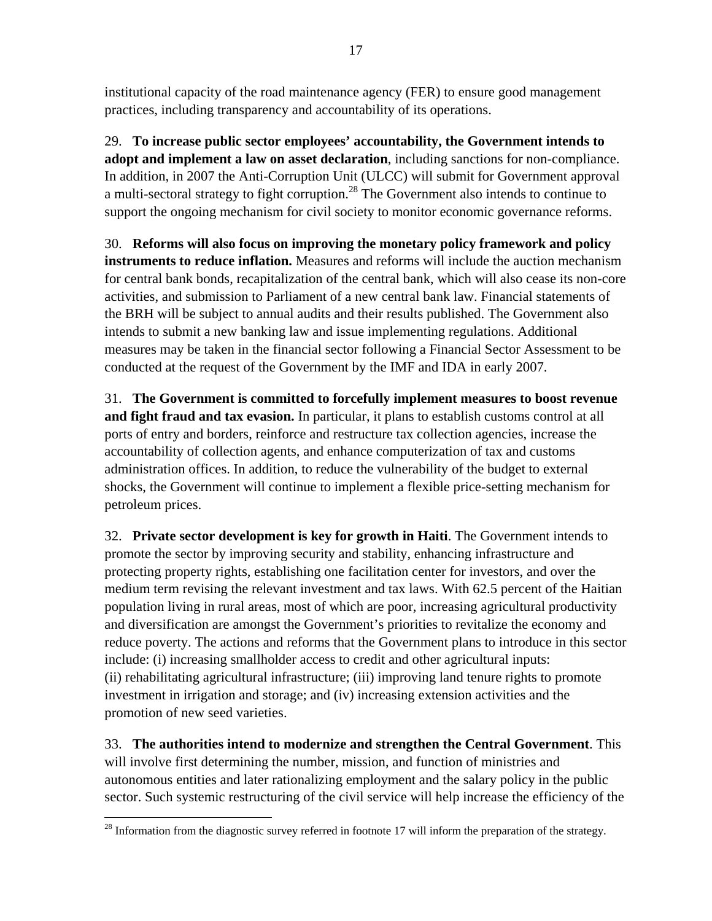institutional capacity of the road maintenance agency (FER) to ensure good management practices, including transparency and accountability of its operations.

29. **To increase public sector employees' accountability, the Government intends to adopt and implement a law on asset declaration**, including sanctions for non-compliance. In addition, in 2007 the Anti-Corruption Unit (ULCC) will submit for Government approval a multi-sectoral strategy to fight corruption.[28] The Government also intends to continue to support the ongoing mechanism for civil society to monitor economic governance reforms.

30. **Reforms will also focus on improving the monetary policy framework and policy instruments to reduce inflation.** Measures and reforms will include the auction mechanism for central bank bonds, recapitalization of the central bank, which will also cease its non-core activities, and submission to Parliament of a new central bank law. Financial statements of the BRH will be subject to annual audits and their results published. The Government also intends to submit a new banking law and issue implementing regulations. Additional measures may be taken in the financial sector following a Financial Sector Assessment to be conducted at the request of the Government by the IMF and IDA in early 2007.

31. **The Government is committed to forcefully implement measures to boost revenue and fight fraud and tax evasion.** In particular, it plans to establish customs control at all ports of entry and borders, reinforce and restructure tax collection agencies, increase the accountability of collection agents, and enhance computerization of tax and customs administration offices. In addition, to reduce the vulnerability of the budget to external shocks, the Government will continue to implement a flexible price-setting mechanism for petroleum prices.

32. **Private sector development is key for growth in Haiti**. The Government intends to promote the sector by improving security and stability, enhancing infrastructure and protecting property rights, establishing one facilitation center for investors, and over the medium term revising the relevant investment and tax laws. With 62.5 percent of the Haitian population living in rural areas, most of which are poor, increasing agricultural productivity and diversification are amongst the Government's priorities to revitalize the economy and reduce poverty. The actions and reforms that the Government plans to introduce in this sector include: (i) increasing smallholder access to credit and other agricultural inputs: (ii) rehabilitating agricultural infrastructure; (iii) improving land tenure rights to promote investment in irrigation and storage; and (iv) increasing extension activities and the promotion of new seed varieties.

33. **The authorities intend to modernize and strengthen the Central Government**. This will involve first determining the number, mission, and function of ministries and autonomous entities and later rationalizing employment and the salary policy in the public sector. Such systemic restructuring of the civil service will help increase the efficiency of the

---

[28] Information from the diagnostic survey referred in footnote 17 will inform the preparation of the strategy.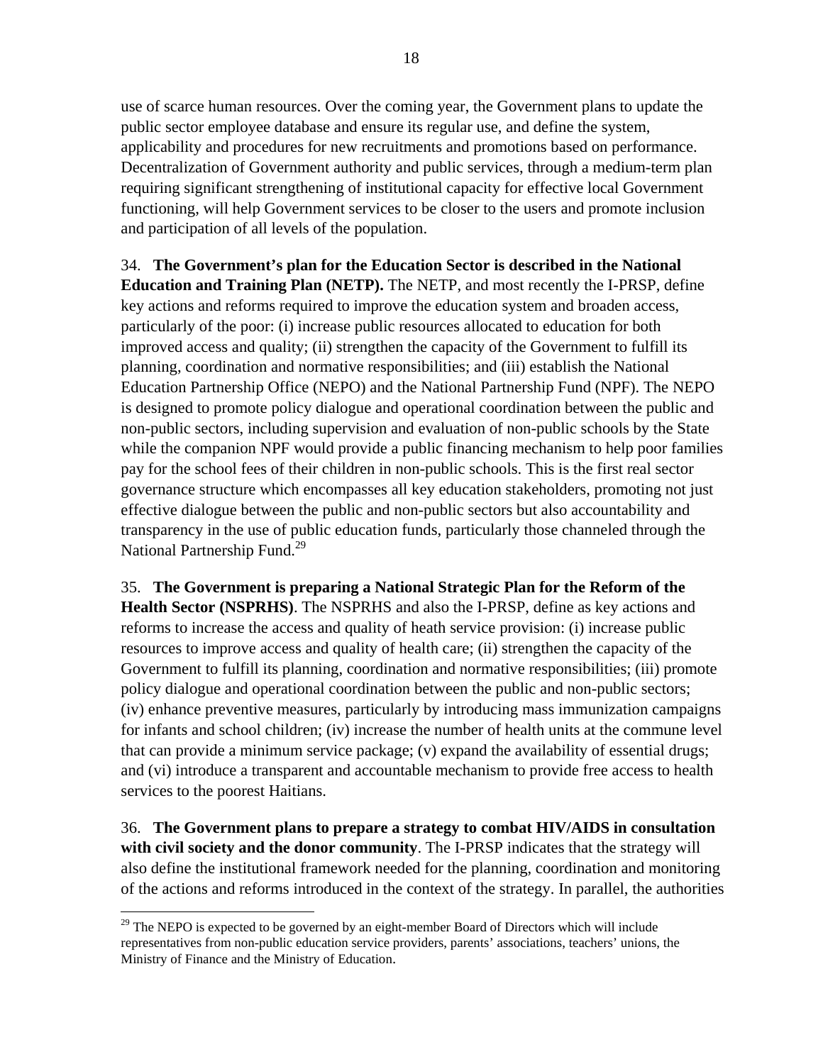use of scarce human resources. Over the coming year, the Government plans to update the public sector employee database and ensure its regular use, and define the system, applicability and procedures for new recruitments and promotions based on performance. Decentralization of Government authority and public services, through a medium-term plan requiring significant strengthening of institutional capacity for effective local Government functioning, will help Government services to be closer to the users and promote inclusion and participation of all levels of the population.

34. **The Government's plan for the Education Sector is described in the National Education and Training Plan (NETP).** The NETP, and most recently the I-PRSP, define key actions and reforms required to improve the education system and broaden access, particularly of the poor: (i) increase public resources allocated to education for both improved access and quality; (ii) strengthen the capacity of the Government to fulfill its planning, coordination and normative responsibilities; and (iii) establish the National Education Partnership Office (NEPO) and the National Partnership Fund (NPF). The NEPO is designed to promote policy dialogue and operational coordination between the public and non-public sectors, including supervision and evaluation of non-public schools by the State while the companion NPF would provide a public financing mechanism to help poor families pay for the school fees of their children in non-public schools. This is the first real sector governance structure which encompasses all key education stakeholders, promoting not just effective dialogue between the public and non-public sectors but also accountability and transparency in the use of public education funds, particularly those channeled through the National Partnership Fund.[29]

35. **The Government is preparing a National Strategic Plan for the Reform of the Health Sector (NSPRHS)**. The NSPRHS and also the I-PRSP, define as key actions and reforms to increase the access and quality of heath service provision: (i) increase public resources to improve access and quality of health care; (ii) strengthen the capacity of the Government to fulfill its planning, coordination and normative responsibilities; (iii) promote policy dialogue and operational coordination between the public and non-public sectors; (iv) enhance preventive measures, particularly by introducing mass immunization campaigns for infants and school children; (iv) increase the number of health units at the commune level that can provide a minimum service package; (v) expand the availability of essential drugs; and (vi) introduce a transparent and accountable mechanism to provide free access to health services to the poorest Haitians.

36. **The Government plans to prepare a strategy to combat HIV/AIDS in consultation with civil society and the donor community**. The I-PRSP indicates that the strategy will also define the institutional framework needed for the planning, coordination and monitoring of the actions and reforms introduced in the context of the strategy. In parallel, the authorities

[29] The NEPO is expected to be governed by an eight-member Board of Directors which will include representatives from non-public education service providers, parents' associations, teachers' unions, the Ministry of Finance and the Ministry of Education.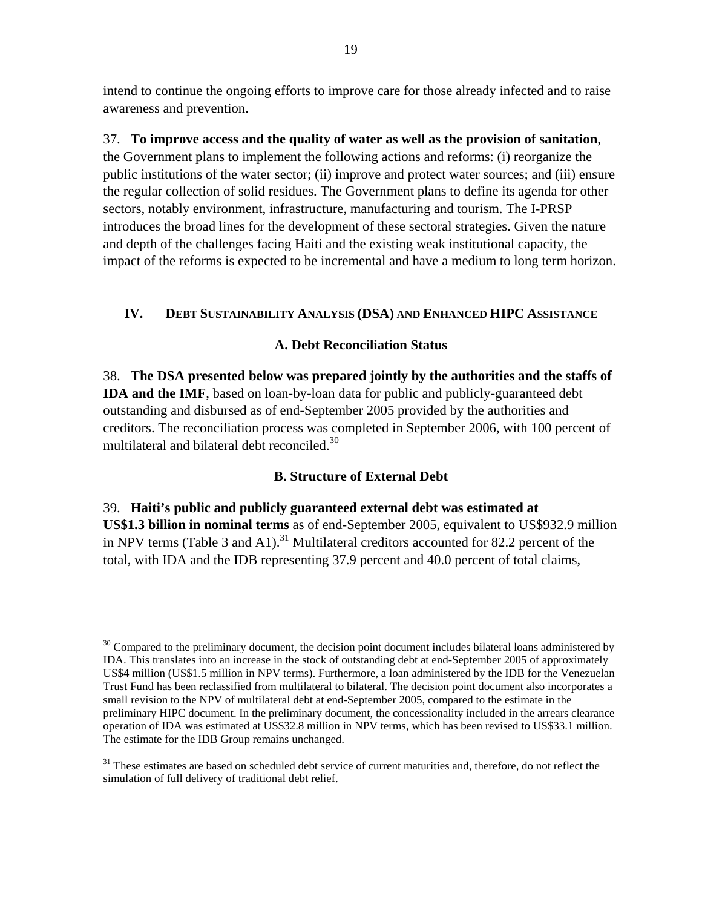intend to continue the ongoing efforts to improve care for those already infected and to raise awareness and prevention.

37. **To improve access and the quality of water as well as the provision of sanitation**, the Government plans to implement the following actions and reforms: (i) reorganize the public institutions of the water sector; (ii) improve and protect water sources; and (iii) ensure the regular collection of solid residues. The Government plans to define its agenda for other sectors, notably environment, infrastructure, manufacturing and tourism. The I-PRSP introduces the broad lines for the development of these sectoral strategies. Given the nature and depth of the challenges facing Haiti and the existing weak institutional capacity, the impact of the reforms is expected to be incremental and have a medium to long term horizon.

## IV. Debt Sustainability Analysis (DSA) and Enhanced HIPC Assistance

### A. Debt Reconciliation Status

38. **The DSA presented below was prepared jointly by the authorities and the staffs of IDA and the IMF**, based on loan-by-loan data for public and publicly-guaranteed debt outstanding and disbursed as of end-September 2005 provided by the authorities and creditors. The reconciliation process was completed in September 2006, with 100 percent of multilateral and bilateral debt reconciled.[30]

### B. Structure of External Debt

39. **Haiti's public and publicly guaranteed external debt was estimated at US$1.3 billion in nominal terms** as of end-September 2005, equivalent to US$932.9 million in NPV terms (Table 3 and A1).[31] Multilateral creditors accounted for 82.2 percent of the total, with IDA and the IDB representing 37.9 percent and 40.0 percent of total claims,

---

[30] Compared to the preliminary document, the decision point document includes bilateral loans administered by IDA. This translates into an increase in the stock of outstanding debt at end-September 2005 of approximately US$4 million (US$1.5 million in NPV terms). Furthermore, a loan administered by the IDB for the Venezuelan Trust Fund has been reclassified from multilateral to bilateral. The decision point document also incorporates a small revision to the NPV of multilateral debt at end-September 2005, compared to the estimate in the preliminary HIPC document. In the preliminary document, the concessionality included in the arrears clearance operation of IDA was estimated at US$32.8 million in NPV terms, which has been revised to US$33.1 million. The estimate for the IDB Group remains unchanged.

[31] These estimates are based on scheduled debt service of current maturities and, therefore, do not reflect the simulation of full delivery of traditional debt relief.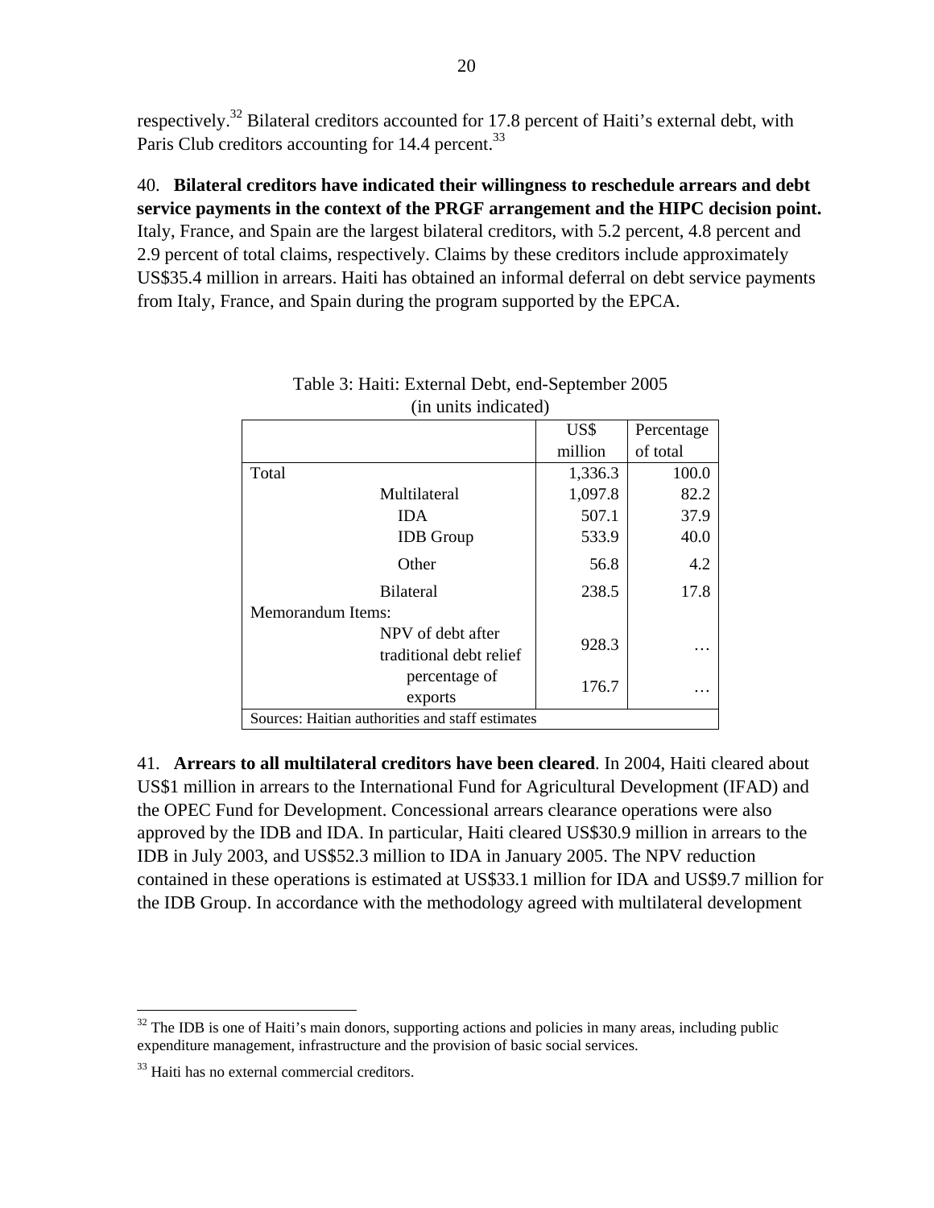respectively.[32] Bilateral creditors accounted for 17.8 percent of Haiti's external debt, with Paris Club creditors accounting for 14.4 percent.[33]

40. **Bilateral creditors have indicated their willingness to reschedule arrears and debt service payments in the context of the PRGF arrangement and the HIPC decision point.** Italy, France, and Spain are the largest bilateral creditors, with 5.2 percent, 4.8 percent and 2.9 percent of total claims, respectively. Claims by these creditors include approximately US$35.4 million in arrears. Haiti has obtained an informal deferral on debt service payments from Italy, France, and Spain during the program supported by the EPCA.

Table 3: Haiti: External Debt, end-September 2005
(in units indicated)

| | US$ million | Percentage of total |
|---|---|---|
| Total | 1,336.3 | 100.0 |
| Multilateral | 1,097.8 | 82.2 |
| IDA | 507.1 | 37.9 |
| IDB Group | 533.9 | 40.0 |
| Other | 56.8 | 4.2 |
| Bilateral | 238.5 | 17.8 |
| Memorandum Items: | | |
| NPV of debt after traditional debt relief | 928.3 | … |
| percentage of exports | 176.7 | … |

Sources: Haitian authorities and staff estimates

41. **Arrears to all multilateral creditors have been cleared**. In 2004, Haiti cleared about US$1 million in arrears to the International Fund for Agricultural Development (IFAD) and the OPEC Fund for Development. Concessional arrears clearance operations were also approved by the IDB and IDA. In particular, Haiti cleared US$30.9 million in arrears to the IDB in July 2003, and US$52.3 million to IDA in January 2005. The NPV reduction contained in these operations is estimated at US$33.1 million for IDA and US$9.7 million for the IDB Group. In accordance with the methodology agreed with multilateral development

[32] The IDB is one of Haiti's main donors, supporting actions and policies in many areas, including public expenditure management, infrastructure and the provision of basic social services.

[33] Haiti has no external commercial creditors.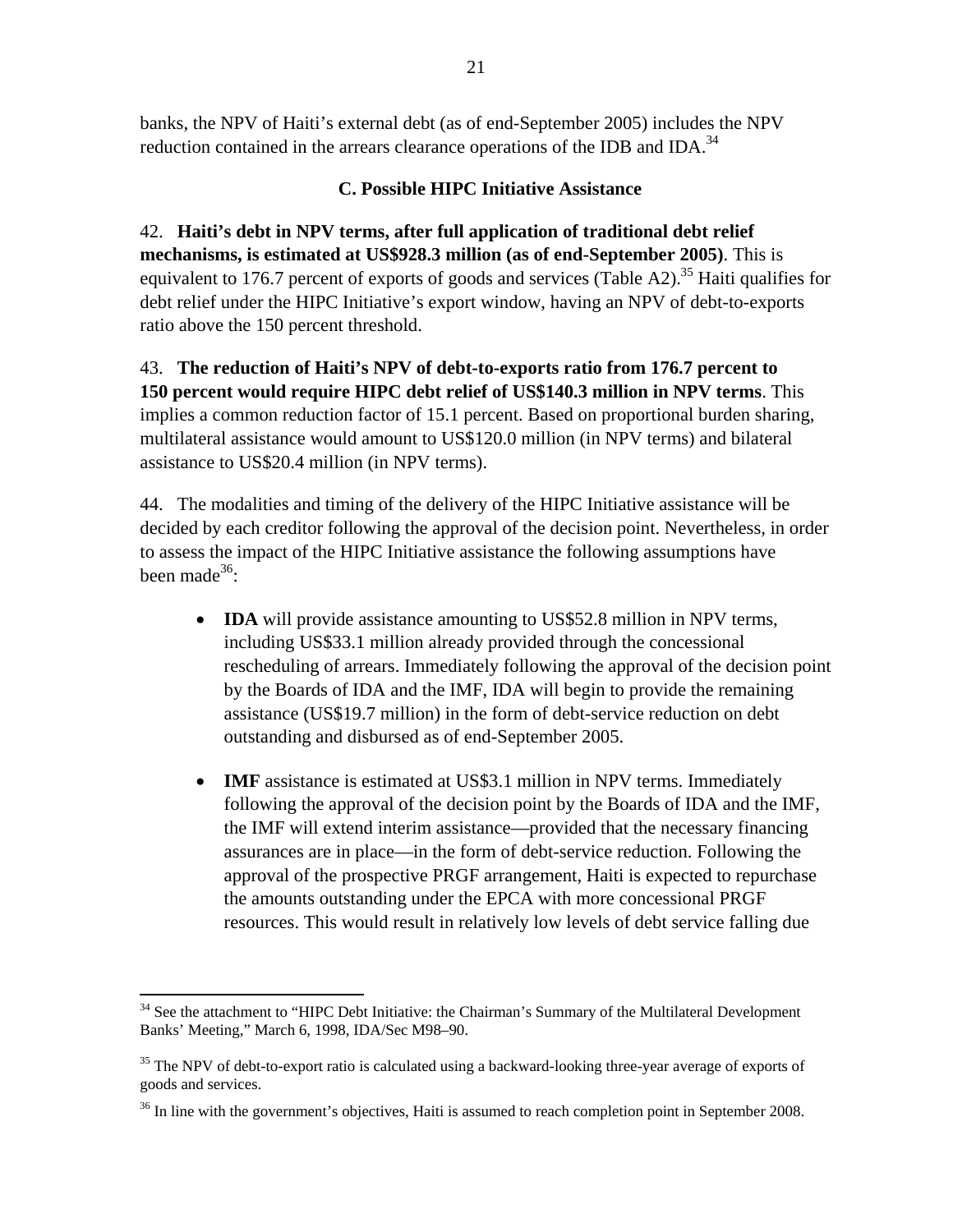banks, the NPV of Haiti's external debt (as of end-September 2005) includes the NPV reduction contained in the arrears clearance operations of the IDB and IDA.[34]

### C. Possible HIPC Initiative Assistance

42. **Haiti's debt in NPV terms, after full application of traditional debt relief mechanisms, is estimated at US$928.3 million (as of end-September 2005)**. This is equivalent to 176.7 percent of exports of goods and services (Table A2).[35] Haiti qualifies for debt relief under the HIPC Initiative's export window, having an NPV of debt-to-exports ratio above the 150 percent threshold.

43. **The reduction of Haiti's NPV of debt-to-exports ratio from 176.7 percent to 150 percent would require HIPC debt relief of US$140.3 million in NPV terms**. This implies a common reduction factor of 15.1 percent. Based on proportional burden sharing, multilateral assistance would amount to US$120.0 million (in NPV terms) and bilateral assistance to US$20.4 million (in NPV terms).

44. The modalities and timing of the delivery of the HIPC Initiative assistance will be decided by each creditor following the approval of the decision point. Nevertheless, in order to assess the impact of the HIPC Initiative assistance the following assumptions have been made[36]:

- **IDA** will provide assistance amounting to US$52.8 million in NPV terms, including US$33.1 million already provided through the concessional rescheduling of arrears. Immediately following the approval of the decision point by the Boards of IDA and the IMF, IDA will begin to provide the remaining assistance (US$19.7 million) in the form of debt-service reduction on debt outstanding and disbursed as of end-September 2005.

- **IMF** assistance is estimated at US$3.1 million in NPV terms. Immediately following the approval of the decision point by the Boards of IDA and the IMF, the IMF will extend interim assistance—provided that the necessary financing assurances are in place—in the form of debt-service reduction. Following the approval of the prospective PRGF arrangement, Haiti is expected to repurchase the amounts outstanding under the EPCA with more concessional PRGF resources. This would result in relatively low levels of debt service falling due

---

[34] See the attachment to "HIPC Debt Initiative: the Chairman's Summary of the Multilateral Development Banks' Meeting," March 6, 1998, IDA/Sec M98–90.

[35] The NPV of debt-to-export ratio is calculated using a backward-looking three-year average of exports of goods and services.

[36] In line with the government's objectives, Haiti is assumed to reach completion point in September 2008.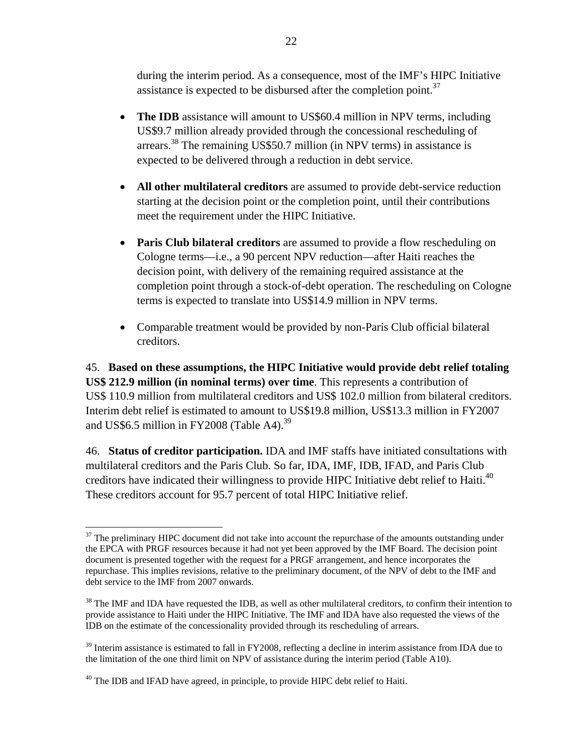during the interim period. As a consequence, most of the IMF's HIPC Initiative assistance is expected to be disbursed after the completion point.[37]

- **The IDB** assistance will amount to US$60.4 million in NPV terms, including US$9.7 million already provided through the concessional rescheduling of arrears.[38] The remaining US$50.7 million (in NPV terms) in assistance is expected to be delivered through a reduction in debt service.

- **All other multilateral creditors** are assumed to provide debt-service reduction starting at the decision point or the completion point, until their contributions meet the requirement under the HIPC Initiative.

- **Paris Club bilateral creditors** are assumed to provide a flow rescheduling on Cologne terms—i.e., a 90 percent NPV reduction—after Haiti reaches the decision point, with delivery of the remaining required assistance at the completion point through a stock-of-debt operation. The rescheduling on Cologne terms is expected to translate into US$14.9 million in NPV terms.

- Comparable treatment would be provided by non-Paris Club official bilateral creditors.

45. **Based on these assumptions, the HIPC Initiative would provide debt relief totaling US$ 212.9 million (in nominal terms) over time**. This represents a contribution of US$ 110.9 million from multilateral creditors and US$ 102.0 million from bilateral creditors. Interim debt relief is estimated to amount to US$19.8 million, US$13.3 million in FY2007 and US$6.5 million in FY2008 (Table A4).[39]

46. **Status of creditor participation.** IDA and IMF staffs have initiated consultations with multilateral creditors and the Paris Club. So far, IDA, IMF, IDB, IFAD, and Paris Club creditors have indicated their willingness to provide HIPC Initiative debt relief to Haiti.[40] These creditors account for 95.7 percent of total HIPC Initiative relief.

---

[37] The preliminary HIPC document did not take into account the repurchase of the amounts outstanding under the EPCA with PRGF resources because it had not yet been approved by the IMF Board. The decision point document is presented together with the request for a PRGF arrangement, and hence incorporates the repurchase. This implies revisions, relative to the preliminary document, of the NPV of debt to the IMF and debt service to the IMF from 2007 onwards.

[38] The IMF and IDA have requested the IDB, as well as other multilateral creditors, to confirm their intention to provide assistance to Haiti under the HIPC Initiative. The IMF and IDA have also requested the views of the IDB on the estimate of the concessionality provided through its rescheduling of arrears.

[39] Interim assistance is estimated to fall in FY2008, reflecting a decline in interim assistance from IDA due to the limitation of the one third limit on NPV of assistance during the interim period (Table A10).

[40] The IDB and IFAD have agreed, in principle, to provide HIPC debt relief to Haiti.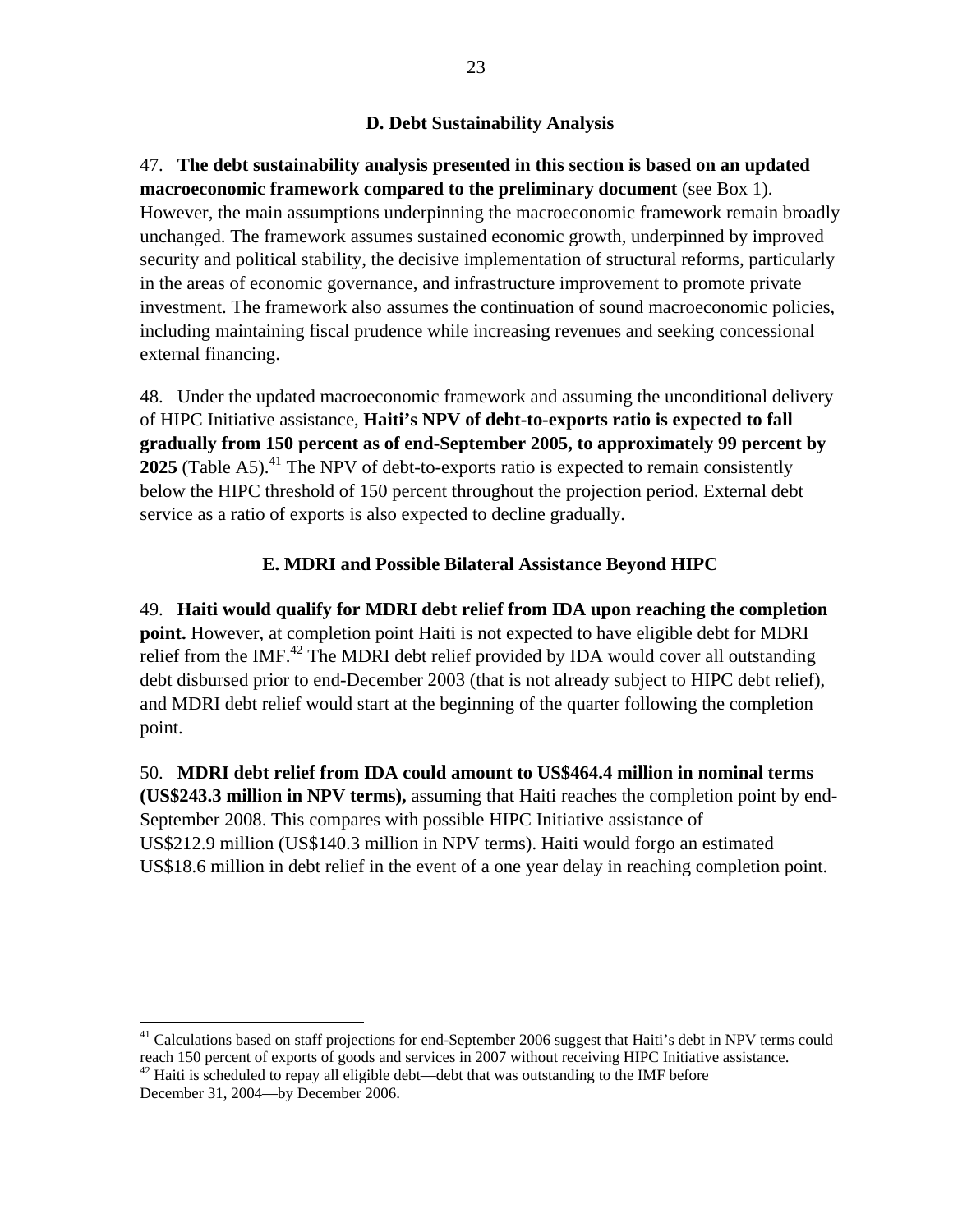### D. Debt Sustainability Analysis

47. **The debt sustainability analysis presented in this section is based on an updated macroeconomic framework compared to the preliminary document** (see Box 1). However, the main assumptions underpinning the macroeconomic framework remain broadly unchanged. The framework assumes sustained economic growth, underpinned by improved security and political stability, the decisive implementation of structural reforms, particularly in the areas of economic governance, and infrastructure improvement to promote private investment. The framework also assumes the continuation of sound macroeconomic policies, including maintaining fiscal prudence while increasing revenues and seeking concessional external financing.

48. Under the updated macroeconomic framework and assuming the unconditional delivery of HIPC Initiative assistance, **Haiti's NPV of debt-to-exports ratio is expected to fall gradually from 150 percent as of end-September 2005, to approximately 99 percent by 2025** (Table A5).[41] The NPV of debt-to-exports ratio is expected to remain consistently below the HIPC threshold of 150 percent throughout the projection period. External debt service as a ratio of exports is also expected to decline gradually.

### E. MDRI and Possible Bilateral Assistance Beyond HIPC

49. **Haiti would qualify for MDRI debt relief from IDA upon reaching the completion point.** However, at completion point Haiti is not expected to have eligible debt for MDRI relief from the IMF.[42] The MDRI debt relief provided by IDA would cover all outstanding debt disbursed prior to end-December 2003 (that is not already subject to HIPC debt relief), and MDRI debt relief would start at the beginning of the quarter following the completion point.

50. **MDRI debt relief from IDA could amount to US$464.4 million in nominal terms (US$243.3 million in NPV terms),** assuming that Haiti reaches the completion point by end-September 2008. This compares with possible HIPC Initiative assistance of US$212.9 million (US$140.3 million in NPV terms). Haiti would forgo an estimated US$18.6 million in debt relief in the event of a one year delay in reaching completion point.

---

[41] Calculations based on staff projections for end-September 2006 suggest that Haiti's debt in NPV terms could reach 150 percent of exports of goods and services in 2007 without receiving HIPC Initiative assistance.

[42] Haiti is scheduled to repay all eligible debt—debt that was outstanding to the IMF before December 31, 2004—by December 2006.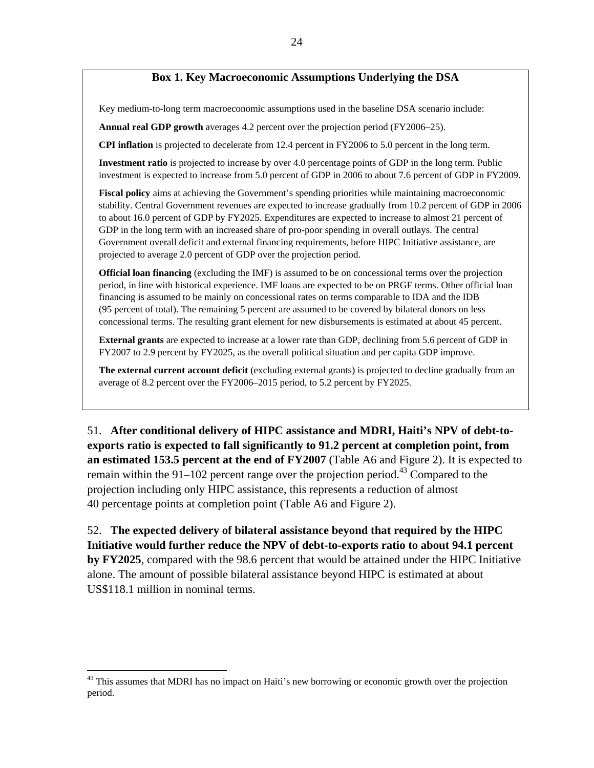### Box 1. Key Macroeconomic Assumptions Underlying the DSA

Key medium-to-long term macroeconomic assumptions used in the baseline DSA scenario include:

**Annual real GDP growth** averages 4.2 percent over the projection period (FY2006–25).

**CPI inflation** is projected to decelerate from 12.4 percent in FY2006 to 5.0 percent in the long term.

**Investment ratio** is projected to increase by over 4.0 percentage points of GDP in the long term. Public investment is expected to increase from 5.0 percent of GDP in 2006 to about 7.6 percent of GDP in FY2009.

**Fiscal policy** aims at achieving the Government's spending priorities while maintaining macroeconomic stability. Central Government revenues are expected to increase gradually from 10.2 percent of GDP in 2006 to about 16.0 percent of GDP by FY2025. Expenditures are expected to increase to almost 21 percent of GDP in the long term with an increased share of pro-poor spending in overall outlays. The central Government overall deficit and external financing requirements, before HIPC Initiative assistance, are projected to average 2.0 percent of GDP over the projection period.

**Official loan financing** (excluding the IMF) is assumed to be on concessional terms over the projection period, in line with historical experience. IMF loans are expected to be on PRGF terms. Other official loan financing is assumed to be mainly on concessional rates on terms comparable to IDA and the IDB (95 percent of total). The remaining 5 percent are assumed to be covered by bilateral donors on less concessional terms. The resulting grant element for new disbursements is estimated at about 45 percent.

**External grants** are expected to increase at a lower rate than GDP, declining from 5.6 percent of GDP in FY2007 to 2.9 percent by FY2025, as the overall political situation and per capita GDP improve.

**The external current account deficit** (excluding external grants) is projected to decline gradually from an average of 8.2 percent over the FY2006–2015 period, to 5.2 percent by FY2025.

51. **After conditional delivery of HIPC assistance and MDRI, Haiti's NPV of debt-to-exports ratio is expected to fall significantly to 91.2 percent at completion point, from an estimated 153.5 percent at the end of FY2007** (Table A6 and Figure 2). It is expected to remain within the 91–102 percent range over the projection period.[43] Compared to the projection including only HIPC assistance, this represents a reduction of almost 40 percentage points at completion point (Table A6 and Figure 2).

52. **The expected delivery of bilateral assistance beyond that required by the HIPC Initiative would further reduce the NPV of debt-to-exports ratio to about 94.1 percent by FY2025**, compared with the 98.6 percent that would be attained under the HIPC Initiative alone. The amount of possible bilateral assistance beyond HIPC is estimated at about US$118.1 million in nominal terms.

---

[43] This assumes that MDRI has no impact on Haiti's new borrowing or economic growth over the projection period.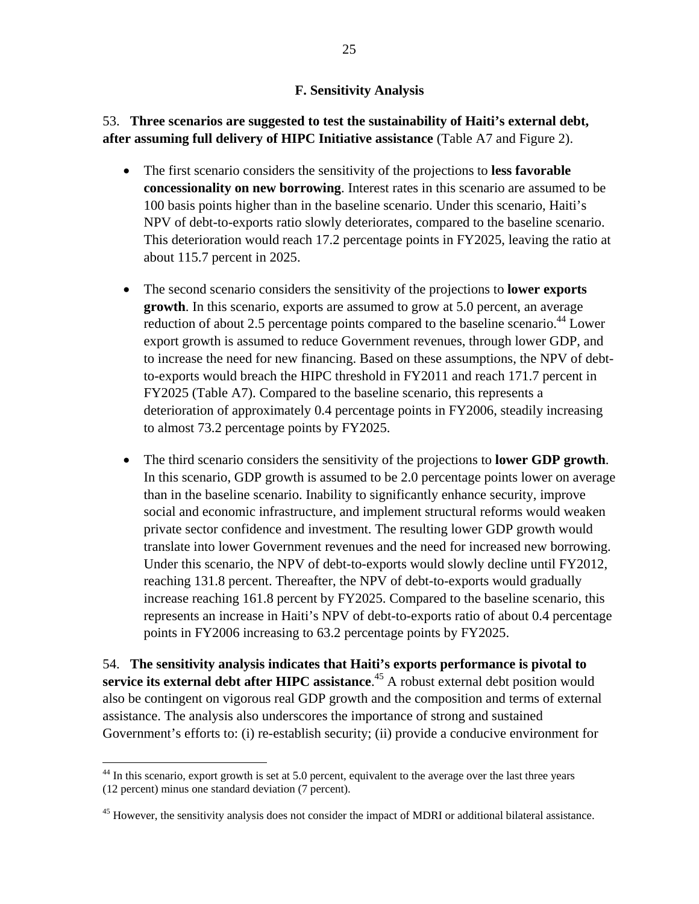### F. Sensitivity Analysis

53. **Three scenarios are suggested to test the sustainability of Haiti's external debt, after assuming full delivery of HIPC Initiative assistance** (Table A7 and Figure 2).

- The first scenario considers the sensitivity of the projections to **less favorable concessionality on new borrowing**. Interest rates in this scenario are assumed to be 100 basis points higher than in the baseline scenario. Under this scenario, Haiti's NPV of debt-to-exports ratio slowly deteriorates, compared to the baseline scenario. This deterioration would reach 17.2 percentage points in FY2025, leaving the ratio at about 115.7 percent in 2025.

- The second scenario considers the sensitivity of the projections to **lower exports growth**. In this scenario, exports are assumed to grow at 5.0 percent, an average reduction of about 2.5 percentage points compared to the baseline scenario.[44] Lower export growth is assumed to reduce Government revenues, through lower GDP, and to increase the need for new financing. Based on these assumptions, the NPV of debt-to-exports would breach the HIPC threshold in FY2011 and reach 171.7 percent in FY2025 (Table A7). Compared to the baseline scenario, this represents a deterioration of approximately 0.4 percentage points in FY2006, steadily increasing to almost 73.2 percentage points by FY2025.

- The third scenario considers the sensitivity of the projections to **lower GDP growth**. In this scenario, GDP growth is assumed to be 2.0 percentage points lower on average than in the baseline scenario. Inability to significantly enhance security, improve social and economic infrastructure, and implement structural reforms would weaken private sector confidence and investment. The resulting lower GDP growth would translate into lower Government revenues and the need for increased new borrowing. Under this scenario, the NPV of debt-to-exports would slowly decline until FY2012, reaching 131.8 percent. Thereafter, the NPV of debt-to-exports would gradually increase reaching 161.8 percent by FY2025. Compared to the baseline scenario, this represents an increase in Haiti's NPV of debt-to-exports ratio of about 0.4 percentage points in FY2006 increasing to 63.2 percentage points by FY2025.

54. **The sensitivity analysis indicates that Haiti's exports performance is pivotal to service its external debt after HIPC assistance**.[45] A robust external debt position would also be contingent on vigorous real GDP growth and the composition and terms of external assistance. The analysis also underscores the importance of strong and sustained Government's efforts to: (i) re-establish security; (ii) provide a conducive environment for

---

[44] In this scenario, export growth is set at 5.0 percent, equivalent to the average over the last three years (12 percent) minus one standard deviation (7 percent).

[45] However, the sensitivity analysis does not consider the impact of MDRI or additional bilateral assistance.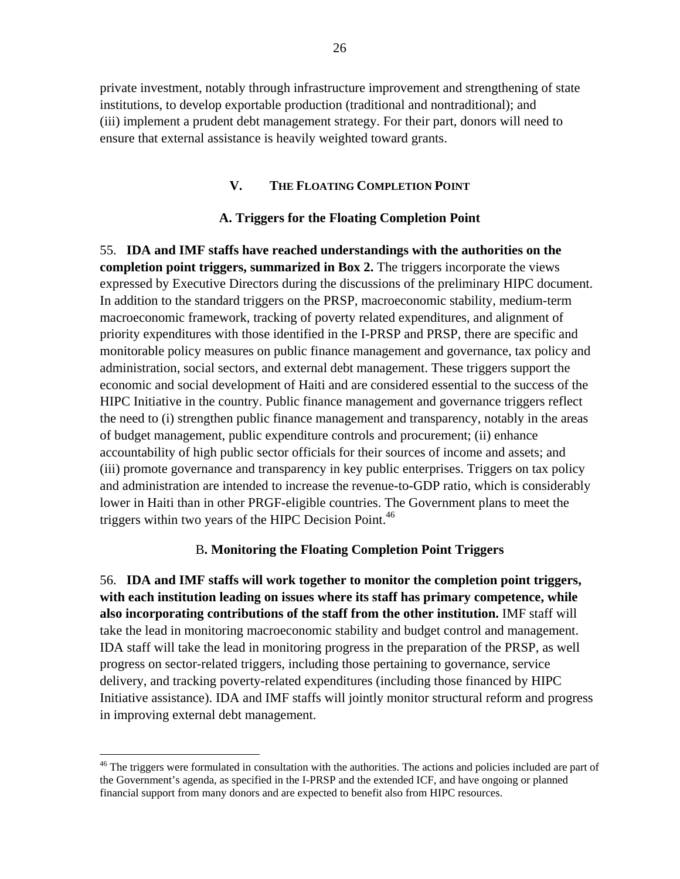private investment, notably through infrastructure improvement and strengthening of state institutions, to develop exportable production (traditional and nontraditional); and (iii) implement a prudent debt management strategy. For their part, donors will need to ensure that external assistance is heavily weighted toward grants.

## V. The Floating Completion Point

### A. Triggers for the Floating Completion Point

55. **IDA and IMF staffs have reached understandings with the authorities on the completion point triggers, summarized in Box 2.** The triggers incorporate the views expressed by Executive Directors during the discussions of the preliminary HIPC document. In addition to the standard triggers on the PRSP, macroeconomic stability, medium-term macroeconomic framework, tracking of poverty related expenditures, and alignment of priority expenditures with those identified in the I-PRSP and PRSP, there are specific and monitorable policy measures on public finance management and governance, tax policy and administration, social sectors, and external debt management. These triggers support the economic and social development of Haiti and are considered essential to the success of the HIPC Initiative in the country. Public finance management and governance triggers reflect the need to (i) strengthen public finance management and transparency, notably in the areas of budget management, public expenditure controls and procurement; (ii) enhance accountability of high public sector officials for their sources of income and assets; and (iii) promote governance and transparency in key public enterprises. Triggers on tax policy and administration are intended to increase the revenue-to-GDP ratio, which is considerably lower in Haiti than in other PRGF-eligible countries. The Government plans to meet the triggers within two years of the HIPC Decision Point.[46]

### B. Monitoring the Floating Completion Point Triggers

56. **IDA and IMF staffs will work together to monitor the completion point triggers, with each institution leading on issues where its staff has primary competence, while also incorporating contributions of the staff from the other institution.** IMF staff will take the lead in monitoring macroeconomic stability and budget control and management. IDA staff will take the lead in monitoring progress in the preparation of the PRSP, as well progress on sector-related triggers, including those pertaining to governance, service delivery, and tracking poverty-related expenditures (including those financed by HIPC Initiative assistance). IDA and IMF staffs will jointly monitor structural reform and progress in improving external debt management.

---

[46] The triggers were formulated in consultation with the authorities. The actions and policies included are part of the Government's agenda, as specified in the I-PRSP and the extended ICF, and have ongoing or planned financial support from many donors and are expected to benefit also from HIPC resources.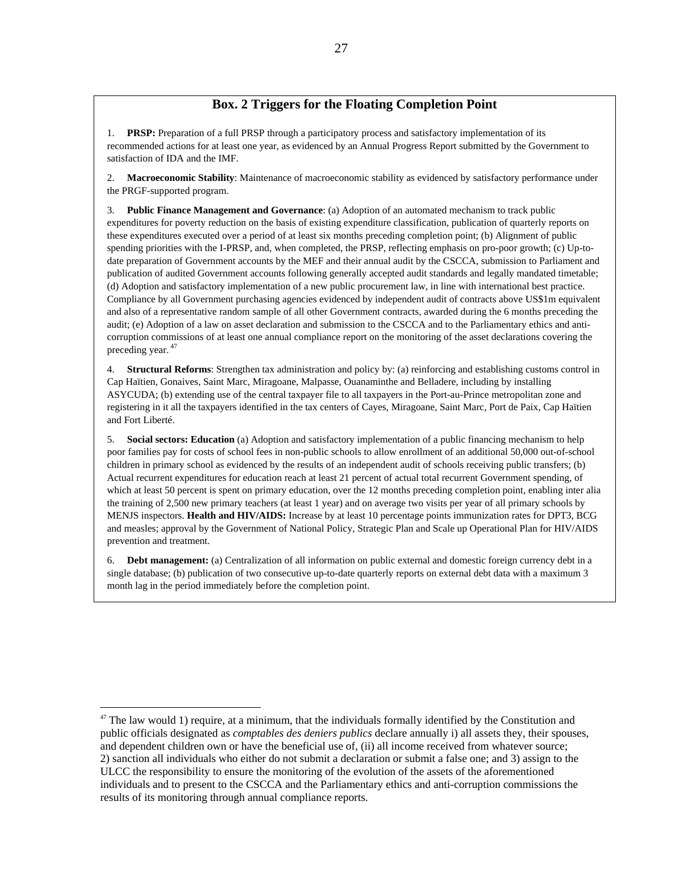## Box. 2 Triggers for the Floating Completion Point

1. **PRSP:** Preparation of a full PRSP through a participatory process and satisfactory implementation of its recommended actions for at least one year, as evidenced by an Annual Progress Report submitted by the Government to satisfaction of IDA and the IMF.

2. **Macroeconomic Stability**: Maintenance of macroeconomic stability as evidenced by satisfactory performance under the PRGF-supported program.

3. **Public Finance Management and Governance**: (a) Adoption of an automated mechanism to track public expenditures for poverty reduction on the basis of existing expenditure classification, publication of quarterly reports on these expenditures executed over a period of at least six months preceding completion point; (b) Alignment of public spending priorities with the I-PRSP, and, when completed, the PRSP, reflecting emphasis on pro-poor growth; (c) Up-to-date preparation of Government accounts by the MEF and their annual audit by the CSCCA, submission to Parliament and publication of audited Government accounts following generally accepted audit standards and legally mandated timetable; (d) Adoption and satisfactory implementation of a new public procurement law, in line with international best practice. Compliance by all Government purchasing agencies evidenced by independent audit of contracts above US$1m equivalent and also of a representative random sample of all other Government contracts, awarded during the 6 months preceding the audit; (e) Adoption of a law on asset declaration and submission to the CSCCA and to the Parliamentary ethics and anti-corruption commissions of at least one annual compliance report on the monitoring of the asset declarations covering the preceding year.[47]

4. **Structural Reforms**: Strengthen tax administration and policy by: (a) reinforcing and establishing customs control in Cap Haïtien, Gonaives, Saint Marc, Miragoane, Malpasse, Ouanaminthe and Belladere, including by installing ASYCUDA; (b) extending use of the central taxpayer file to all taxpayers in the Port-au-Prince metropolitan zone and registering in it all the taxpayers identified in the tax centers of Cayes, Miragoane, Saint Marc, Port de Paix, Cap Haïtien and Fort Liberté.

5. **Social sectors: Education** (a) Adoption and satisfactory implementation of a public financing mechanism to help poor families pay for costs of school fees in non-public schools to allow enrollment of an additional 50,000 out-of-school children in primary school as evidenced by the results of an independent audit of schools receiving public transfers; (b) Actual recurrent expenditures for education reach at least 21 percent of actual total recurrent Government spending, of which at least 50 percent is spent on primary education, over the 12 months preceding completion point, enabling inter alia the training of 2,500 new primary teachers (at least 1 year) and on average two visits per year of all primary schools by MENJS inspectors. **Health and HIV/AIDS:** Increase by at least 10 percentage points immunization rates for DPT3, BCG and measles; approval by the Government of National Policy, Strategic Plan and Scale up Operational Plan for HIV/AIDS prevention and treatment.

6. **Debt management:** (a) Centralization of all information on public external and domestic foreign currency debt in a single database; (b) publication of two consecutive up-to-date quarterly reports on external debt data with a maximum 3 month lag in the period immediately before the completion point.

---

[47] The law would 1) require, at a minimum, that the individuals formally identified by the Constitution and public officials designated as *comptables des deniers publics* declare annually i) all assets they, their spouses, and dependent children own or have the beneficial use of, (ii) all income received from whatever source; 2) sanction all individuals who either do not submit a declaration or submit a false one; and 3) assign to the ULCC the responsibility to ensure the monitoring of the evolution of the assets of the aforementioned individuals and to present to the CSCCA and the Parliamentary ethics and anti-corruption commissions the results of its monitoring through annual compliance reports.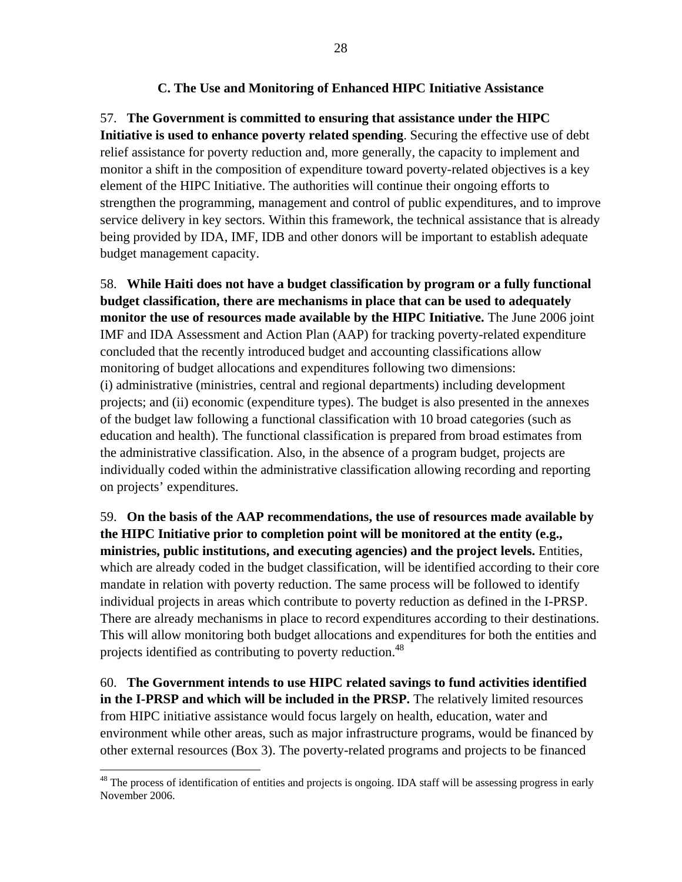### C. The Use and Monitoring of Enhanced HIPC Initiative Assistance

57. **The Government is committed to ensuring that assistance under the HIPC Initiative is used to enhance poverty related spending**. Securing the effective use of debt relief assistance for poverty reduction and, more generally, the capacity to implement and monitor a shift in the composition of expenditure toward poverty-related objectives is a key element of the HIPC Initiative. The authorities will continue their ongoing efforts to strengthen the programming, management and control of public expenditures, and to improve service delivery in key sectors. Within this framework, the technical assistance that is already being provided by IDA, IMF, IDB and other donors will be important to establish adequate budget management capacity.

58. **While Haiti does not have a budget classification by program or a fully functional budget classification, there are mechanisms in place that can be used to adequately monitor the use of resources made available by the HIPC Initiative.** The June 2006 joint IMF and IDA Assessment and Action Plan (AAP) for tracking poverty-related expenditure concluded that the recently introduced budget and accounting classifications allow monitoring of budget allocations and expenditures following two dimensions: (i) administrative (ministries, central and regional departments) including development projects; and (ii) economic (expenditure types). The budget is also presented in the annexes of the budget law following a functional classification with 10 broad categories (such as education and health). The functional classification is prepared from broad estimates from the administrative classification. Also, in the absence of a program budget, projects are individually coded within the administrative classification allowing recording and reporting on projects' expenditures.

59. **On the basis of the AAP recommendations, the use of resources made available by the HIPC Initiative prior to completion point will be monitored at the entity (e.g., ministries, public institutions, and executing agencies) and the project levels.** Entities, which are already coded in the budget classification, will be identified according to their core mandate in relation with poverty reduction. The same process will be followed to identify individual projects in areas which contribute to poverty reduction as defined in the I-PRSP. There are already mechanisms in place to record expenditures according to their destinations. This will allow monitoring both budget allocations and expenditures for both the entities and projects identified as contributing to poverty reduction.[48]

60. **The Government intends to use HIPC related savings to fund activities identified in the I-PRSP and which will be included in the PRSP.** The relatively limited resources from HIPC initiative assistance would focus largely on health, education, water and environment while other areas, such as major infrastructure programs, would be financed by other external resources (Box 3). The poverty-related programs and projects to be financed

---

[48] The process of identification of entities and projects is ongoing. IDA staff will be assessing progress in early November 2006.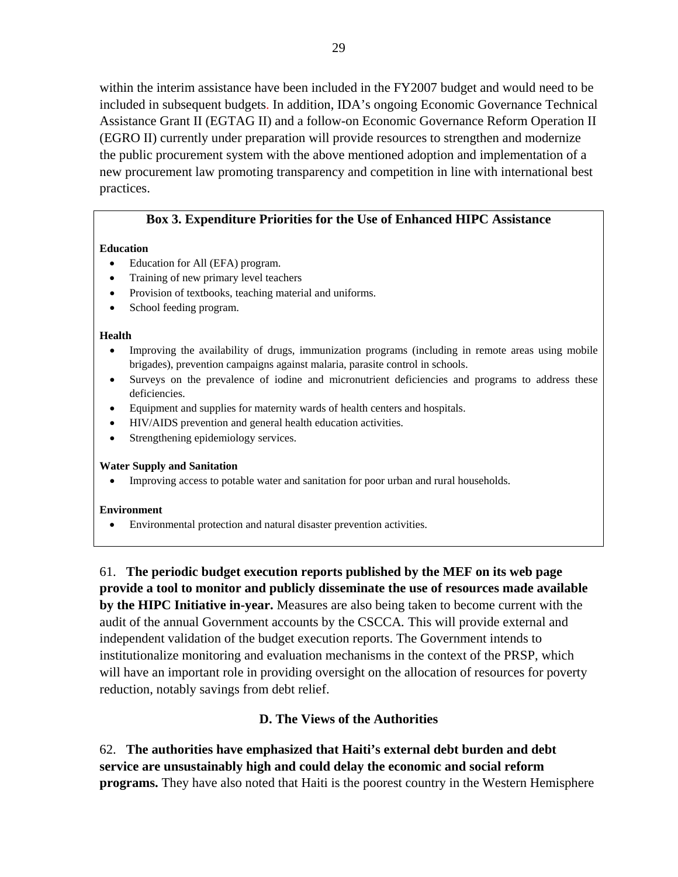within the interim assistance have been included in the FY2007 budget and would need to be included in subsequent budgets. In addition, IDA's ongoing Economic Governance Technical Assistance Grant II (EGTAG II) and a follow-on Economic Governance Reform Operation II (EGRO II) currently under preparation will provide resources to strengthen and modernize the public procurement system with the above mentioned adoption and implementation of a new procurement law promoting transparency and competition in line with international best practices.

### Box 3. Expenditure Priorities for the Use of Enhanced HIPC Assistance

**Education**

- Education for All (EFA) program.
- Training of new primary level teachers
- Provision of textbooks, teaching material and uniforms.
- School feeding program.

**Health**

- Improving the availability of drugs, immunization programs (including in remote areas using mobile brigades), prevention campaigns against malaria, parasite control in schools.
- Surveys on the prevalence of iodine and micronutrient deficiencies and programs to address these deficiencies.
- Equipment and supplies for maternity wards of health centers and hospitals.
- HIV/AIDS prevention and general health education activities.
- Strengthening epidemiology services.

**Water Supply and Sanitation**

- Improving access to potable water and sanitation for poor urban and rural households.

**Environment**

- Environmental protection and natural disaster prevention activities.

61. **The periodic budget execution reports published by the MEF on its web page provide a tool to monitor and publicly disseminate the use of resources made available by the HIPC Initiative in-year.** Measures are also being taken to become current with the audit of the annual Government accounts by the CSCCA. This will provide external and independent validation of the budget execution reports. The Government intends to institutionalize monitoring and evaluation mechanisms in the context of the PRSP, which will have an important role in providing oversight on the allocation of resources for poverty reduction, notably savings from debt relief.

## D. The Views of the Authorities

62. **The authorities have emphasized that Haiti's external debt burden and debt service are unsustainably high and could delay the economic and social reform programs.** They have also noted that Haiti is the poorest country in the Western Hemisphere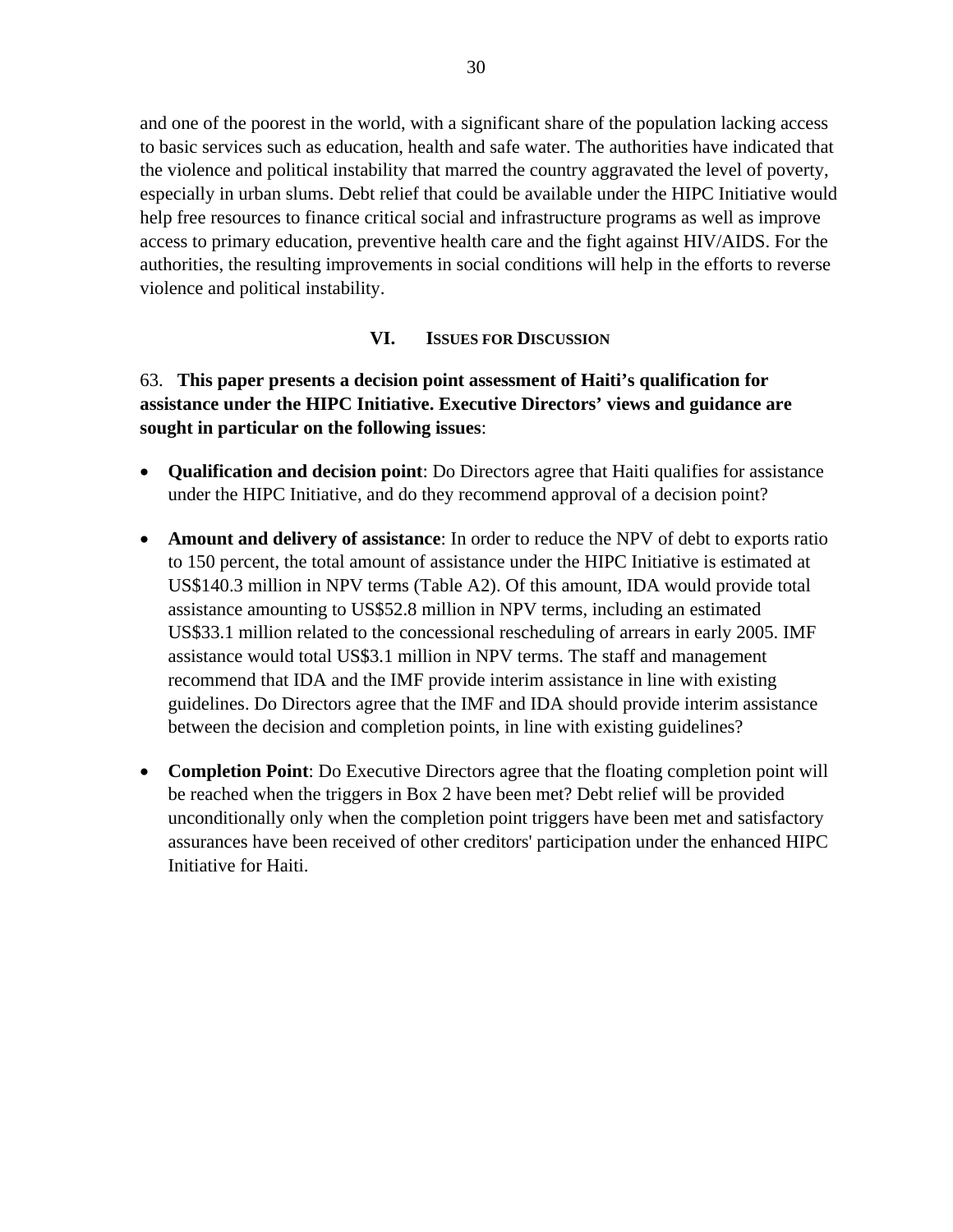and one of the poorest in the world, with a significant share of the population lacking access to basic services such as education, health and safe water. The authorities have indicated that the violence and political instability that marred the country aggravated the level of poverty, especially in urban slums. Debt relief that could be available under the HIPC Initiative would help free resources to finance critical social and infrastructure programs as well as improve access to primary education, preventive health care and the fight against HIV/AIDS. For the authorities, the resulting improvements in social conditions will help in the efforts to reverse violence and political instability.

## VI. Issues for Discussion

63. **This paper presents a decision point assessment of Haiti's qualification for assistance under the HIPC Initiative. Executive Directors' views and guidance are sought in particular on the following issues**:

- **Qualification and decision point**: Do Directors agree that Haiti qualifies for assistance under the HIPC Initiative, and do they recommend approval of a decision point?

- **Amount and delivery of assistance**: In order to reduce the NPV of debt to exports ratio to 150 percent, the total amount of assistance under the HIPC Initiative is estimated at US$140.3 million in NPV terms (Table A2). Of this amount, IDA would provide total assistance amounting to US$52.8 million in NPV terms, including an estimated US$33.1 million related to the concessional rescheduling of arrears in early 2005. IMF assistance would total US$3.1 million in NPV terms. The staff and management recommend that IDA and the IMF provide interim assistance in line with existing guidelines. Do Directors agree that the IMF and IDA should provide interim assistance between the decision and completion points, in line with existing guidelines?

- **Completion Point**: Do Executive Directors agree that the floating completion point will be reached when the triggers in Box 2 have been met? Debt relief will be provided unconditionally only when the completion point triggers have been met and satisfactory assurances have been received of other creditors' participation under the enhanced HIPC Initiative for Haiti.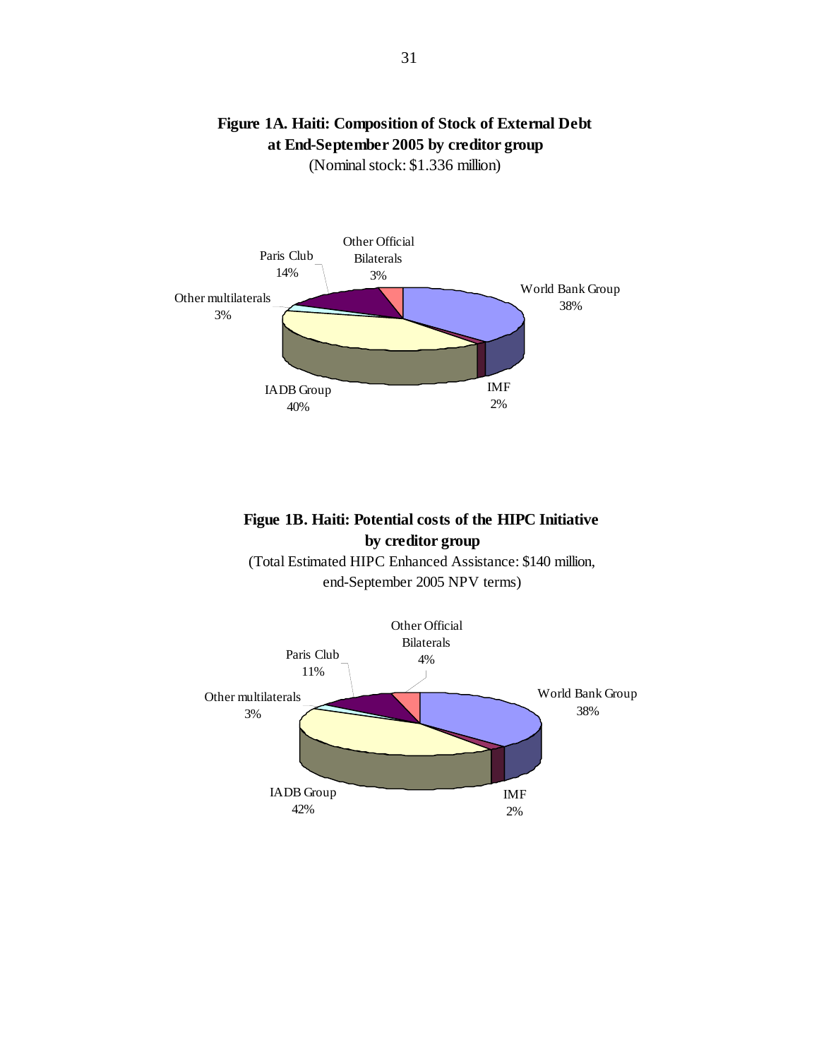**Figure 1A. Haiti: Composition of Stock of External Debt at End-September 2005 by creditor group**

(Nominal stock: $1.336 million)

Other Official Bilaterals 3%

Paris Club 14%

Other multilaterals 3%

World Bank Group 38%

IADB Group 40%

IMF 2%

**Figue 1B. Haiti: Potential costs of the HIPC Initiative by creditor group**

(Total Estimated HIPC Enhanced Assistance: $140 million, end-September 2005 NPV terms)

Other Official Bilaterals 4%

Paris Club 11%

Other multilaterals 3%

World Bank Group 38%

IADB Group 42%

IMF 2%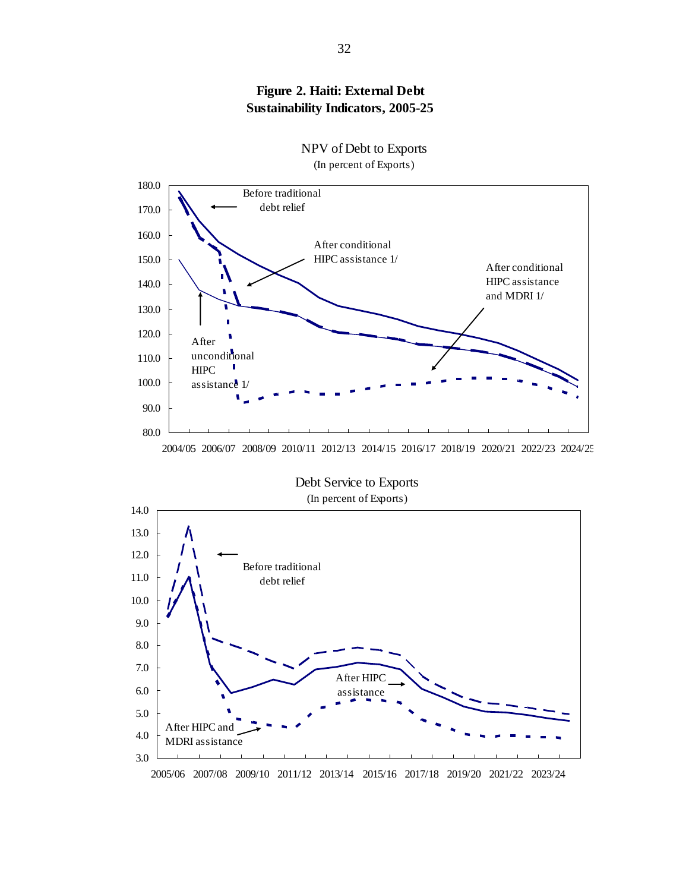**Figure 2. Haiti: External Debt Sustainability Indicators, 2005-25**

NPV of Debt to Exports
(In percent of Exports)

Before traditional debt relief

After conditional HIPC assistance 1/

After conditional HIPC assistance and MDRI 1/

After unconditional HIPC assistance 1/

Debt Service to Exports
(In percent of Exports)

Before traditional debt relief

After HIPC assistance

After HIPC and MDRI assistance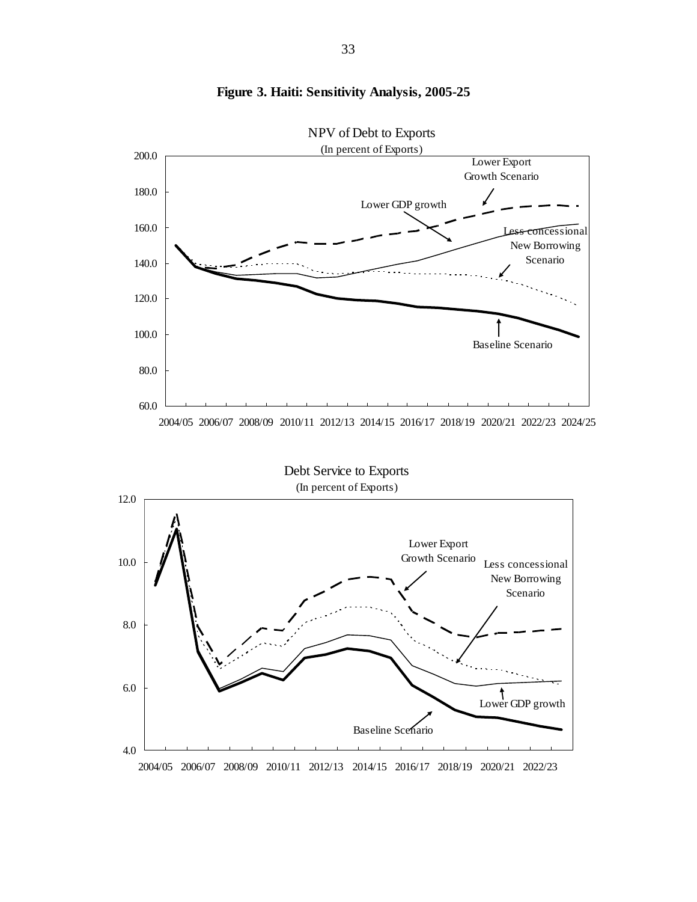**Figure 3. Haiti: Sensitivity Analysis, 2005-25**

NPV of Debt to Exports
(In percent of Exports)

Debt Service to Exports
(In percent of Exports)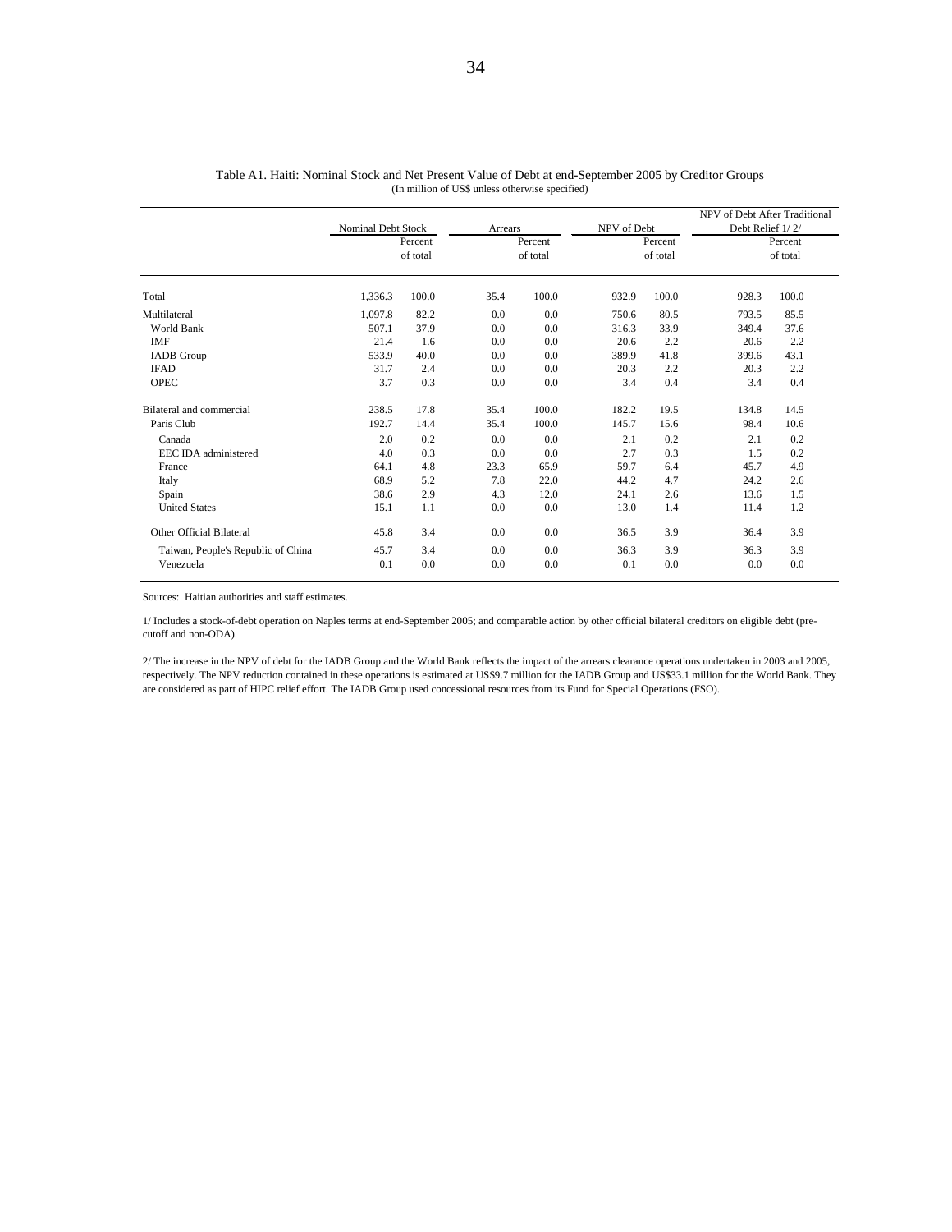Table A1. Haiti: Nominal Stock and Net Present Value of Debt at end-September 2005 by Creditor Groups
(In million of US$ unless otherwise specified)

| | Nominal Debt Stock | | Arrears | | NPV of Debt | | NPV of Debt After Traditional Debt Relief 1/ 2/ | |
|---|---|---|---|---|---|---|---|---|
| | | Percent of total | | Percent of total | | Percent of total | | Percent of total |
| Total | 1,336.3 | 100.0 | 35.4 | 100.0 | 932.9 | 100.0 | 928.3 | 100.0 |
| Multilateral | 1,097.8 | 82.2 | 0.0 | 0.0 | 750.6 | 80.5 | 793.5 | 85.5 |
| World Bank | 507.1 | 37.9 | 0.0 | 0.0 | 316.3 | 33.9 | 349.4 | 37.6 |
| IMF | 21.4 | 1.6 | 0.0 | 0.0 | 20.6 | 2.2 | 20.6 | 2.2 |
| IADB Group | 533.9 | 40.0 | 0.0 | 0.0 | 389.9 | 41.8 | 399.6 | 43.1 |
| IFAD | 31.7 | 2.4 | 0.0 | 0.0 | 20.3 | 2.2 | 20.3 | 2.2 |
| OPEC | 3.7 | 0.3 | 0.0 | 0.0 | 3.4 | 0.4 | 3.4 | 0.4 |
| Bilateral and commercial | 238.5 | 17.8 | 35.4 | 100.0 | 182.2 | 19.5 | 134.8 | 14.5 |
| Paris Club | 192.7 | 14.4 | 35.4 | 100.0 | 145.7 | 15.6 | 98.4 | 10.6 |
| Canada | 2.0 | 0.2 | 0.0 | 0.0 | 2.1 | 0.2 | 2.1 | 0.2 |
| EEC IDA administered | 4.0 | 0.3 | 0.0 | 0.0 | 2.7 | 0.3 | 1.5 | 0.2 |
| France | 64.1 | 4.8 | 23.3 | 65.9 | 59.7 | 6.4 | 45.7 | 4.9 |
| Italy | 68.9 | 5.2 | 7.8 | 22.0 | 44.2 | 4.7 | 24.2 | 2.6 |
| Spain | 38.6 | 2.9 | 4.3 | 12.0 | 24.1 | 2.6 | 13.6 | 1.5 |
| United States | 15.1 | 1.1 | 0.0 | 0.0 | 13.0 | 1.4 | 11.4 | 1.2 |
| Other Official Bilateral | 45.8 | 3.4 | 0.0 | 0.0 | 36.5 | 3.9 | 36.4 | 3.9 |
| Taiwan, People's Republic of China | 45.7 | 3.4 | 0.0 | 0.0 | 36.3 | 3.9 | 36.3 | 3.9 |
| Venezuela | 0.1 | 0.0 | 0.0 | 0.0 | 0.1 | 0.0 | 0.0 | 0.0 |

Sources: Haitian authorities and staff estimates.

1/ Includes a stock-of-debt operation on Naples terms at end-September 2005; and comparable action by other official bilateral creditors on eligible debt (pre-cutoff and non-ODA).

2/ The increase in the NPV of debt for the IADB Group and the World Bank reflects the impact of the arrears clearance operations undertaken in 2003 and 2005, respectively. The NPV reduction contained in these operations is estimated at US$9.7 million for the IADB Group and US$33.1 million for the World Bank. They are considered as part of HIPC relief effort. The IADB Group used concessional resources from its Fund for Special Operations (FSO).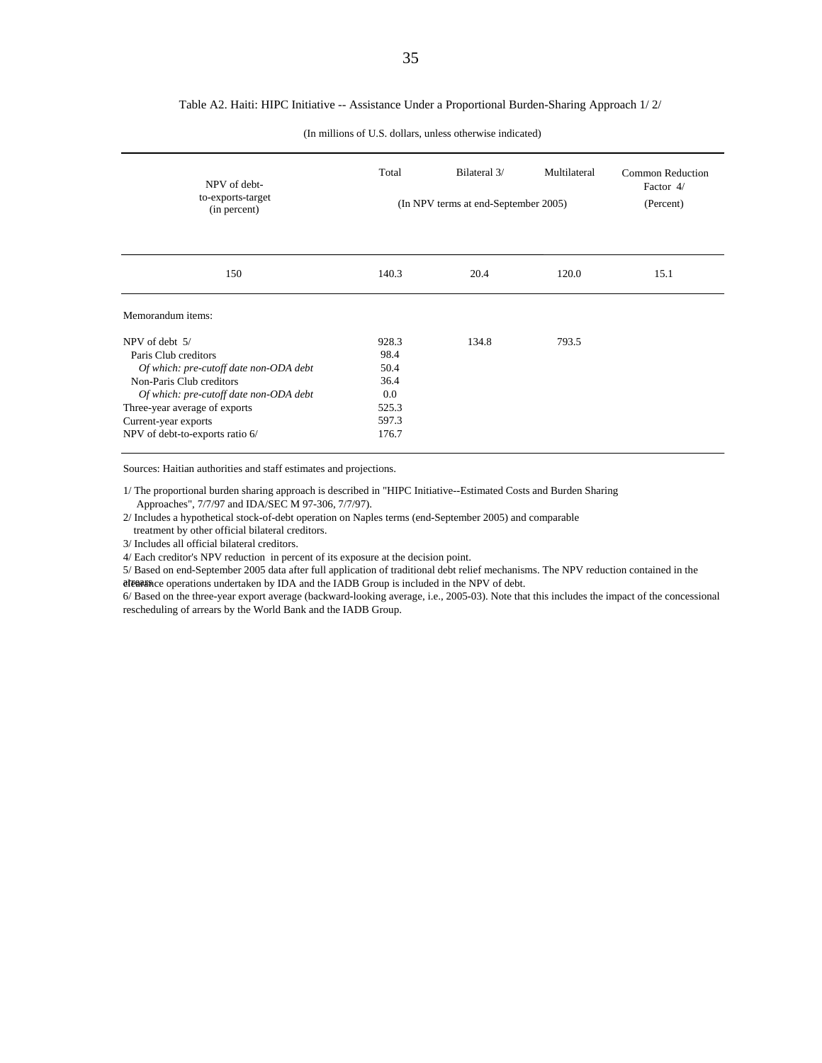Table A2. Haiti: HIPC Initiative -- Assistance Under a Proportional Burden-Sharing Approach 1/ 2/

(In millions of U.S. dollars, unless otherwise indicated)

| NPV of debt-to-exports-target (in percent) | Total | Bilateral 3/ | Multilateral | Common Reduction Factor 4/ |
|---|---|---|---|---|
| | (In NPV terms at end-September 2005) | | | (Percent) |
| 150 | 140.3 | 20.4 | 120.0 | 15.1 |
| Memorandum items: | | | | |
| NPV of debt 5/ | 928.3 | 134.8 | 793.5 | |
| Paris Club creditors | 98.4 | | | |
| *Of which: pre-cutoff date non-ODA debt* | 50.4 | | | |
| Non-Paris Club creditors | 36.4 | | | |
| *Of which: pre-cutoff date non-ODA debt* | 0.0 | | | |
| Three-year average of exports | 525.3 | | | |
| Current-year exports | 597.3 | | | |
| NPV of debt-to-exports ratio 6/ | 176.7 | | | |

Sources: Haitian authorities and staff estimates and projections.

1/ The proportional burden sharing approach is described in "HIPC Initiative--Estimated Costs and Burden Sharing Approaches", 7/7/97 and IDA/SEC M 97-306, 7/7/97).

2/ Includes a hypothetical stock-of-debt operation on Naples terms (end-September 2005) and comparable treatment by other official bilateral creditors.

3/ Includes all official bilateral creditors.

4/ Each creditor's NPV reduction in percent of its exposure at the decision point.

5/ Based on end-September 2005 data after full application of traditional debt relief mechanisms. The NPV reduction contained in the arrears clearance operations undertaken by IDA and the IADB Group is included in the NPV of debt.

6/ Based on the three-year export average (backward-looking average, i.e., 2005-03). Note that this includes the impact of the concessional rescheduling of arrears by the World Bank and the IADB Group.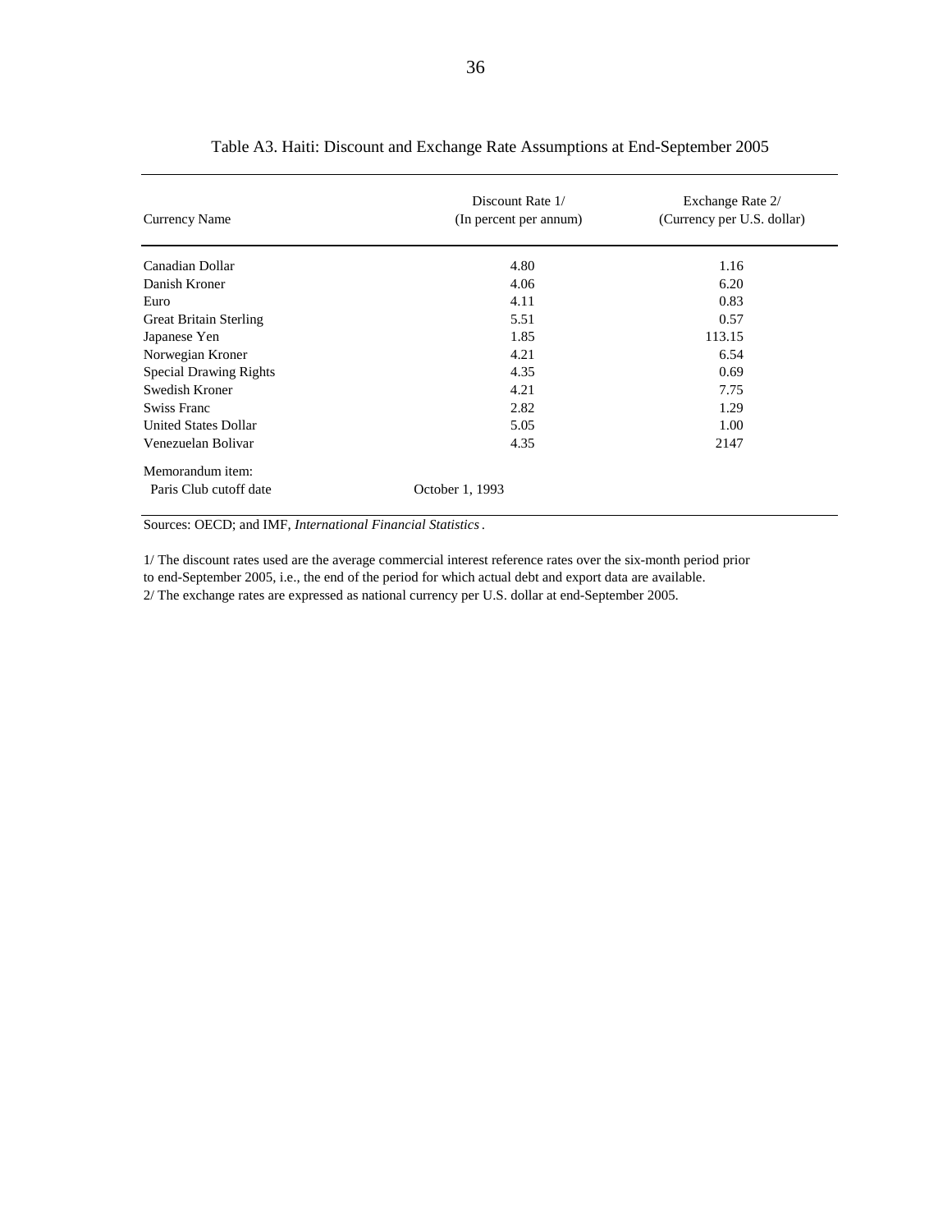Table A3. Haiti: Discount and Exchange Rate Assumptions at End-September 2005

| Currency Name | Discount Rate 1/ (In percent per annum) | Exchange Rate 2/ (Currency per U.S. dollar) |
|---|---|---|
| Canadian Dollar | 4.80 | 1.16 |
| Danish Kroner | 4.06 | 6.20 |
| Euro | 4.11 | 0.83 |
| Great Britain Sterling | 5.51 | 0.57 |
| Japanese Yen | 1.85 | 113.15 |
| Norwegian Kroner | 4.21 | 6.54 |
| Special Drawing Rights | 4.35 | 0.69 |
| Swedish Kroner | 4.21 | 7.75 |
| Swiss Franc | 2.82 | 1.29 |
| United States Dollar | 5.05 | 1.00 |
| Venezuelan Bolivar | 4.35 | 2147 |
| Memorandum item: | | |
| Paris Club cutoff date | October 1, 1993 | |

Sources: OECD; and IMF, *International Financial Statistics*.

1/ The discount rates used are the average commercial interest reference rates over the six-month period prior to end-September 2005, i.e., the end of the period for which actual debt and export data are available.
2/ The exchange rates are expressed as national currency per U.S. dollar at end-September 2005.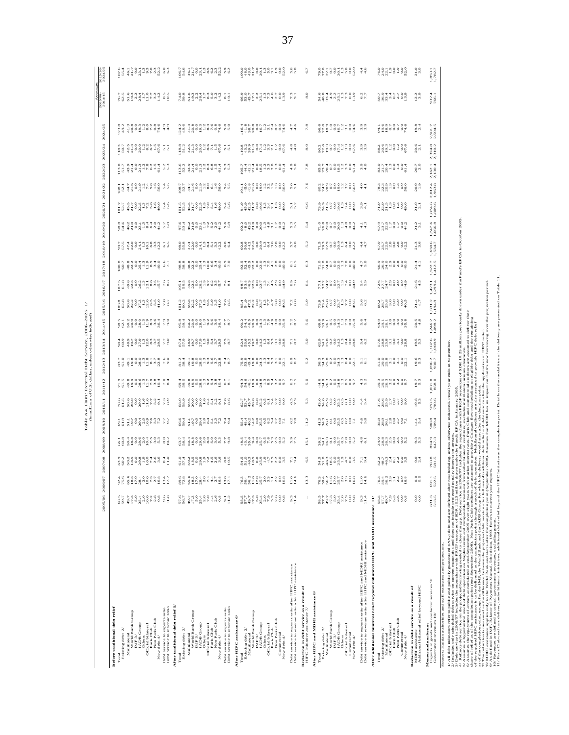**Table A4. Haiti: External Debt Service, 2006–2025 1/**

(in millions of U.S. dollars, unless otherwise indicated)

| | 2005/06 | 2006/07 | 2007/08 | 2008/09 | 2009/10 | 2010/11 | 2011/12 | 2012/13 | 2013/14 | 2014/15 | 2015/16 | 2016/17 | 2017/18 | 2018/19 | 2019/20 | 2020/21 | 2021/22 | 2022/23 | 2023/24 | 2024/25 | Averages 2005/06-2014/15 | Averages 2015/16-2024/25 |
|---|---|---|---|---|---|---|---|---|---|---|---|---|---|---|---|---|---|---|---|---|---|---|
| **Before traditional debt relief** | | | | | | | | | | | | | | | | | | | | | | |
| Total | 60.5 | 92.4 | 63.9 | 66.1 | 69.1 | 70.6 | 71.9 | 83.7 | 96.4 | 98.5 | 103.8 | 107.5 | 100.8 | 99.7 | 98.8 | 101.7 | 108.1 | 113.0 | 118.3 | 123.8 | 76.7 | 107.6 |
| Existing debt 2/ | 58.7 | 75.6 | 60.2 | 60.8 | 61.9 | 61.5 | 61.5 | 61.0 | 60.9 | 62.1 | 62.8 | 61.8 | 60.7 | 57.5 | 54.6 | 52.7 | 52.1 | 51.7 | 50.7 | 49.2 | 62.5 | 55.4 |
| Multilateral | 49.7 | 65.6 | 50.2 | 50.4 | 51.1 | 50.6 | 49.8 | 49.1 | 48.9 | 50.2 | 50.8 | 49.8 | 48.8 | 47.4 | 46.2 | 45.5 | 44.7 | 43.9 | 42.5 | 41.3 | 51.6 | 46.1 |
| World Bank Group | 17.3 | 18.3 | 18.5 | 18.8 | 19.7 | 19.7 | 19.9 | 19.8 | 19.7 | 19.8 | 22.2 | 22.3 | 22.2 | 22.0 | 21.9 | 21.7 | 21.6 | 21.3 | 21.3 | 20.8 | 19.3 | 21.7 |
| IMF 3/ | 5.0 | 17.0 | 0.0 | 0.0 | 0.0 | 0.0 | 0.0 | 0.0 | 0.0 | 0.0 | 0.0 | 0.0 | 0.0 | 0.0 | 0.0 | 0.0 | 0.0 | 0.0 | 0.0 | 0.0 | 2.2 | 0.0 |
| IADB Group | 25.4 | 28.4 | 29.8 | 29.6 | 29.4 | 29.0 | 28.6 | 28.0 | 27.9 | 28.0 | 27.3 | 26.2 | 25.4 | 24.1 | 23.1 | 22.5 | 21.9 | 21.3 | 20.0 | 19.3 | 28.4 | 23.1 |
| Others | 2.0 | 2.0 | 1.9 | 2.0 | 2.0 | 1.6 | 1.3 | 1.3 | 1.3 | 1.3 | 1.3 | 1.3 | 1.3 | 1.3 | 1.3 | 1.3 | 1.3 | 1.3 | 1.2 | 1.2 | 1.7 | 1.3 |
| Official bilateral | 7.2 | 10.0 | 7.4 | 10.4 | 10.9 | 11.0 | 11.7 | 11.8 | 12.0 | 11.9 | 12.0 | 12.1 | 11.9 | 10.1 | 8.4 | 7.2 | 7.4 | 7.8 | 8.2 | 8.0 | 11.0 | 9.3 |
| Paris Club | 4.4 | 7.3 | 4.8 | 7.5 | 7.6 | 7.7 | 7.9 | 8.1 | 8.3 | 8.3 | 8.5 | 8.6 | 8.5 | 6.8 | 6.4 | 5.6 | 5.8 | 6.2 | 6.7 | 7.2 | 7.7 | 7.0 |
| Non Paris Club | 2.8 | 2.7 | 2.6 | 3.0 | 3.3 | 3.2 | 3.8 | 3.7 | 3.7 | 3.6 | 3.5 | 3.5 | 3.4 | 3.3 | 2.0 | 1.6 | 1.6 | 1.5 | 1.5 | 0.8 | 3.2 | 2.3 |
| New debt 4/ | 0.8 | 16.8 | 3.6 | 5.3 | 7.2 | 9.1 | 10.4 | 22.8 | 29.5 | 36.4 | 41.0 | 45.7 | 40.0 | 42.2 | 44.2 | 49.0 | 56.0 | 61.4 | 67.6 | 74.6 | 14.2 | 52.2 |
| Debt service to exports ratio | 9.6 | 13.4 | 8.4 | 8.0 | 7.7 | 7.3 | 7.0 | 7.6 | 7.9 | 7.9 | 7.8 | 7.6 | 6.6 | 6.1 | 5.7 | 5.4 | 5.4 | 5.2 | 5.1 | 4.9 | 8.5 | 6.0 |
| Debt service to revenue ratio | 11.8 | 17.7 | 11.0 | 10.2 | 9.7 | 8.9 | 8.4 | 8.6 | 9.0 | 9.0 | 8.7 | 8.3 | 7.1 | 6.5 | 5.9 | 5.6 | 5.5 | 5.3 | 5.1 | 4.9 | 10.5 | 6.3 |
| **After traditional debt relief 5/** | | | | | | | | | | | | | | | | | | | | | | |
| Total | 57.6 | 89.6 | 61.0 | 63.7 | 66.6 | 68.0 | 69.4 | 81.2 | 87.4 | 95.8 | 101.2 | 105.1 | 98.8 | 98.0 | 97.6 | 101.5 | 108.7 | 113.6 | 118.8 | 124.2 | 74.0 | 106.7 |
| Existing debt 2/ | 56.7 | 72.8 | 57.4 | 58.4 | 59.4 | 58.9 | 59.0 | 58.4 | 57.9 | 59.4 | 59.2 | 59.4 | 58.8 | 55.8 | 53.4 | 52.5 | 52.7 | 52.2 | 51.2 | 49.6 | 59.8 | 54.5 |
| Multilateral | 49.7 | 65.6 | 50.2 | 50.4 | 51.1 | 50.6 | 49.8 | 49.1 | 48.9 | 50.2 | 50.8 | 49.8 | 48.8 | 47.4 | 46.2 | 45.5 | 44.7 | 43.9 | 42.5 | 41.3 | 51.6 | 46.1 |
| World Bank Group | 17.3 | 18.3 | 18.5 | 18.8 | 19.7 | 19.7 | 19.9 | 19.8 | 19.7 | 19.8 | 22.2 | 22.3 | 22.2 | 22.0 | 21.9 | 21.7 | 21.6 | 21.3 | 21.3 | 20.8 | 19.3 | 21.7 |
| IMF 3/ | 5.0 | 17.0 | 0.0 | 0.0 | 0.0 | 0.0 | 0.0 | 0.0 | 0.0 | 0.0 | 0.0 | 0.0 | 0.0 | 0.0 | 0.0 | 0.0 | 0.0 | 0.0 | 0.0 | 0.0 | 2.2 | 0.0 |
| IADB Group | 25.4 | 28.4 | 29.8 | 29.6 | 29.4 | 29.0 | 28.6 | 28.0 | 27.9 | 28.0 | 27.3 | 26.2 | 25.4 | 24.1 | 23.1 | 22.5 | 21.9 | 21.3 | 20.0 | 19.3 | 28.4 | 23.1 |
| Others | 2.0 | 2.0 | 1.9 | 2.0 | 2.0 | 1.6 | 1.3 | 1.3 | 1.3 | 1.3 | 1.3 | 1.3 | 1.3 | 1.3 | 1.3 | 1.3 | 1.3 | 1.3 | 1.2 | 1.2 | 1.7 | 1.3 |
| Official bilateral | 7.0 | 7.1 | 7.2 | 8.0 | 8.4 | 8.4 | 9.2 | 9.3 | 9.0 | 9.2 | 8.4 | 9.7 | 10.0 | 8.4 | 7.2 | 7.0 | 8.0 | 8.3 | 8.6 | 8.3 | 8.3 | 8.5 |
| Paris Club | 4.4 | 4.4 | 4.6 | 5.0 | 5.1 | 5.2 | 5.4 | 5.6 | 5.3 | 5.6 | 4.9 | 6.2 | 6.6 | 5.1 | 5.3 | 5.4 | 6.4 | 6.8 | 7.1 | 7.5 | 5.0 | 6.2 |
| Non Paris Club | 2.6 | 2.7 | 2.6 | 3.0 | 3.3 | 3.2 | 3.8 | 3.7 | 3.7 | 3.6 | 3.5 | 3.5 | 3.4 | 3.3 | 2.0 | 1.6 | 1.6 | 1.5 | 1.5 | 0.8 | 3.2 | 2.3 |
| New debt 4/ | 0.8 | 16.8 | 3.6 | 5.3 | 7.2 | 9.1 | 10.4 | 22.8 | 29.5 | 36.4 | 41.0 | 45.7 | 40.0 | 42.2 | 44.2 | 49.0 | 56.0 | 61.4 | 67.6 | 74.6 | 14.2 | 52.2 |
| Debt service to exports ratio | 9.1 | 13.0 | 8.0 | 7.7 | 7.4 | 7.0 | 6.7 | 7.4 | 7.5 | 7.7 | 7.6 | 7.4 | 6.5 | 6.0 | 5.6 | 5.4 | 5.4 | 5.3 | 5.1 | 5.0 | 8.1 | 5.9 |
| Debt service to revenue ratio | 11.2 | 17.1 | 10.5 | 9.8 | 9.4 | 8.6 | 8.1 | 8.7 | 8.7 | 8.7 | 8.5 | 8.1 | 7.0 | 6.4 | 5.9 | 5.6 | 5.5 | 5.3 | 5.1 | 5.0 | 10.1 | 6.2 |
| **After HIPC assistance 6/** | | | | | | | | | | | | | | | | | | | | | | |
| Total | 58.5 | 76.3 | 54.5 | 48.5 | 53.4 | 62.7 | 64.3 | 75.9 | 82.4 | 90.2 | 95.4 | 98.7 | 92.5 | 92.8 | 92.2 | 94.9 | 101.1 | 105.7 | 110.8 | 116.4 | 66.9 | 100.0 |
| Existing debt 2/ | 57.7 | 59.5 | 51.0 | 43.2 | 46.2 | 53.6 | 53.9 | 53.8 | 53.6 | 54.4 | 54.9 | 53.8 | 52.5 | 50.6 | 48.0 | 45.9 | 45.0 | 44.4 | 43.2 | 41.8 | 53.0 | 48.0 |
| Multilateral | 49.7 | 56.2 | 46.3 | 35.6 | 40.2 | 45.7 | 46.1 | 45.4 | 45.2 | 46.5 | 47.2 | 46.3 | 45.5 | 44.2 | 43.2 | 42.5 | 41.8 | 41.1 | 39.9 | 38.7 | 45.7 | 43.0 |
| World Bank Group | 17.3 | 11.6 | 18.5 | 9.4 | 18.5 | 19.7 | 19.7 | 19.8 | 19.7 | 20.9 | 22.2 | 22.3 | 22.2 | 22.0 | 21.9 | 21.7 | 21.6 | 21.3 | 21.3 | 20.8 | 17.1 | 21.7 |
| IMF 3/ | 5.0 | 17.0 | 0.0 | 0.0 | 0.0 | 0.0 | 0.0 | 0.0 | 0.0 | 0.0 | 0.0 | 0.0 | 0.0 | 0.0 | 0.0 | 0.0 | 0.0 | 0.0 | 0.0 | 0.0 | 2.2 | 0.0 |
| IADB Group | 25.4 | 25.7 | 25.5 | 25.7 | 19.6 | 25.2 | 25.2 | 24.3 | 24.2 | 24.3 | 23.7 | 22.7 | 22.0 | 20.9 | 20.0 | 19.6 | 19.0 | 18.5 | 17.4 | 16.7 | 25.1 | 20.1 |
| Others | 2.0 | 2.0 | 1.9 | 0.5 | 2.0 | 0.5 | 1.3 | 1.3 | 1.3 | 1.3 | 1.3 | 1.3 | 1.3 | 1.3 | 1.3 | 1.3 | 1.2 | 1.2 | 1.2 | 1.2 | 1.3 | 1.2 |
| Official bilateral | 7.9 | 3.3 | 4.7 | 7.6 | 6.0 | 7.9 | 7.8 | 8.4 | 8.4 | 7.9 | 7.7 | 7.4 | 7.0 | 6.4 | 4.8 | 3.4 | 3.2 | 3.3 | 3.3 | 3.1 | 6.6 | 5.0 |
| Paris Club | 5.3 | 1.1 | 2.2 | 5.0 | 2.5 | 4.6 | 5.4 | 5.6 | 5.1 | 4.7 | 4.2 | 4.0 | 3.7 | 3.0 | 2.8 | 1.9 | 1.7 | 1.8 | 1.9 | 2.4 | 4.1 | 2.7 |
| Non Paris Club | 2.6 | 2.2 | 2.5 | 2.6 | 3.5 | 3.3 | 2.4 | 2.8 | 3.3 | 3.2 | 3.5 | 3.4 | 3.3 | 3.3 | 2.0 | 1.5 | 1.5 | 1.5 | 1.4 | 0.7 | 2.6 | 2.3 |
| Commercial | 0.0 | 0.0 | 0.0 | 0.0 | 0.0 | 0.0 | 0.0 | 0.0 | 0.0 | 0.0 | 0.0 | 0.0 | 0.0 | 0.0 | 0.0 | 0.0 | 0.0 | 0.0 | 0.0 | 0.0 | 0.0 | 0.0 |
| New debt 4/ | 0.8 | 16.8 | 3.5 | 5.2 | 7.1 | 9.0 | 9.7 | 22.1 | 28.8 | 35.8 | 40.5 | 44.9 | 40.0 | 42.2 | 44.2 | 49.0 | 56.0 | 61.4 | 67.6 | 74.6 | 13.9 | 52.0 |
| Debt service to exports ratio after HIPC assistance | 9.3 | 11.0 | 7.1 | 5.9 | 6.2 | 6.5 | 6.2 | 6.9 | 7.1 | 7.2 | 7.2 | 6.9 | 6.1 | 5.7 | 5.3 | 5.1 | 5.0 | 4.9 | 4.8 | 4.7 | 7.3 | 5.6 |
| Debt service to revenue ratio after HIPC assistance | 11.4 | 14.6 | 9.4 | 7.5 | 7.8 | 7.9 | 7.5 | 8.2 | 8.2 | 8.2 | 8.0 | 7.8 | 6.5 | 6.0 | 5.5 | 5.2 | 5.1 | 5.0 | 4.8 | 4.6 | 9.1 | 5.8 |
| **Reduction in debt service as a result of HIPC Initiative assistance 7/** | ... | 13.3 | 6.5 | 15.1 | 11.2 | 5.3 | 5.0 | 5.2 | 5.0 | 5.6 | 5.9 | 6.4 | 6.3 | 5.2 | 5.4 | 6.6 | 7.6 | 7.8 | 8.0 | 7.8 | 8.0 | 6.7 |
| **After HIPC and MDRI assistance 8/** | | | | | | | | | | | | | | | | | | | | | | |
| Total | 58.5 | 76.3 | 54.5 | 39.2 | 41.3 | 43.0 | 44.6 | 56.3 | 62.9 | 69.8 | 73.9 | 77.1 | 71.0 | 71.5 | 71.0 | 73.9 | 80.2 | 85.0 | 90.2 | 96.6 | 54.6 | 79.0 |
| Existing debt 2/ | 57.7 | 59.5 | 51.0 | 34.4 | 34.1 | 34.0 | 34.9 | 34.2 | 34.1 | 34.0 | 33.4 | 32.3 | 31.0 | 29.3 | 26.8 | 24.9 | 24.2 | 23.6 | 22.6 | 22.0 | 40.8 | 27.0 |
| Multilateral | 49.7 | 56.2 | 46.3 | 26.3 | 26.1 | 25.8 | 26.3 | 25.8 | 25.8 | 26.1 | 25.8 | 24.7 | 24.0 | 22.9 | 21.5 | 21.5 | 20.9 | 20.4 | 19.3 | 18.9 | 33.4 | 22.1 |
| World Bank Group | 17.3 | 11.6 | 18.5 | 0.1 | 0.1 | 0.2 | 0.2 | 0.2 | 0.2 | 0.5 | 0.7 | 0.7 | 0.7 | 0.7 | 0.7 | 0.7 | 0.7 | 0.7 | 0.7 | 1.0 | 4.9 | 0.7 |
| IMF 3/ | 5.0 | 17.0 | 0.0 | 0.0 | 0.0 | 0.0 | 0.0 | 0.0 | 0.0 | 0.0 | 0.0 | 0.0 | 0.0 | 0.0 | 0.0 | 0.0 | 0.0 | 0.0 | 0.0 | 0.0 | 2.2 | 0.0 |
| IADB Group | 25.4 | 25.7 | 25.5 | 25.7 | 25.5 | 25.2 | 24.8 | 24.3 | 24.2 | 24.3 | 23.7 | 22.7 | 22.0 | 20.9 | 20.0 | 19.6 | 19.0 | 18.5 | 17.4 | 16.7 | 25.1 | 20.1 |
| Others | 2.0 | 2.0 | 1.9 | 0.5 | 0.5 | 0.5 | 1.3 | 1.3 | 1.3 | 1.3 | 1.3 | 1.3 | 1.3 | 1.3 | 1.3 | 1.3 | 1.2 | 1.2 | 1.2 | 1.2 | 1.3 | 1.2 |
| Official bilateral | 7.9 | 3.3 | 4.7 | 7.8 | 8.2 | 8.1 | 8.5 | 8.4 | 8.4 | 7.9 | 7.7 | 7.6 | 7.0 | 6.4 | 5.4 | 3.4 | 3.3 | 3.3 | 3.3 | 3.1 | 7.3 | 5.0 |
| Paris Club | 5.3 | 1.1 | 2.2 | 5.0 | 5.2 | 4.8 | 6.1 | 5.6 | 5.1 | 4.7 | 4.2 | 4.1 | 3.7 | 3.1 | 3.4 | 1.9 | 1.8 | 1.8 | 1.9 | 2.4 | 4.5 | 2.8 |
| Non Paris Club | 2.6 | 2.2 | 2.5 | 2.8 | 3.0 | 3.3 | 2.4 | 2.8 | 3.3 | 3.2 | 3.5 | 3.5 | 3.3 | 3.3 | 2.0 | 1.5 | 1.5 | 1.5 | 1.4 | 0.7 | 2.8 | 2.2 |
| Commercial | 0.0 | 0.0 | 0.0 | 0.0 | 0.0 | 0.0 | 0.0 | 0.0 | 0.0 | 0.0 | 0.0 | 0.0 | 0.0 | 0.0 | 0.0 | 0.0 | 0.0 | 0.0 | 0.0 | 0.0 | 0.0 | 0.0 |
| New debt 4/ | 0.8 | 16.8 | 3.5 | 5.2 | 7.1 | 9.0 | 9.7 | 22.1 | 28.8 | 35.8 | 40.5 | 44.9 | 40.0 | 42.2 | 44.2 | 49.0 | 56.0 | 61.4 | 67.6 | 74.6 | 13.9 | 52.0 |
| Debt service to exports ratio after HIPC and MDRI assistance | 9.3 | 11.0 | 7.1 | 4.8 | 4.6 | 4.4 | 4.3 | 5.1 | 5.4 | 5.6 | 5.6 | 5.4 | 4.7 | 4.4 | 4.1 | 3.9 | 4.0 | 3.9 | 3.9 | 3.9 | 6.2 | 4.4 |
| Debt service to revenue ratio after HIPC and MDRI assistance | 11.4 | 14.6 | 9.4 | 6.1 | 5.8 | 5.4 | 5.2 | 6.1 | 6.2 | 6.4 | 6.2 | 5.9 | 5.0 | 4.7 | 4.3 | 4.1 | 4.1 | 4.0 | 3.9 | 3.9 | 7.7 | 4.6 |
| **After additional bilateral relief beyond enhanced HIPC and MDRI assistance 11/** | | | | | | | | | | | | | | | | | | | | | | |
| Total | 58.5 | 76.3 | 52.2 | 34.0 | 35.9 | 37.6 | 39.3 | 51.9 | 57.6 | 64.9 | 69.2 | 72.6 | 66.9 | 67.9 | 67.9 | 71.9 | 78.3 | 83.0 | 88.2 | 94.1 | 50.7 | 76.0 |
| Existing debt 2/ | 57.7 | 59.5 | 48.7 | 28.8 | 28.8 | 28.6 | 29.5 | 29.0 | 28.8 | 29.1 | 28.7 | 27.7 | 26.9 | 25.7 | 23.7 | 22.9 | 22.3 | 21.7 | 20.6 | 19.6 | 36.9 | 24.0 |
| Multilateral | 49.7 | 56.2 | 46.3 | 26.3 | 26.1 | 25.9 | 26.3 | 25.8 | 25.8 | 26.1 | 25.8 | 24.7 | 24.0 | 22.9 | 22.0 | 21.5 | 20.9 | 20.4 | 19.3 | 18.9 | 33.4 | 22.1 |
| Official bilateral | 7.9 | 3.3 | 2.4 | 2.5 | 2.7 | 2.7 | 3.2 | 3.1 | 3.0 | 3.0 | 3.0 | 3.0 | 2.9 | 2.8 | 1.7 | 1.3 | 1.3 | 1.3 | 1.2 | 0.7 | 3.4 | 1.9 |
| Paris Club | 5.3 | 1.1 | 0.0 | 0.0 | 0.0 | 0.0 | 0.0 | 0.0 | 0.0 | 0.0 | 0.0 | 0.0 | 0.0 | 0.0 | 0.0 | 0.0 | 0.0 | 0.0 | 0.0 | 0.0 | 0.7 | 0.0 |
| Non Paris Club | 2.6 | 2.2 | 2.4 | 2.5 | 2.7 | 2.7 | 3.2 | 3.1 | 3.0 | 3.0 | 3.0 | 3.0 | 2.9 | 2.8 | 1.7 | 1.3 | 1.3 | 1.3 | 1.2 | 0.7 | 2.7 | 1.9 |
| Commercial | 0.0 | 0.0 | 0.0 | 0.0 | 0.0 | 0.0 | 0.0 | 0.0 | 0.0 | 0.0 | 0.0 | 0.0 | 0.0 | 0.0 | 0.0 | 0.0 | 0.0 | 0.0 | 0.0 | 0.0 | 0.0 | 0.0 |
| New debt 4/ | 0.8 | 16.8 | 3.5 | 5.2 | 7.1 | 9.0 | 9.7 | 22.1 | 28.8 | 35.8 | 40.5 | 44.9 | 40.0 | 42.2 | 44.2 | 49.0 | 56.0 | 61.4 | 67.6 | 74.6 | 13.9 | 52.0 |
| **Reduction in debt service as a result of** | | | | | | | | | | | | | | | | | | | | | | |
| MDRI assistance | 0.0 | 0.0 | 0.0 | 9.3 | 14.1 | 19.8 | 19.7 | 19.6 | 19.5 | 20.5 | 21.4 | 21.6 | 21.4 | 21.3 | 21.2 | 21.0 | 20.9 | 20.7 | 20.6 | 19.8 | 12.2 | 21.0 |
| Additional bilateral relief beyond HIPC | 0.0 | 0.0 | 2.4 | 5.3 | 5.4 | 5.3 | 5.3 | 5.3 | 5.3 | 4.9 | 4.8 | 4.5 | 4.1 | 3.6 | 3.1 | 2.1 | 1.9 | 2.0 | 2.1 | 2.4 | 3.9 | 3.0 |
| **Memorandum items** | | | | | | | | | | | | | | | | | | | | | | |
| Exports of goods and nonfactor services 9/ | 631.3 | 691.1 | 763.8 | 824.9 | 900.8 | 970.5 | 1,031.0 | 1,096.2 | 1,167.6 | 1,246.2 | 1,331.2 | 1,423.1 | 1,522.7 | 1,630.6 | 1,747.6 | 1,874.6 | 2,012.4 | 2,162.1 | 2,324.8 | 2,501.7 | 932.4 | 1,853.1 |
| Government revenues 10/ | 513.5 | 522.5 | 581.5 | 709.4 | 709.4 | 790.6 | 858.0 | 930.7 | 1,008.9 | 1,098.2 | 1,194.9 | 1,299.4 | 1,412.5 | 1,534.7 | 1,666.8 | 1,809.6 | 1,963.8 | 2,130.4 | 2,310.2 | 2,504.5 | 766.1 | 1,782.7 |

Sources: Haitian authorities and staff estimates and projections.

1/ All debt indicators refer to public and publicly guaranteed (PPG) debt and are defined after rescheduling, unless otherwise indicated. Fiscal year ends in September.

2/ Includes only scheduled debt service on current maturities and does not include projected penalty interest on arrears.

3/ Debt service in 2006/07 includes the repurchase with PRGF resources of SDR 10.23 million previously drawn under the Fund's EPCA in October 2005.

4/ Reflects debt service on new borrowing needed to close the gap. Debt service in 2006/07 includes the repurchase with PRGF resources of SDR 10.23 million drawn under the Fund's EPCA in January 2005.

5/ Assumes a hypothetical stock-of-debt operation on Naples terms and comparable treatment from other bilateral creditors; excludes multilateral arrears clearance.

6/ Assumes the repayment of arrears accumulated at end-September 2005 over eight years with market interest rates. Paris Club and commercial creditors are assumed to deliver their share of assistance as of the decision point (end September 2006). Non Paris Club creditors are assumed to provide a Cologne flow rescheduling on eligible debt and the remaining of the required HIPC assistance is to be delivered at the completion point through a stock of debt operation. Multilateral creditors are also assumed to provide HIPC debt relief as of the completion point, except for the IMF, the World Bank and the IADB Group, which started to deliver assistance at the decision point.

7/ The reduction is measured as the difference between the projected debt service after full use of traditional debt relief and debt service after the application of HIPC relief.

8/ MDRI assistance applies only to the IMF (December 2008), the World Bank and starts after the completion point. Assumes that MDRI has no impact on Haiti's new borrowing over the projection period.

9/ As defined in IMF, Balance of Payments Manual, 5th edition, 1993. Refers to current year exports.

10/ Revenue is defined as central government revenues, excluding grants.

11/ Paris Club creditors deliver, under bilateral initiatives, additional debt relief beyond the HIPC Initiative at the completion point. Details on the modalities of the delivery are presented on Table 11.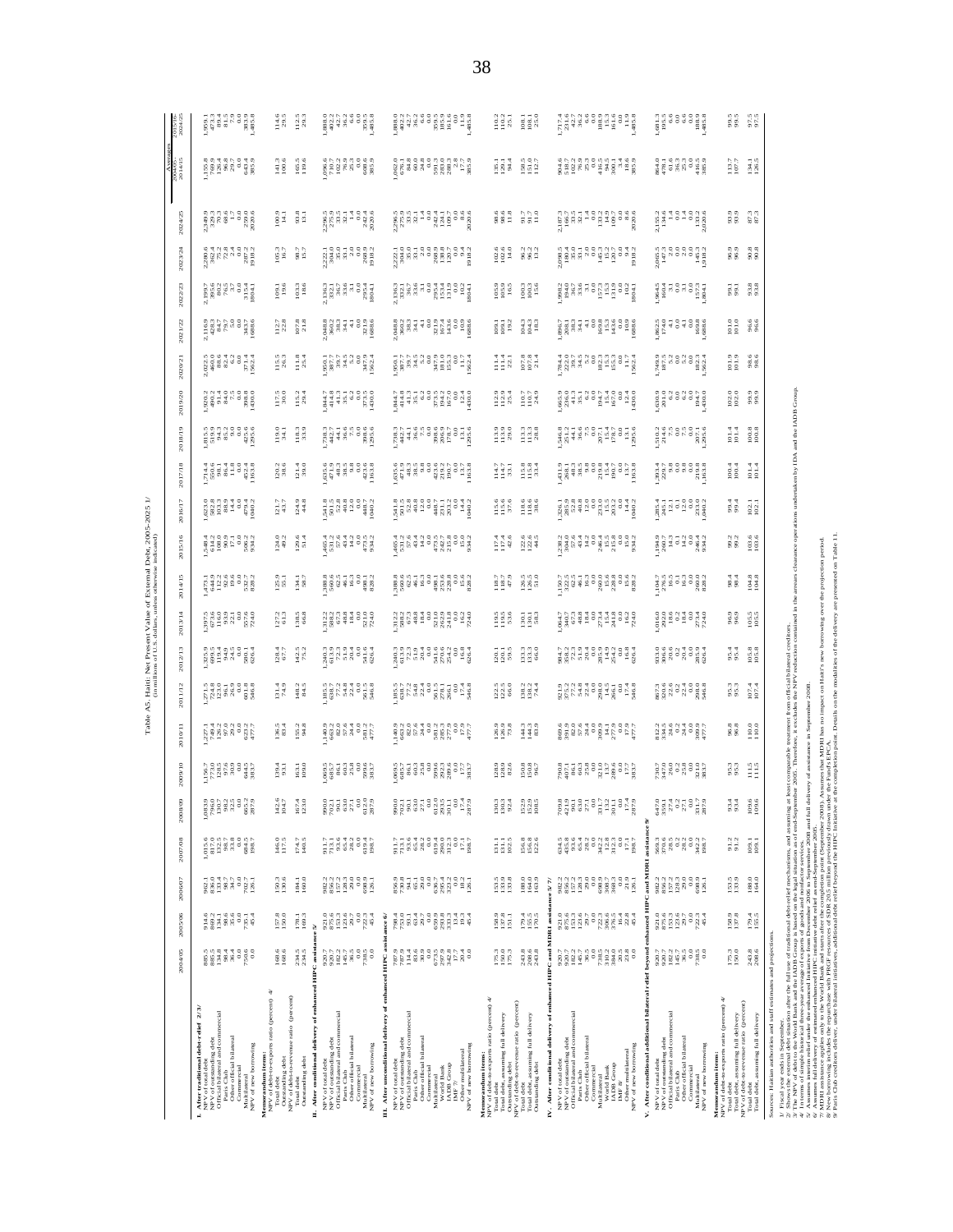Table A5. Haiti: Net Present Value of External Debt, 2005–2025 1/
(In millions of U.S. dollars, unless otherwise indicated)

| | 2004/05 | 2005/06 | 2006/07 | 2007/08 | 2008/09 | 2009/10 | 2010/11 | 2011/12 | 2012/13 | 2013/14 | 2014/15 | 2015/16 | 2016/17 | 2017/18 | 2018/19 | 2019/20 | 2020/21 | 2021/22 | 2022/23 | 2023/24 | 2024/25 | Averages 2005/06-2014/15 | Averages 2015/16-2024/25 |
|---|---|---|---|---|---|---|---|---|---|---|---|---|---|---|---|---|---|---|---|---|---|---|---|
| **I. After traditional debt-relief 2/ 3/** | | | | | | | | | | | | | | | | | | | | | | | |
| NPV of total debt | 885.5 | 914.6 | 962.1 | 1,015.6 | 1,083.9 | 1,156.7 | 1,227.1 | 1,271.5 | 1,325.9 | 1,397.5 | 1,473.1 | 1,548.4 | 1,623.0 | 1,714.4 | 1,815.5 | 1,920.2 | 2,022.5 | 2,116.9 | 2,199.7 | 2,280.6 | 2,349.9 | 1,155.8 | 1,959.1 |
| NPV of outstanding debt | 885.5 | 869.2 | 836.0 | 817.0 | 796.0 | 773.0 | 749.4 | 724.8 | 699.5 | 673.6 | 644.9 | 614.2 | 582.8 | 550.6 | 519.9 | 490.2 | 460.0 | 428.3 | 395.6 | 362.4 | 329.3 | 769.9 | 473.3 |
| Official bilateral and commercial | 134.8 | 134.1 | 133.4 | 132.5 | 130.7 | 128.5 | 126.2 | 123.0 | 119.4 | 116.0 | 112.2 | 108.0 | 103.3 | 98.1 | 94.3 | 91.4 | 88.6 | 84.7 | 80.2 | 75.2 | 70.3 | 126.4 | 89.4 |
| Paris Club | 98.4 | 98.6 | 98.7 | 98.7 | 98.2 | 97.6 | 97.0 | 96.1 | 94.9 | 93.9 | 92.6 | 90.9 | 88.9 | 86.4 | 85.2 | 84.0 | 82.4 | 79.7 | 76.5 | 72.8 | 68.6 | 96.8 | 81.5 |
| Other official bilateral | 36.4 | 35.6 | 34.7 | 33.8 | 32.5 | 30.9 | 29.2 | 26.9 | 24.5 | 22.1 | 19.6 | 17.1 | 14.4 | 11.8 | 9.0 | 7.5 | 6.2 | 5.0 | 3.7 | 2.4 | 1.7 | 29.7 | 7.9 |
| Commercial | 0.0 | 0.0 | 0.0 | 0.0 | 0.0 | 0.0 | 0.0 | 0.0 | 0.0 | 0.0 | 0.0 | 0.0 | 0.0 | 0.0 | 0.0 | 0.0 | 0.0 | 0.0 | 0.0 | 0.0 | 0.0 | 0.0 | 0.0 |
| Multilateral | 750.6 | 735.1 | 702.6 | 684.5 | 665.2 | 644.5 | 623.2 | 601.8 | 580.1 | 557.6 | 532.7 | 506.2 | 479.4 | 452.4 | 425.6 | 398.8 | 371.4 | 343.7 | 315.4 | 287.2 | 259.0 | 643.4 | 383.9 |
| NPV of new borrowing | 0.0 | 45.4 | 126.1 | 198.7 | 287.9 | 383.7 | 477.7 | 546.8 | 626.4 | 724.0 | 828.2 | 934.2 | 1,040.2 | 1,163.8 | 1,295.6 | 1,430.0 | 1,562.4 | 1,688.6 | 1,804.1 | 1,918.2 | 2,020.6 | 385.9 | 1,485.8 |
| **Memorandum items:** | | | | | | | | | | | | | | | | | | | | | | | |
| NPV of debt-to-exports ratio (percent) 4/ | | | | | | | | | | | | | | | | | | | | | | | |
| Total debt | 168.6 | 157.8 | 159.3 | 146.0 | 142.6 | 139.4 | 136.5 | 131.4 | 128.4 | 127.2 | 125.9 | 124.0 | 121.7 | 120.2 | 119.0 | 117.5 | 115.5 | 112.7 | 109.1 | 105.3 | 100.9 | 141.3 | 114.6 |
| Outstanding debt | 168.6 | 150.0 | 138.6 | 117.5 | 104.7 | 93.1 | 83.4 | 74.9 | 67.7 | 61.3 | 55.1 | 49.2 | 43.7 | 38.6 | 34.1 | 30.0 | 26.3 | 22.8 | 19.6 | 16.7 | 14.1 | 100.6 | 29.5 |
| NPV of debt-to-revenue ratio (percent) | | | | | | | | | | | | | | | | | | | | | | | |
| Total debt | 234.5 | 178.1 | 184.1 | 174.7 | 167.4 | 163.1 | 155.2 | 148.2 | 142.5 | 138.5 | 134.1 | 129.6 | 124.9 | 121.4 | 118.3 | 115.2 | 111.8 | 107.8 | 103.3 | 98.7 | 93.8 | 165.5 | 112.5 |
| Outstanding debt | 234.5 | 169.3 | 160.0 | 140.5 | 123.0 | 109.0 | 94.8 | 84.5 | 75.2 | 66.8 | 58.7 | 51.4 | 44.8 | 39.0 | 33.9 | 29.4 | 25.4 | 21.8 | 18.6 | 15.7 | 13.1 | 119.6 | 29.3 |
| **II. After conditional delivery of enhanced HIPC assistance 5/** | | | | | | | | | | | | | | | | | | | | | | | |
| NPV of total debt | 920.7 | 921.0 | 982.2 | 911.7 | 999.0 | 1,069.5 | 1,140.9 | 1,185.5 | 1,240.3 | 1,312.2 | 1,388.8 | 1,465.4 | 1,541.8 | 1,635.6 | 1,738.3 | 1,844.7 | 1,950.1 | 2,048.8 | 2,136.3 | 2,222.1 | 2,296.5 | 1,096.6 | 1,888.0 |
| NPV of outstanding debt | 920.7 | 875.6 | 856.2 | 713.0 | 711.1 | 685.7 | 663.2 | 638.7 | 613.9 | 588.2 | 560.6 | 531.2 | 501.5 | 471.9 | 442.7 | 414.8 | 387.7 | 360.2 | 332.2 | 303.8 | 275.9 | 710.7 | 402.2 |
| Official bilateral and commercial | 182.2 | 153.3 | 157.2 | 93.6 | 90.1 | 86.1 | 82.0 | 77.2 | 72.3 | 67.3 | 62.5 | 57.6 | 52.8 | 48.3 | 44.1 | 41.3 | 39.7 | 38.3 | 36.7 | 35.0 | 33.5 | 102.2 | 42.7 |
| Paris Club | 145.7 | 123.6 | 128.3 | 65.4 | 63.0 | 60.3 | 57.6 | 54.8 | 51.9 | 48.8 | 46.1 | 43.4 | 40.8 | 38.5 | 36.6 | 35.1 | 34.5 | 34.1 | 33.6 | 33.1 | 32.1 | 76.9 | 36.2 |
| Other official bilateral | 36.5 | 29.7 | 29.0 | 28.2 | 27.1 | 25.8 | 24.4 | 22.4 | 20.4 | 18.4 | 16.3 | 14.2 | 12.0 | 9.8 | 7.5 | 6.2 | 5.2 | 4.1 | 3.1 | 2.0 | 1.4 | 25.3 | 6.6 |
| Commercial | 0.0 | 0.0 | 0.0 | 0.0 | 0.0 | 0.0 | 0.0 | 0.0 | 0.0 | 0.0 | 0.0 | 0.0 | 0.0 | 0.0 | 0.0 | 0.0 | 0.0 | 0.0 | 0.0 | 0.0 | 0.0 | 0.0 | 0.0 |
| Multilateral | 738.5 | 722.3 | 698.9 | 619.4 | 621.0 | 599.6 | 581.2 | 561.5 | 541.6 | 521.0 | 498.1 | 473.6 | 448.7 | 423.6 | 398.6 | 373.5 | 347.9 | 321.9 | 295.4 | 268.9 | 242.4 | 608.6 | 359.5 |
| NPV of new borrowing | 0.0 | 45.4 | 126.1 | 198.7 | 287.9 | 383.7 | 477.7 | 546.8 | 626.4 | 724.0 | 828.2 | 934.2 | 1,040.2 | 1,163.8 | 1,295.6 | 1,430.0 | 1,562.4 | 1,688.6 | 1,804.1 | 1,918.2 | 2,020.6 | 385.9 | 1,485.8 |
| **III. After unconditional delivery of enhanced HIPC assistance 6/** | | | | | | | | | | | | | | | | | | | | | | | |
| NPV of total debt | 787.9 | 798.4 | 856.9 | 911.7 | 999.0 | 1,069.5 | 1,140.9 | 1,185.5 | 1,240.3 | 1,312.2 | 1,388.8 | 1,465.4 | 1,541.8 | 1,635.6 | 1,738.3 | 1,844.7 | 1,950.1 | 2,048.8 | 2,136.3 | 2,222.1 | 2,296.5 | 1,062.0 | 1,888.0 |
| NPV of outstanding debt | 787.9 | 753.0 | 730.8 | 713.0 | 711.1 | 685.7 | 663.2 | 638.7 | 613.9 | 588.2 | 560.6 | 531.2 | 501.5 | 471.9 | 442.7 | 414.8 | 387.7 | 360.2 | 332.2 | 303.8 | 275.9 | 676.1 | 402.2 |
| Official bilateral and commercial | 114.4 | 93.1 | 94.1 | 93.6 | 90.1 | 86.1 | 82.0 | 77.2 | 72.3 | 67.3 | 62.5 | 57.6 | 52.8 | 48.3 | 44.1 | 41.3 | 39.7 | 38.3 | 36.7 | 35.0 | 33.5 | 84.8 | 42.7 |
| Paris Club | 83.6 | 63.4 | 65.1 | 65.4 | 63.0 | 60.3 | 57.6 | 54.8 | 51.9 | 48.8 | 46.1 | 43.4 | 40.8 | 38.5 | 36.6 | 35.1 | 34.5 | 34.1 | 33.6 | 33.1 | 32.1 | 60.0 | 36.2 |
| Other official bilateral | 30.8 | 29.7 | 29.0 | 28.2 | 27.1 | 25.8 | 24.4 | 22.4 | 20.4 | 18.4 | 16.3 | 14.2 | 12.0 | 9.8 | 7.5 | 6.2 | 5.2 | 4.1 | 3.1 | 2.0 | 1.4 | 24.8 | 6.6 |
| Commercial | 0.0 | 0.0 | 0.0 | 0.0 | 0.0 | 0.0 | 0.0 | 0.0 | 0.0 | 0.0 | 0.0 | 0.0 | 0.0 | 0.0 | 0.0 | 0.0 | 0.0 | 0.0 | 0.0 | 0.0 | 0.0 | 0.0 | 0.0 |
| Multilateral | 673.5 | 659.9 | 636.7 | 619.4 | 621.0 | 599.6 | 581.2 | 561.5 | 541.6 | 521.0 | 498.1 | 473.6 | 448.7 | 423.6 | 398.6 | 373.5 | 347.9 | 321.9 | 295.4 | 268.9 | 242.4 | 591.3 | 359.5 |
| World Bank | 297.9 | 293.8 | 295.4 | 290.0 | 293.5 | 292.3 | 285.3 | 278.1 | 270.6 | 262.9 | 253.6 | 242.7 | 231.1 | 218.2 | 206.9 | 194.2 | 181.0 | 167.4 | 153.4 | 138.8 | 124.1 | 283.0 | 185.9 |
| IDB Group | 342.8 | 333.0 | 323.2 | 311.3 | 310.1 | 289.6 | 277.9 | 266.1 | 254.2 | 241.8 | 228.8 | 215.8 | 203.2 | 190.7 | 178.7 | 167.0 | 155.3 | 143.6 | 131.9 | 119.6 | 107.7 | 279.0 | 161.6 |
| IMF 7/ | 17.7 | 13.4 | 0.0 | 0.0 | 0.0 | 0.0 | 0.0 | 0.0 | 0.0 | 0.0 | 0.0 | 0.0 | 0.0 | 0.0 | 0.0 | 0.0 | 0.0 | 0.0 | 0.0 | 0.0 | 0.0 | 2.8 | 0.0 |
| Other multilateral | 20.4 | 19.3 | 18.2 | 17.1 | 17.4 | 17.7 | 17.9 | 17.4 | 16.8 | 16.2 | 15.6 | 15.0 | 14.4 | 13.7 | 13.1 | 12.4 | 11.7 | 10.9 | 10.2 | 9.4 | 8.6 | 17.7 | 11.9 |
| NPV of new borrowing | 0.0 | 45.4 | 126.1 | 198.7 | 287.9 | 383.7 | 477.7 | 546.8 | 626.4 | 724.0 | 828.2 | 934.2 | 1,040.2 | 1,163.8 | 1,295.6 | 1,430.0 | 1,562.4 | 1,688.6 | 1,804.1 | 1,918.2 | 2,020.6 | 385.9 | 1,485.8 |
| **Memorandum items:** | | | | | | | | | | | | | | | | | | | | | | | |
| NPV of debt-to-exports ratio (percent) 4/ | | | | | | | | | | | | | | | | | | | | | | | |
| Total debt | 175.3 | 137.8 | 153.5 | 131.1 | 130.3 | 128.9 | 126.9 | 122.5 | 120.1 | 119.5 | 118.7 | 117.4 | 115.6 | 114.7 | 113.9 | 112.9 | 111.4 | 109.1 | 105.9 | 102.6 | 98.6 | 135.1 | 110.2 |
| Total debt, assuming full delivery | 160.0 | 130.8 | 133.9 | 131.1 | 130.3 | 128.9 | 126.9 | 122.5 | 120.1 | 119.5 | 118.7 | 117.4 | 115.6 | 114.7 | 113.9 | 112.9 | 111.4 | 109.1 | 105.9 | 102.6 | 98.6 | 124.0 | 110.2 |
| Outstanding debt | 175.3 | 151.1 | 133.8 | 102.5 | 92.4 | 82.6 | 73.8 | 66.0 | 59.5 | 53.6 | 47.9 | 42.6 | 37.6 | 33.1 | 29.0 | 25.4 | 22.1 | 19.2 | 16.5 | 14.0 | 11.8 | 94.4 | 25.1 |
| NPV of debt-to-revenue ratio (percent) | | | | | | | | | | | | | | | | | | | | | | | |
| Total debt | 243.8 | 179.4 | 188.0 | 156.8 | 152.9 | 150.8 | 144.3 | 138.2 | 133.3 | 130.1 | 126.5 | 122.6 | 118.6 | 115.8 | 113.3 | 110.7 | 107.8 | 104.3 | 100.3 | 96.2 | 91.7 | 158.5 | 108.1 |
| Total debt, assuming full delivery | 208.6 | 155.6 | 164.0 | 156.8 | 152.9 | 150.8 | 144.3 | 138.2 | 133.3 | 130.1 | 126.5 | 122.6 | 118.6 | 115.8 | 113.3 | 110.7 | 107.8 | 104.3 | 100.3 | 96.2 | 91.7 | 150.4 | 108.1 |
| Outstanding debt | 243.8 | 170.5 | 163.9 | 122.6 | 108.5 | 96.7 | 83.9 | 74.4 | 66.0 | 58.3 | 51.0 | 44.5 | 38.6 | 33.4 | 28.8 | 24.9 | 21.4 | 18.3 | 15.6 | 13.2 | 11.0 | 112.7 | 25.0 |
| **IV. After conditional delivery of enhanced HIPC and MDRI assistance 5/ 7/** | | | | | | | | | | | | | | | | | | | | | | | |
| NPV of total debt | 920.7 | 921.0 | 982.2 | 634.5 | 709.8 | 790.8 | 869.6 | 921.9 | 984.7 | 1,064.7 | 1,150.7 | 1,238.2 | 1,326.1 | 1,431.9 | 1,546.8 | 1,665.9 | 1,784.4 | 1,896.7 | 1,998.2 | 2,098.5 | 2,187.3 | 904.6 | 1,717.4 |
| NPV of outstanding debt | 920.7 | 875.6 | 856.2 | 435.8 | 421.9 | 407.1 | 391.9 | 375.2 | 358.2 | 340.7 | 322.5 | 304.0 | 285.9 | 268.1 | 251.2 | 236.0 | 222.0 | 208.1 | 194.0 | 180.4 | 166.7 | 518.7 | 231.6 |
| Official bilateral and commercial | 182.2 | 153.3 | 157.2 | 93.6 | 90.1 | 86.1 | 82.0 | 77.2 | 72.3 | 67.3 | 62.5 | 57.6 | 52.8 | 48.3 | 44.1 | 41.3 | 39.7 | 38.3 | 36.7 | 35.0 | 33.5 | 102.2 | 42.7 |
| Paris Club | 145.7 | 123.6 | 128.3 | 65.4 | 63.0 | 60.3 | 57.6 | 54.8 | 51.9 | 48.8 | 46.1 | 43.4 | 40.8 | 38.5 | 36.6 | 35.1 | 34.5 | 34.1 | 33.6 | 33.1 | 32.1 | 76.9 | 36.2 |
| Other official bilateral | 36.5 | 29.7 | 29.0 | 28.2 | 27.1 | 25.8 | 24.4 | 22.4 | 20.4 | 18.4 | 16.3 | 14.2 | 12.0 | 9.8 | 7.5 | 6.2 | 5.2 | 4.1 | 3.1 | 2.0 | 1.4 | 25.3 | 6.6 |
| Commercial | 0.0 | 0.0 | 0.0 | 0.0 | 0.0 | 0.0 | 0.0 | 0.0 | 0.0 | 0.0 | 0.0 | 0.0 | 0.0 | 0.0 | 0.0 | 0.0 | 0.0 | 0.0 | 0.0 | 0.0 | 0.0 | 0.0 | 0.0 |
| Multilateral | 738.5 | 722.3 | 698.9 | 342.2 | 331.7 | 321.0 | 309.9 | 298.0 | 285.9 | 273.4 | 260.0 | 246.4 | 233.0 | 219.8 | 207.1 | 194.7 | 182.3 | 169.8 | 157.3 | 145.3 | 133.2 | 416.5 | 188.9 |
| World Bank | 310.6 | 306.3 | 308.3 | 13.7 | 13.6 | 13.6 | 13.6 | 14.0 | 14.3 | 13.9 | 13.4 | 13.0 | 15.5 | 15.4 | 15.4 | 15.4 | 15.5 | 15.5 | 15.3 | 15.3 | 14.9 | 94.3 | 15.3 |
| IADB Group | 384.0 | 376.5 | 368.3 | 312.3 | 301.1 | 289.6 | 277.9 | 266.1 | 254.2 | 241.8 | 228.8 | 215.8 | 203.2 | 190.7 | 178.7 | 167.0 | 155.3 | 143.6 | 131.9 | 120.7 | 109.7 | 300.1 | 161.6 |
| IMF 8/ | 20.0 | 17.7 | 13.4 | 0.0 | 0.0 | 0.0 | 0.0 | 0.0 | 0.0 | 0.0 | 0.0 | 0.0 | 0.0 | 0.0 | 0.0 | 0.0 | 0.0 | 0.0 | 0.0 | 0.0 | 0.0 | 3.4 | 0.0 |
| Other multilateral | 23.8 | 22.8 | 21.9 | 17.1 | 17.4 | 17.7 | 17.9 | 17.4 | 16.8 | 16.2 | 15.6 | 15.0 | 14.4 | 13.7 | 13.1 | 12.4 | 11.7 | 10.9 | 10.2 | 9.4 | 8.6 | 18.6 | 11.9 |
| NPV of new borrowing | 0.0 | 45.4 | 126.1 | 198.7 | 287.9 | 383.7 | 477.7 | 546.8 | 626.4 | 724.0 | 828.2 | 934.2 | 1,040.2 | 1,163.8 | 1,295.6 | 1,430.0 | 1,562.4 | 1,688.6 | 1,804.1 | 1,918.2 | 2,020.6 | 385.9 | 1,485.8 |
| **V. After conditional additional bilateral relief beyond enhanced HIPC and MDRI assistance 9/** | | | | | | | | | | | | | | | | | | | | | | | |
| NPV of total debt | 920.7 | 921.0 | 982.2 | 569.3 | 647.0 | 730.7 | 812.2 | 867.3 | 933.0 | 1,016.0 | 1,104.7 | 1,194.9 | 1,285.4 | 1,393.4 | 1,510.2 | 1,630.9 | 1,749.9 | 1,862.5 | 1,964.5 | 2,065.5 | 2,152.2 | 864.0 | 1,681.3 |
| NPV of outstanding debt | 920.7 | 875.6 | 856.2 | 370.6 | 359.1 | 347.0 | 334.5 | 320.6 | 306.6 | 292.0 | 276.5 | 260.7 | 245.1 | 229.7 | 214.6 | 201.0 | 187.5 | 174.0 | 160.4 | 147.3 | 134.6 | 478.1 | 195.5 |
| Official bilateral and commercial | 182.2 | 153.3 | 157.2 | 28.5 | 27.4 | 26.0 | 24.6 | 22.6 | 20.6 | 18.6 | 16.5 | 14.3 | 12.1 | 9.8 | 7.5 | 6.2 | 5.2 | 4.1 | 3.1 | 2.0 | 1.4 | 61.6 | 6.6 |
| Paris Club | 145.7 | 123.6 | 128.3 | 0.2 | 0.2 | 0.2 | 0.2 | 0.2 | 0.2 | 0.2 | 0.2 | 0.1 | 0.0 | 0.0 | 0.0 | 0.0 | 0.0 | 0.0 | 0.0 | 0.0 | 0.0 | 36.3 | 0.0 |
| Other official bilateral | 36.5 | 29.7 | 29.0 | 28.2 | 27.1 | 25.8 | 24.4 | 22.4 | 20.4 | 18.4 | 16.3 | 14.2 | 12.0 | 9.8 | 7.5 | 6.2 | 5.2 | 4.1 | 3.1 | 2.0 | 1.4 | 25.3 | 6.6 |
| Commercial | 0.0 | 0.0 | 0.0 | 0.0 | 0.0 | 0.0 | 0.0 | 0.0 | 0.0 | 0.0 | 0.0 | 0.0 | 0.0 | 0.0 | 0.0 | 0.0 | 0.0 | 0.0 | 0.0 | 0.0 | 0.0 | 0.0 | 0.0 |
| Multilateral | 738.5 | 722.3 | 698.9 | 342.2 | 331.7 | 321.0 | 309.9 | 298.0 | 285.9 | 273.4 | 260.0 | 246.4 | 233.0 | 219.8 | 207.1 | 194.7 | 182.3 | 169.8 | 157.3 | 145.3 | 133.2 | 416.5 | 188.9 |
| NPV of new borrowing | 0.0 | 45.4 | 126.1 | 198.7 | 287.9 | 383.7 | 477.7 | 546.8 | 626.4 | 724.0 | 828.2 | 934.2 | 1,040.2 | 1,163.8 | 1,295.6 | 1,430.0 | 1,562.4 | 1,688.6 | 1,804.1 | 1,918.2 | 2,020.6 | 385.9 | 1,485.8 |
| **Memorandum items:** | | | | | | | | | | | | | | | | | | | | | | | |
| NPV of debt-to-exports ratio (percent) 4/ | | | | | | | | | | | | | | | | | | | | | | | |
| Total debt | 175.3 | 158.9 | 153.5 | 91.2 | 93.4 | 95.3 | 96.8 | 95.3 | 95.4 | 96.9 | 98.4 | 99.2 | 99.4 | 100.4 | 101.4 | 102.0 | 101.9 | 101.0 | 99.1 | 96.9 | 93.9 | 113.7 | 99.5 |
| Total debt, assuming full delivery | 150.0 | 137.8 | 133.9 | 91.2 | 93.4 | 95.3 | 96.8 | 95.3 | 95.4 | 96.9 | 98.4 | 99.2 | 99.4 | 100.4 | 101.4 | 102.0 | 101.9 | 101.0 | 99.1 | 96.9 | 93.9 | 107.7 | 99.5 |
| NPV of debt-to-revenue ratio (percent) | | | | | | | | | | | | | | | | | | | | | | | |
| Total debt | 243.8 | 179.4 | 188.0 | 109.1 | 109.6 | 111.5 | 110.0 | 107.4 | 105.8 | 105.5 | 104.8 | 103.6 | 102.1 | 101.4 | 100.8 | 99.9 | 98.6 | 96.6 | 93.8 | 90.8 | 87.3 | 134.1 | 97.5 |
| Total debt, assuming full delivery | 208.6 | 155.5 | 164.0 | 109.1 | 109.6 | 111.5 | 110.0 | 107.4 | 105.8 | 105.5 | 104.8 | 103.6 | 102.1 | 101.4 | 100.8 | 99.9 | 98.6 | 96.6 | 93.8 | 90.8 | 87.3 | 126.5 | 97.5 |

Sources: Haitian authorities and staff estimates and projections.

1/ Fiscal year ends in September.
2/ Shows the external debt situation after the full use of traditional debt-relief mechanisms, and assuming at least comparable treatment from official bilateral creditors.
3/ The NPV of debt to the World Bank and the IADB Group is based on the legal situation as of end-September 2005. Therefore, it excludes the NPV reduction contained in the arrears clearance operations undertaken by IDA and the IADB Group.
4/ In terms of simple historical three-year average of exports of goods and nonfactor services.
5/ Assumes interim relief under the enhanced Initiative from December 2006 to September 2008 and full delivery of assistance in September 2008.
6/ Assumes full delivery of committed enhanced HIPC Initiative debt relief at end-September 2006.
7/ MDRI assistance applies only to the World Bank and starts after the completion point (September 2008). Assumes that MDRI has no impact on Haiti's new borrowing over the projection period.
8/ IMF HIPC resources include the repurchase with HIPC resources of SDR 2.6 million previously drawn under the PRGF.
9/ Paris Club creditors deliver, under bilateral initiatives, additional debt relief beyond the HIPC Initiative at the completion point. Details on the modalities of the delivery are presented on Table 11.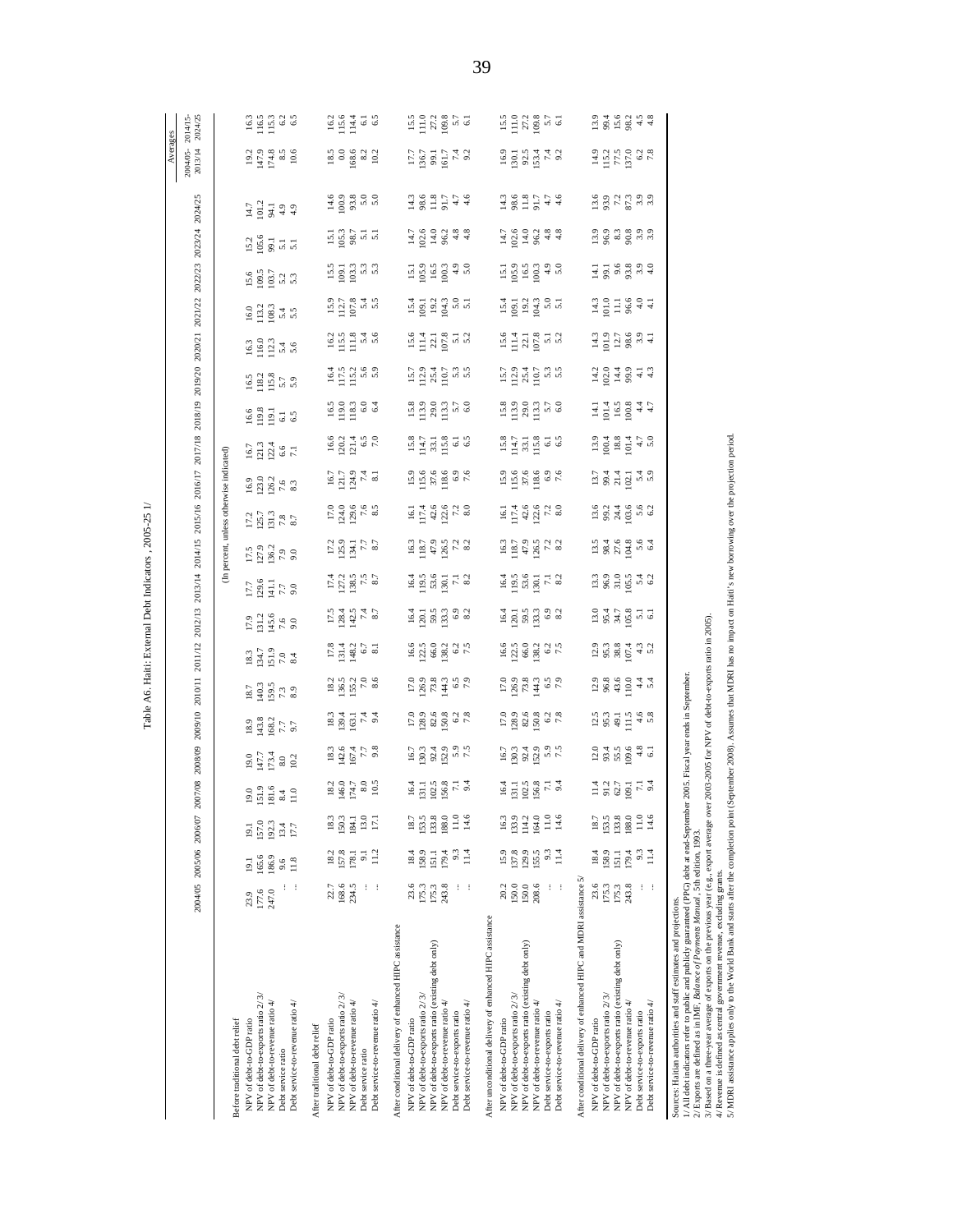Table A6. Haiti: External Debt Indicators , 2005-25 1/

| | 2004/05 | 2005/06 | 2006/07 | 2007/08 | 2008/09 | 2009/10 | 2010/11 | 2011/12 | 2012/13 | 2013/14 | 2014/15 | 2015/16 | 2016/17 | 2017/18 | 2018/19 | 2019/20 | 2020/21 | 2021/22 | 2022/23 | 2023/24 | 2024/25 | Averages 2004/05-2013/14 | Averages 2014/15-2024/25 |
|---|---|---|---|---|---|---|---|---|---|---|---|---|---|---|---|---|---|---|---|---|---|---|---|
| | (In percent, unless otherwise indicated) | | | | | | | | | | | | | | | | | | | | | | |
| **Before traditional debt relief** | | | | | | | | | | | | | | | | | | | | | | | |
| NPV of debt-to-GDP ratio | 23.9 | 19.1 | 19.1 | 19.0 | 19.0 | 18.9 | 18.7 | 18.3 | 17.9 | 17.7 | 17.5 | 17.2 | 16.9 | 16.7 | 16.6 | 16.5 | 16.3 | 16.0 | 15.6 | 15.2 | 14.7 | 19.2 | 16.3 |
| NPV of debt-to-exports ratio 2/ 3/ | 177.6 | 165.6 | 157.0 | 151.9 | 147.7 | 143.8 | 140.3 | 134.7 | 131.2 | 129.6 | 127.9 | 125.7 | 123.0 | 121.3 | 119.8 | 118.2 | 116.0 | 113.2 | 109.5 | 105.6 | 101.2 | 147.9 | 116.5 |
| NPV of debt-to-revenue ratio 4/ | 247.0 | 186.9 | 192.3 | 181.6 | 173.4 | 168.2 | 159.5 | 151.9 | 145.6 | 141.1 | 136.2 | 131.3 | 126.2 | 122.4 | 119.1 | 115.8 | 112.3 | 108.3 | 103.7 | 99.1 | 94.1 | 174.8 | 115.3 |
| Debt service ratio | ... | 9.6 | 13.4 | 8.4 | 8.0 | 7.7 | 7.3 | 7.0 | 7.6 | 7.7 | 7.9 | 7.8 | 7.6 | 6.6 | 6.1 | 5.7 | 5.4 | 5.4 | 5.2 | 5.1 | 4.9 | 8.5 | 6.2 |
| Debt service-to-revenue ratio 4/ | ... | 11.8 | 17.7 | 11.0 | 10.2 | 9.7 | 8.9 | 8.4 | 9.0 | 9.0 | 9.0 | 8.7 | 8.3 | 7.1 | 6.5 | 5.9 | 5.6 | 5.5 | 5.3 | 5.1 | 4.9 | 10.6 | 6.5 |
| **After traditional debt relief** | | | | | | | | | | | | | | | | | | | | | | | |
| NPV of debt-to-GDP ratio | 22.7 | 18.2 | 18.3 | 18.2 | 18.3 | 18.3 | 18.2 | 17.8 | 17.5 | 17.4 | 17.2 | 17.0 | 16.7 | 16.6 | 16.5 | 16.4 | 16.2 | 15.9 | 15.5 | 15.1 | 14.6 | 18.5 | 16.2 |
| NPV of debt-to-exports ratio 2/ 3/ | 168.6 | 157.8 | 150.3 | 146.0 | 142.6 | 139.4 | 136.5 | 131.4 | 128.4 | 127.2 | 125.9 | 124.0 | 121.7 | 120.2 | 119.0 | 117.5 | 115.5 | 112.7 | 109.1 | 105.3 | 100.9 | 0.0 | 115.6 |
| NPV of debt-to-revenue ratio 4/ | 234.5 | 178.1 | 184.1 | 174.7 | 167.4 | 163.1 | 155.2 | 148.2 | 142.5 | 138.5 | 134.1 | 129.6 | 124.9 | 121.4 | 118.3 | 115.2 | 111.8 | 107.8 | 103.3 | 98.7 | 93.8 | 168.6 | 114.4 |
| Debt service ratio | ... | 9.1 | 13.0 | 8.0 | 7.7 | 7.4 | 7.0 | 6.7 | 7.4 | 7.5 | 7.7 | 7.6 | 7.4 | 6.5 | 6.0 | 5.6 | 5.4 | 5.4 | 5.3 | 5.1 | 5.0 | 8.2 | 6.1 |
| Debt service-to-revenue ratio 4/ | ... | 11.2 | 17.1 | 10.5 | 9.8 | 9.4 | 8.6 | 8.1 | 8.7 | 8.7 | 8.7 | 8.5 | 8.1 | 7.0 | 6.4 | 5.9 | 5.6 | 5.5 | 5.3 | 5.1 | 5.0 | 10.2 | 6.5 |
| **After conditional delivery of enhanced HIPC assistance** | | | | | | | | | | | | | | | | | | | | | | | |
| NPV of debt-to-GDP ratio | 23.6 | 18.4 | 18.7 | 16.4 | 16.7 | 17.0 | 17.0 | 16.6 | 16.4 | 16.4 | 16.3 | 16.1 | 15.9 | 15.8 | 15.8 | 15.7 | 15.6 | 15.4 | 15.1 | 14.7 | 14.3 | 17.7 | 15.5 |
| NPV of debt-to-exports ratio 2/ 3/ | 175.3 | 158.9 | 153.5 | 131.1 | 130.3 | 128.9 | 126.9 | 122.5 | 120.1 | 119.5 | 118.7 | 117.4 | 115.6 | 114.7 | 113.9 | 112.9 | 111.4 | 109.1 | 105.9 | 102.6 | 98.6 | 136.7 | 111.0 |
| NPV of debt-to-exports ratio (existing debt only) | 175.3 | 151.1 | 133.8 | 102.5 | 92.4 | 82.6 | 73.8 | 66.0 | 59.5 | 53.6 | 47.9 | 42.6 | 37.6 | 33.1 | 29.0 | 25.4 | 22.1 | 19.2 | 16.5 | 14.0 | 11.8 | 99.1 | 27.2 |
| NPV of debt-to-revenue ratio 4/ | 243.8 | 179.4 | 188.0 | 156.8 | 152.9 | 150.8 | 144.3 | 138.2 | 133.3 | 130.1 | 126.5 | 122.6 | 118.6 | 115.8 | 113.3 | 110.7 | 107.8 | 104.3 | 100.3 | 96.2 | 91.7 | 161.7 | 109.8 |
| Debt service-to-exports ratio | ... | 9.3 | 11.0 | 7.1 | 5.9 | 6.2 | 6.5 | 6.2 | 6.9 | 7.1 | 7.2 | 7.2 | 6.9 | 6.1 | 5.7 | 5.3 | 5.1 | 5.0 | 4.9 | 4.8 | 4.7 | 7.4 | 5.7 |
| Debt service-to-revenue ratio 4/ | ... | 11.4 | 14.6 | 9.4 | 7.5 | 7.8 | 7.9 | 7.5 | 8.2 | 8.2 | 8.2 | 8.0 | 7.6 | 6.5 | 6.0 | 5.5 | 5.2 | 5.1 | 5.0 | 4.8 | 4.6 | 9.2 | 6.1 |
| **After unconditional delivery of enhanced HIPC assistance** | | | | | | | | | | | | | | | | | | | | | | | |
| NPV of debt-to-GDP ratio | 20.2 | 15.9 | 16.3 | 16.4 | 16.7 | 17.0 | 17.0 | 16.6 | 16.4 | 16.4 | 16.3 | 16.1 | 15.9 | 15.8 | 15.8 | 15.7 | 15.6 | 15.4 | 15.1 | 14.7 | 14.3 | 16.9 | 15.5 |
| NPV of debt-to-exports ratio 2/ 3/ | 150.0 | 137.8 | 133.9 | 131.1 | 130.3 | 128.9 | 126.9 | 122.5 | 120.1 | 119.5 | 118.7 | 117.4 | 115.6 | 114.7 | 113.9 | 112.9 | 111.4 | 109.1 | 105.9 | 102.6 | 98.6 | 130.1 | 111.0 |
| NPV of debt-to-exports ratio (existing debt only) | 150.0 | 129.9 | 114.2 | 102.5 | 92.4 | 82.6 | 73.8 | 66.0 | 59.5 | 53.6 | 47.9 | 42.6 | 37.6 | 33.1 | 29.0 | 25.4 | 22.1 | 19.2 | 16.5 | 14.0 | 11.8 | 92.5 | 27.2 |
| NPV of debt-to-revenue ratio 4/ | 208.6 | 155.5 | 164.0 | 156.8 | 152.9 | 150.8 | 144.3 | 138.2 | 133.3 | 130.1 | 126.5 | 122.6 | 118.6 | 115.8 | 113.3 | 110.7 | 107.8 | 104.3 | 100.3 | 96.2 | 91.7 | 153.4 | 109.8 |
| Debt service-to-exports ratio | ... | 9.3 | 11.0 | 7.1 | 5.9 | 6.2 | 6.5 | 6.2 | 6.9 | 7.1 | 7.2 | 7.2 | 6.9 | 6.1 | 5.7 | 5.3 | 5.1 | 5.0 | 4.9 | 4.8 | 4.7 | 7.4 | 5.7 |
| Debt service-to-revenue ratio 4/ | ... | 11.4 | 14.6 | 9.4 | 7.5 | 7.8 | 7.9 | 7.5 | 8.2 | 8.2 | 8.2 | 8.0 | 7.6 | 6.5 | 6.0 | 5.5 | 5.2 | 5.1 | 5.0 | 4.8 | 4.6 | 9.2 | 6.1 |
| **After conditional delivery of enhanced HIPC and MDRI assistance 5/** | | | | | | | | | | | | | | | | | | | | | | | |
| NPV of debt-to-GDP ratio | 23.6 | 18.4 | 18.7 | 11.4 | 12.0 | 12.5 | 12.9 | 12.9 | 13.0 | 13.3 | 13.5 | 13.6 | 13.7 | 13.9 | 14.1 | 14.2 | 14.3 | 14.3 | 14.1 | 13.9 | 13.6 | 14.9 | 13.9 |
| NPV of debt-to-exports ratio 2/ 3/ | 175.3 | 158.9 | 153.5 | 91.2 | 93.4 | 95.3 | 96.8 | 95.3 | 95.4 | 96.9 | 98.4 | 99.2 | 99.4 | 100.4 | 101.4 | 102.0 | 101.9 | 101.0 | 99.1 | 96.9 | 93.9 | 115.2 | 99.4 |
| NPV of debt-to-exports ratio (existing debt only) | 175.3 | 151.1 | 133.8 | 62.7 | 55.5 | 49.1 | 43.6 | 38.8 | 34.7 | 31.0 | 27.6 | 24.4 | 21.4 | 18.8 | 16.5 | 14.4 | 12.7 | 11.1 | 9.6 | 8.3 | 7.2 | 77.5 | 15.6 |
| NPV of debt-to-revenue ratio 4/ | 243.8 | 179.4 | 188.0 | 109.1 | 109.6 | 111.5 | 110.0 | 107.4 | 105.8 | 105.5 | 104.8 | 103.6 | 102.1 | 101.4 | 100.8 | 99.9 | 98.6 | 96.6 | 93.8 | 90.8 | 87.3 | 137.0 | 98.2 |
| Debt service-to-exports ratio | ... | 9.3 | 11.0 | 7.1 | 4.8 | 4.6 | 4.4 | 4.3 | 5.1 | 5.4 | 5.6 | 5.6 | 5.4 | 4.7 | 4.4 | 4.1 | 3.9 | 4.0 | 3.9 | 3.9 | 3.9 | 6.2 | 4.5 |
| Debt service-to-revenue ratio 4/ | ... | 11.4 | 14.6 | 9.4 | 6.1 | 5.8 | 5.4 | 5.2 | 6.1 | 6.2 | 6.4 | 6.2 | 5.9 | 5.0 | 4.7 | 4.3 | 4.1 | 4.1 | 4.0 | 3.9 | 3.9 | 7.8 | 4.8 |

Sources: Haitian authorities and staff estimates and projections.

1/ All debt indicators refer to public and publicly guaranteed (PPG) debt at end-September 2005. Fiscal year ends in September.

2/ Exports are defined as in IMF, *Balance of Payments Manual* , 5th edition, 1993.

3/ Based on a three-year average of exports on the previous year (e.g., export average over 2003-2005 for NPV of debt-to-exports ratio in 2005).

4/ Revenue is defined as central government revenue, excluding grants.

5/ MDRI assistance applies only to the World Bank and starts after the completion point (September 2008). Assumes that MDRI has no impact on Haiti's new borrowing over the projection period.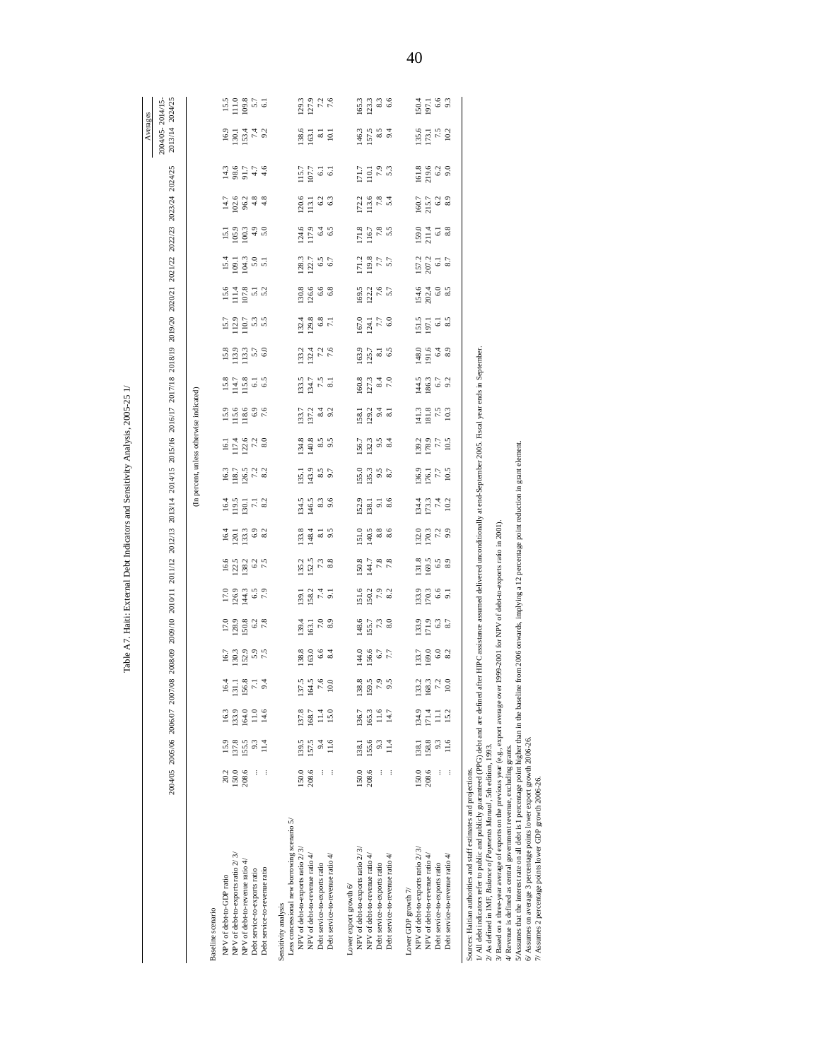Table A7. Haiti: External Debt Indicators and Sensitivity Analysis, 2005-25 1/

| | 2004/05 | 2005/06 | 2006/07 | 2007/08 | 2008/09 | 2009/10 | 2010/11 | 2011/12 | 2012/13 | 2013/14 | 2014/15 | 2015/16 | 2016/17 | 2017/18 | 2018/19 | 2019/20 | 2020/21 | 2021/22 | 2022/23 | 2023/24 | 2024/25 | Averages 2004/05-2013/14 | Averages 2014/15-2024/25 |
|---|---|---|---|---|---|---|---|---|---|---|---|---|---|---|---|---|---|---|---|---|---|---|---|
| | (In percent, unless otherwise indicated) | | | | | | | | | | | | | | | | | | | | | | |
| **Baseline scenario** | | | | | | | | | | | | | | | | | | | | | | | |
| NPV of debt-to-GDP ratio | 20.2 | 15.9 | 16.3 | 16.4 | 16.7 | 17.0 | 17.0 | 16.6 | 16.4 | 16.4 | 16.3 | 16.1 | 15.9 | 15.8 | 15.8 | 15.7 | 15.6 | 15.4 | 15.1 | 14.7 | 14.3 | 16.9 | 15.5 |
| NPV of debt-to-exports ratio 2/ 3/ | 150.0 | 137.8 | 133.9 | 131.1 | 130.3 | 128.9 | 126.9 | 122.5 | 120.1 | 119.5 | 118.7 | 117.4 | 115.6 | 114.7 | 113.9 | 112.9 | 111.4 | 109.1 | 105.9 | 102.6 | 98.6 | 130.1 | 111.0 |
| NPV of debt-to-revenue ratio 4/ | 208.6 | 155.5 | 164.0 | 156.8 | 152.9 | 150.8 | 144.3 | 138.2 | 133.3 | 130.1 | 126.5 | 122.6 | 118.6 | 115.8 | 113.3 | 110.7 | 107.8 | 104.3 | 100.3 | 96.2 | 91.7 | 153.4 | 109.8 |
| Debt service-to-exports ratio | ... | 9.3 | 11.0 | 7.1 | 5.9 | 6.2 | 6.5 | 6.2 | 6.9 | 7.1 | 7.2 | 7.2 | 6.9 | 6.1 | 5.7 | 5.3 | 5.1 | 5.0 | 4.9 | 4.8 | 4.7 | 7.4 | 5.7 |
| Debt service-to-revenue ratio | ... | 11.4 | 14.6 | 9.4 | 7.5 | 7.8 | 7.9 | 7.5 | 8.2 | 8.2 | 8.2 | 8.0 | 7.6 | 6.5 | 6.0 | 5.5 | 5.2 | 5.1 | 5.0 | 4.8 | 4.6 | 9.2 | 6.1 |
| **Sensitivity analysis** | | | | | | | | | | | | | | | | | | | | | | | |
| Less concessional new borrowing scenario 5/ | | | | | | | | | | | | | | | | | | | | | | | |
| NPV of debt-to-exports ratio 2/ 3/ | 150.0 | 139.5 | 137.8 | 137.5 | 138.8 | 139.4 | 139.1 | 135.2 | 133.8 | 134.5 | 135.1 | 134.8 | 133.7 | 133.5 | 133.2 | 132.4 | 130.8 | 128.3 | 124.6 | 120.6 | 115.7 | 138.6 | 129.3 |
| NPV of debt-to-revenue ratio 4/ | 208.6 | 157.5 | 168.7 | 164.5 | 163.0 | 163.1 | 158.2 | 152.5 | 148.4 | 146.5 | 143.9 | 140.8 | 137.2 | 134.7 | 132.4 | 129.8 | 126.6 | 122.7 | 117.9 | 113.1 | 107.7 | 163.1 | 127.9 |
| Debt service-to-exports ratio | ... | 9.4 | 11.4 | 7.6 | 6.6 | 7.0 | 7.4 | 7.3 | 8.1 | 8.3 | 8.5 | 8.5 | 8.4 | 7.5 | 7.2 | 6.8 | 6.6 | 6.5 | 6.4 | 6.2 | 6.1 | 8.1 | 7.2 |
| Debt service-to-revenue ratio 4/ | ... | 11.6 | 15.0 | 10.0 | 8.4 | 8.9 | 9.1 | 8.8 | 9.5 | 9.6 | 9.7 | 9.5 | 9.2 | 8.1 | 7.6 | 7.1 | 6.8 | 6.7 | 6.5 | 6.3 | 6.1 | 10.1 | 7.6 |
| Lower export growth 6/ | | | | | | | | | | | | | | | | | | | | | | | |
| NPV of debt-to-exports ratio 2/ 3/ | 150.0 | 138.1 | 136.7 | 138.8 | 144.0 | 148.6 | 151.6 | 150.8 | 151.0 | 152.9 | 155.0 | 156.7 | 158.1 | 160.8 | 163.9 | 167.0 | 169.5 | 171.2 | 171.8 | 172.2 | 171.7 | 146.3 | 165.3 |
| NPV of debt-to-revenue ratio 4/ | 208.6 | 155.6 | 165.3 | 159.5 | 156.6 | 155.7 | 150.2 | 144.7 | 140.5 | 138.1 | 135.3 | 132.3 | 129.2 | 127.3 | 125.7 | 124.1 | 122.2 | 119.8 | 116.7 | 113.6 | 110.1 | 157.5 | 123.3 |
| Debt service-to-exports ratio | ... | 9.3 | 11.6 | 7.9 | 6.7 | 7.3 | 7.9 | 7.8 | 8.8 | 9.1 | 9.5 | 9.5 | 9.4 | 8.4 | 8.1 | 7.7 | 7.6 | 7.7 | 7.8 | 7.8 | 7.9 | 8.5 | 8.3 |
| Debt service-to-revenue ratio 4/ | ... | 11.4 | 14.7 | 9.5 | 7.7 | 8.0 | 8.2 | 7.8 | 8.6 | 8.6 | 8.7 | 8.4 | 8.1 | 7.0 | 6.5 | 6.0 | 5.7 | 5.7 | 5.5 | 5.4 | 5.3 | 9.4 | 6.6 |
| Lower GDP growth 7/ | | | | | | | | | | | | | | | | | | | | | | | |
| NPV of debt-to-exports ratio 2/ 3/ | 150.0 | 138.1 | 134.9 | 133.2 | 133.7 | 133.9 | 133.9 | 131.8 | 132.0 | 134.4 | 136.9 | 139.2 | 141.3 | 144.5 | 148.0 | 151.5 | 154.6 | 157.2 | 159.0 | 160.7 | 161.8 | 135.6 | 150.4 |
| NPV of debt-to-revenue ratio 4/ | 208.6 | 158.8 | 171.4 | 168.3 | 169.0 | 171.9 | 170.3 | 169.5 | 170.3 | 173.3 | 176.1 | 178.9 | 181.8 | 186.3 | 191.6 | 197.1 | 202.4 | 207.2 | 211.4 | 215.7 | 219.6 | 173.1 | 197.1 |
| Debt service-to-exports ratio | ... | 9.3 | 11.1 | 7.2 | 6.0 | 6.3 | 6.6 | 6.5 | 7.2 | 7.4 | 7.7 | 7.7 | 7.5 | 6.7 | 6.4 | 6.1 | 6.0 | 6.1 | 6.1 | 6.2 | 6.2 | 7.5 | 6.6 |
| Debt service-to-revenue ratio 4/ | ... | 11.6 | 15.2 | 10.0 | 8.2 | 8.7 | 9.1 | 8.9 | 9.9 | 10.2 | 10.5 | 10.5 | 10.3 | 9.2 | 8.9 | 8.5 | 8.5 | 8.7 | 8.8 | 8.9 | 9.0 | 10.2 | 9.3 |

Sources: Haitian authorities and staff estimates and projections.
1/ All debt indicators refer to public and publicly guaranteed (PPG) debt and are defined after HIPC assistance assumed delivered unconditionally at end-September 2005. Fiscal year ends in September.
2/ As defined in IMF, *Balance of Payments Manual*, 5th edition, 1993.
3/ Based on a three-year average of exports on the previous year (e.g., export average over 1999-2001 for NPV of debt-to-exports ratio in 2001).
4/ Revenue is defined as central government revenue, excluding grants.
5/Assumes that the interest rate on all debt is 1 percentage point higher than in the baseline from 2006 onwards, implying a 12 percentage point reduction in grant element.
6/ Assumes on average 3 percentage points lower export growth 2006-26.
7/ Assumes 2 percentage points lower GDP growth 2006-26.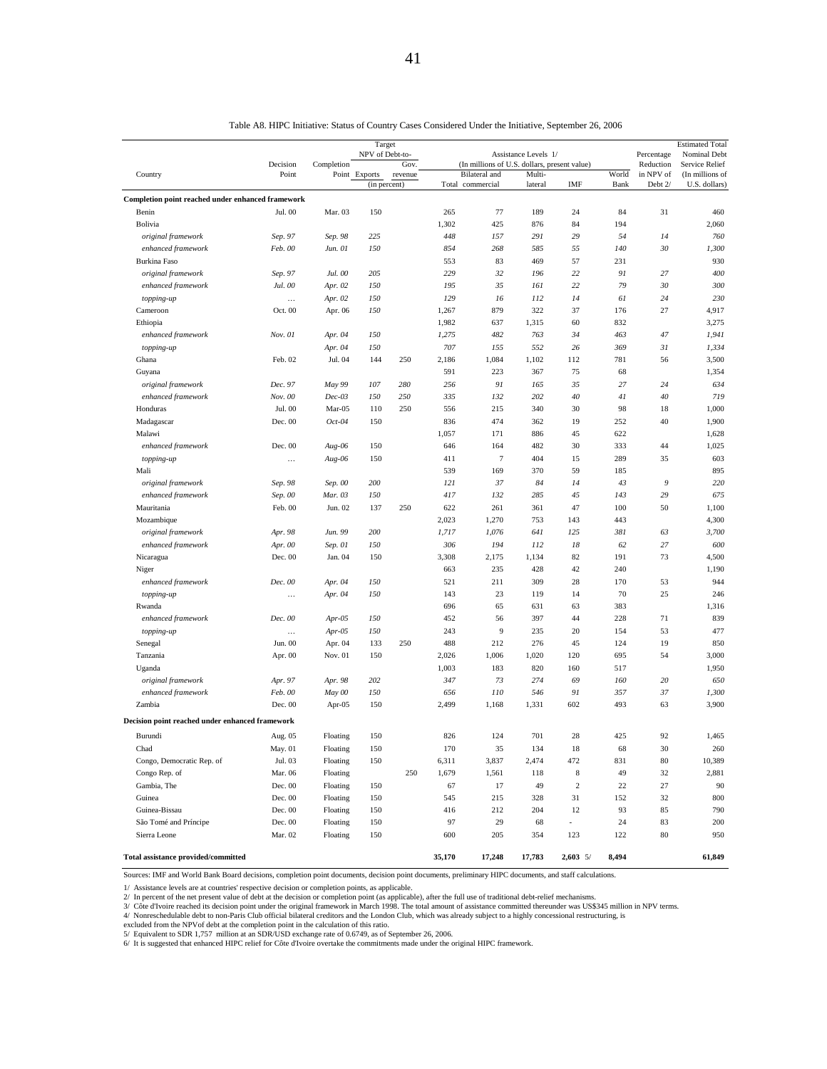Table A8. HIPC Initiative: Status of Country Cases Considered Under the Initiative, September 26, 2006

| Country | Decision Point | Completion Point | Target NPV of Debt-to- Exports (in percent) | Target NPV of Debt-to- Gov. revenue (in percent) | Assistance Levels 1/ (In millions of U.S. dollars, present value) Total | Bilateral and commercial | Multi-lateral | IMF | World Bank | Percentage Reduction in NPV of Debt 2/ | Estimated Total Nominal Debt Service Relief (In millions of U.S. dollars) |
|---|---|---|---|---|---|---|---|---|---|---|---|
| **Completion point reached under enhanced framework** | | | | | | | | | | | |
| Benin | Jul. 00 | Mar. 03 | 150 | | 265 | 77 | 189 | 24 | 84 | 31 | 460 |
| Bolivia | | | | | 1,302 | 425 | 876 | 84 | 194 | | 2,060 |
| *original framework* | *Sep. 97* | *Sep. 98* | *225* | | *448* | *157* | *291* | *29* | *54* | *14* | *760* |
| *enhanced framework* | *Feb. 00* | *Jun. 01* | *150* | | *854* | *268* | *585* | *55* | *140* | *30* | *1,300* |
| Burkina Faso | | | | | 553 | 83 | 469 | 57 | 231 | | 930 |
| *original framework* | *Sep. 97* | *Jul. 00* | *205* | | *229* | *32* | *196* | *22* | *91* | *27* | *400* |
| *enhanced framework* | *Jul. 00* | *Apr. 02* | *150* | | *195* | *35* | *161* | *22* | *79* | *30* | *300* |
| *topping-up* | … | *Apr. 02* | *150* | | *129* | *16* | *112* | *14* | *61* | *24* | *230* |
| Cameroon | Oct. 00 | Apr. 06 | *150* | | 1,267 | 879 | 322 | 37 | 176 | 27 | 4,917 |
| Ethiopia | | | | | 1,982 | 637 | 1,315 | 60 | 832 | | 3,275 |
| *enhanced framework* | *Nov. 01* | *Apr. 04* | *150* | | *1,275* | *482* | *763* | *34* | *463* | *47* | *1,941* |
| *topping-up* | | *Apr. 04* | *150* | | *707* | *155* | *552* | *26* | *369* | *31* | *1,334* |
| Ghana | Feb. 02 | Jul. 04 | 144 | 250 | 2,186 | 1,084 | 1,102 | 112 | 781 | 56 | 3,500 |
| Guyana | | | | | 591 | 223 | 367 | 75 | 68 | | 1,354 |
| *original framework* | *Dec. 97* | *May 99* | *107* | *280* | *256* | *91* | *165* | *35* | *27* | *24* | *634* |
| *enhanced framework* | *Nov. 00* | *Dec-03* | *150* | *250* | *335* | *132* | *202* | *40* | *41* | *40* | *719* |
| Honduras | Jul. 00 | Mar-05 | 110 | 250 | 556 | 215 | 340 | 30 | 98 | 18 | 1,000 |
| Madagascar | Dec. 00 | *Oct-04* | 150 | | 836 | 474 | 362 | 19 | 252 | 40 | 1,900 |
| Malawi | | | | | 1,057 | 171 | 886 | 45 | 622 | | 1,628 |
| *enhanced framework* | Dec. 00 | *Aug-06* | 150 | | 646 | 164 | 482 | 30 | 333 | 44 | 1,025 |
| *topping-up* | … | *Aug-06* | 150 | | 411 | 7 | 404 | 15 | 289 | 35 | 603 |
| Mali | | | | | 539 | 169 | 370 | 59 | 185 | | 895 |
| *original framework* | *Sep. 98* | *Sep. 00* | *200* | | *121* | *37* | *84* | *14* | *43* | *9* | *220* |
| *enhanced framework* | *Sep. 00* | *Mar. 03* | *150* | | *417* | *132* | *285* | *45* | *143* | *29* | *675* |
| Mauritania | Feb. 00 | Jun. 02 | 137 | 250 | 622 | 261 | 361 | 47 | 100 | 50 | 1,100 |
| Mozambique | | | | | 2,023 | 1,270 | 753 | 143 | 443 | | 4,300 |
| *original framework* | *Apr. 98* | *Jun. 99* | *200* | | *1,717* | *1,076* | *641* | *125* | *381* | *63* | *3,700* |
| *enhanced framework* | *Apr. 00* | *Sep. 01* | *150* | | *306* | *194* | *112* | *18* | *62* | *27* | *600* |
| Nicaragua | Dec. 00 | Jan. 04 | 150 | | 3,308 | 2,175 | 1,134 | 82 | 191 | 73 | 4,500 |
| Niger | | | | | 663 | 235 | 428 | 42 | 240 | | 1,190 |
| *enhanced framework* | *Dec. 00* | *Apr. 04* | *150* | | 521 | 211 | 309 | 28 | 170 | 53 | 944 |
| *topping-up* | … | *Apr. 04* | *150* | | 143 | 23 | 119 | 14 | 70 | 25 | 246 |
| Rwanda | | | | | 696 | 65 | 631 | 63 | 383 | | 1,316 |
| *enhanced framework* | *Dec. 00* | *Apr-05* | *150* | | 452 | 56 | 397 | 44 | 228 | 71 | 839 |
| *topping-up* | … | *Apr-05* | *150* | | 243 | 9 | 235 | 20 | 154 | 53 | 477 |
| Senegal | Jun. 00 | Apr. 04 | 133 | 250 | 488 | 212 | 276 | 45 | 124 | 19 | 850 |
| Tanzania | Apr. 00 | Nov. 01 | 150 | | 2,026 | 1,006 | 1,020 | 120 | 695 | 54 | 3,000 |
| Uganda | | | | | 1,003 | 183 | 820 | 160 | 517 | | 1,950 |
| *original framework* | *Apr. 97* | *Apr. 98* | *202* | | *347* | *73* | *274* | *69* | *160* | *20* | *650* |
| *enhanced framework* | *Feb. 00* | *May 00* | *150* | | *656* | *110* | *546* | *91* | *357* | *37* | *1,300* |
| Zambia | Dec. 00 | Apr-05 | 150 | | 2,499 | 1,168 | 1,331 | 602 | 493 | 63 | 3,900 |
| **Decision point reached under enhanced framework** | | | | | | | | | | | |
| Burundi | Aug. 05 | Floating | 150 | | 826 | 124 | 701 | 28 | 425 | 92 | 1,465 |
| Chad | May. 01 | Floating | 150 | | 170 | 35 | 134 | 18 | 68 | 30 | 260 |
| Congo, Democratic Rep. of | Jul. 03 | Floating | 150 | | 6,311 | 3,837 | 2,474 | 472 | 831 | 80 | 10,389 |
| Congo Rep. of | Mar. 06 | Floating | | 250 | 1,679 | 1,561 | 118 | 8 | 49 | 32 | 2,881 |
| Gambia, The | Dec. 00 | Floating | 150 | | 67 | 17 | 49 | 2 | 22 | 27 | 90 |
| Guinea | Dec. 00 | Floating | 150 | | 545 | 215 | 328 | 31 | 152 | 32 | 800 |
| Guinea-Bissau | Dec. 00 | Floating | 150 | | 416 | 212 | 204 | 12 | 93 | 85 | 790 |
| São Tomé and Príncipe | Dec. 00 | Floating | 150 | | 97 | 29 | 68 | - | 24 | 83 | 200 |
| Sierra Leone | Mar. 02 | Floating | 150 | | 600 | 205 | 354 | 123 | 122 | 80 | 950 |
| **Total assistance provided/committed** | | | | | **35,170** | **17,248** | **17,783** | **2,603** 5/ | **8,494** | | **61,849** |

Sources: IMF and World Bank Board decisions, completion point documents, decision point documents, preliminary HIPC documents, and staff calculations.

1/ Assistance levels are at countries' respective decision or completion points, as applicable.
2/ In percent of the net present value of debt at the decision or completion point (as applicable), after the full use of traditional debt-relief mechanisms.
3/ Côte d'Ivoire reached its decision point under the original framework in March 1998. The total amount of assistance committed thereunder was US$345 million in NPV terms.
4/ Nonreschedulable debt to non-Paris Club official bilateral creditors and the London Club, which was already subject to a highly concessional restructuring, is excluded from the NPVof debt at the completion point in the calculation of this ratio.
5/ Equivalent to SDR 1,757 million at an SDR/USD exchange rate of 0.6749, as of September 26, 2006.
6/ It is suggested that enhanced HIPC relief for Côte d'Ivoire overtake the commitments made under the original HIPC framework.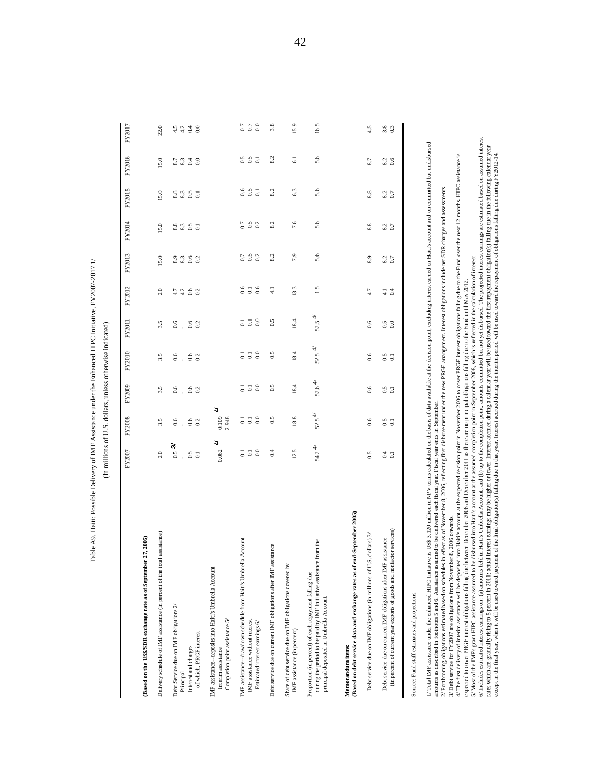Table A9. Haiti: Possible Delivery of IMF Assistance under the Enhanced HIPC Initiative, FY2007-2017 1/

(In millions of U.S. dollars, unless otherwise indicated)

| | FY2007 | FY2008 | FY2009 | FY2010 | FY2011 | FY2012 | FY2013 | FY2014 | FY2015 | FY2016 | FY2017 |
|---|---|---|---|---|---|---|---|---|---|---|---|
| **(Based on the US$/SDR exchange rate as of September 27, 2006)** | | | | | | | | | | | |
| Delivery schedule of IMF assistance (in percent of the total assistance) | 2.0 | 3.5 | 3.5 | 3.5 | 3.5 | 2.0 | 15.0 | 15.0 | 15.0 | 15.0 | 22.0 |
| Debt Service due on IMF obligations 2/ | 0.5 3/ | 0.6 | 0.6 | 0.6 | 0.6 | 4.7 | 8.9 | 8.8 | 8.8 | 8.7 | 4.5 |
| Principal | - | - | - | - | - | 4.2 | 8.3 | 8.3 | 8.3 | 8.3 | 4.2 |
| Interest and charges | 0.5 | 0.6 | 0.6 | 0.6 | 0.6 | 0.6 | 0.6 | 0.5 | 0.5 | 0.4 | 0.4 |
| of which, PRGF interest | 0.1 | 0.2 | 0.2 | 0.2 | 0.2 | 0.2 | 0.2 | 0.1 | 0.1 | 0.0 | 0.0 |
| IMF assistance--deposits into Haiti's Umbrella Account | | | | | | | | | | | |
| Interim assistance | 0.062 4/ | 0.109 4/ | | | | | | | | | |
| Completion point assistance 5/ | | 2.948 | | | | | | | | | |
| IMF assistance--drawdown schedule from Haiti's Umbrella Account | 0.1 | 0.1 | 0.1 | 0.1 | 0.1 | 0.6 | 0.7 | 0.7 | 0.6 | 0.5 | 0.7 |
| IMF assistance without interest | 0.1 | 0.1 | 0.1 | 0.1 | 0.1 | 0.1 | 0.5 | 0.5 | 0.5 | 0.5 | 0.7 |
| Estimated interest earnings 6/ | 0.0 | 0.0 | 0.0 | 0.0 | 0.0 | 0.6 | 0.2 | 0.2 | 0.1 | 0.1 | 0.0 |
| Debt service due on current IMF obligations after IMF assistance | 0.4 | 0.5 | 0.5 | 0.5 | 0.5 | 4.1 | 8.2 | 8.2 | 8.2 | 8.2 | 3.8 |
| Share of debt service due on IMF obligations covered by IMF assistance (in percent) | 12.5 | 18.8 | 18.4 | 18.4 | 18.4 | 13.3 | 7.9 | 7.6 | 6.3 | 6.1 | 15.9 |
| Proportion (in percent) of each repayment falling due during the period to be paid by IMF Initiative assistance from the principal deposited in Umbrella Account | 54.2 4/ | 52.5 4/ | 52.6 4/ | 52.5 4/ | 52.5 4/ | 1.5 | 5.6 | 5.6 | 5.6 | 5.6 | 16.5 |
| **Memorandum items:** | | | | | | | | | | | |
| **(Based on debt service data and exchange rates as of end-September 2005)** | | | | | | | | | | | |
| Debt service due on IMF obligations (in millions of U.S. dollars) 3/ | 0.5 | 0.6 | 0.6 | 0.6 | 0.6 | 4.7 | 8.9 | 8.8 | 8.8 | 8.7 | 4.5 |
| Debt service due on current IMF obligations after IMF assistance | 0.4 | 0.5 | 0.5 | 0.5 | 0.5 | 4.1 | 8.2 | 8.2 | 8.2 | 8.2 | 3.8 |
| (in percent of current year exports of goods and nonfactor services) | 0.1 | 0.1 | 0.1 | 0.1 | 0.0 | 0.4 | 0.7 | 0.7 | 0.7 | 0.6 | 0.3 |

Source: Fund staff estimates and projections.

1/ Total IMF assistance under the enhanced HIPC Initiative is US$ 3.120 million in NPV terms calculated on the basis of data available at the decision point, excluding interest earned on Haiti's account and on committed but undisbursed amounts as described in footnotes 5 and 6. Assistance assumed to be delivered each fiscal year. Fiscal year ends in September.

2/ Forthcoming obligations estimated based on schedules in effect as of November 8, 2006, reflecting first disbursement under the new PRGF arrangement. Interest obligations include net SDR charges and assessments.

3/ Debt service for FY2007 are obligations from November 8, 2006 onwards.

4/ The first delivery of interim assistance will be deposited into Haiti's account at the expected decision point in November 2006 to cover PRGF interest obligations falling due to the Fund over the next 12 months. HIPC assistance is expected to cover PRGF interest obligations falling due between December 2006 and December 2011 as there are no principal obligations falling due to the Fund until May 2012.

5/ Most of the IMF's grant HIPC assistance assumed to be disbursed into Haiti's account at the assumed completion point in September 2008, which is reflected in the calculation of interest.

6/ Includes estimated interest earnings on: (a) amounts held in Haiti's Umbrella Account; and (b) up to the completion point, amounts committed but not yet disbursed. The projected interest earnings are estimated based on assumed interest rates which are gradually rising to 5 percent in 2011; actual interest earnings may be higher or lower. Interest accrued during a calendar year will be used toward the first repayment obligation(s) falling due in the following calendar year except in the final year, when it will be used toward payment of the final obligation(s) falling due in that year. Interest accrued during the interim period will be used toward the repayment of obligations falling due during FY2012-14.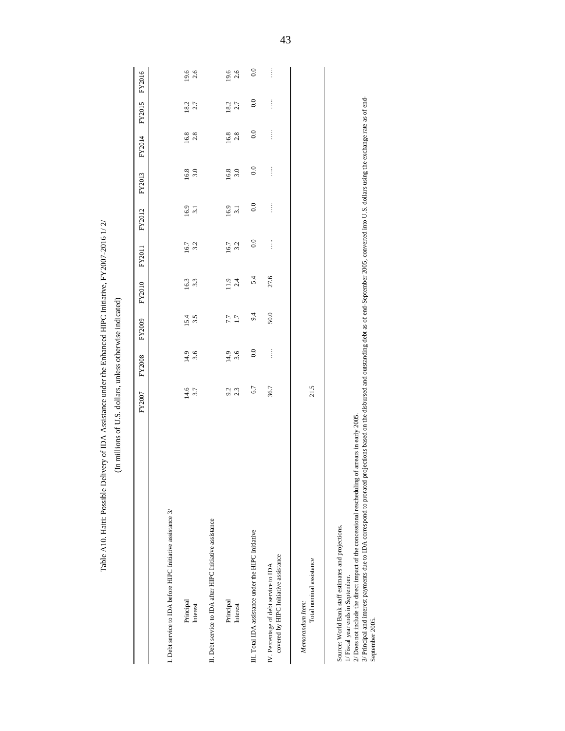Table A10. Haiti: Possible Delivery of IDA Assistance under the Enhanced HIPC Initiative, FY2007-2016 1/ 2/

(In millions of U.S. dollars, unless otherwise indicated)

| | FY2007 | FY2008 | FY2009 | FY2010 | FY2011 | FY2012 | FY2013 | FY2014 | FY2015 | FY2016 |
|---|---|---|---|---|---|---|---|---|---|---|
| I. Debt service to IDA before HIPC Initiative assistance 3/ | | | | | | | | | | |
| Principal | 14.6 | 14.9 | 15.4 | 16.3 | 16.7 | 16.9 | 16.8 | 16.8 | 18.2 | 19.6 |
| Interest | 3.7 | 3.6 | 3.5 | 3.3 | 3.2 | 3.1 | 3.0 | 2.8 | 2.7 | 2.6 |
| II. Debt service to IDA after HIPC Initiative assistance | | | | | | | | | | |
| Principal | 9.2 | 14.9 | 7.7 | 11.9 | 16.7 | 16.9 | 16.8 | 16.8 | 18.2 | 19.6 |
| Interest | 2.3 | 3.6 | 1.7 | 2.4 | 3.2 | 3.1 | 3.0 | 2.8 | 2.7 | 2.6 |
| III. Total IDA assistance under the HIPC Initiative | 6.7 | 0.0 | 9.4 | 5.4 | 0.0 | 0.0 | 0.0 | 0.0 | 0.0 | 0.0 |
| IV. Percentage of debt service to IDA covered by HIPC Initiative assistance | 36.7 | …. | 50.0 | 27.6 | …. | …. | …. | …. | …. | …. |
| *Memorandum Item:* | | | | | | | | | | |
| Total nominal assistance | 21.5 | | | | | | | | | |

Source: World Bank staff estimates and projections.

1/ Fiscal year ends in September.

2/ Does not include the direct impact of the concessional rescheduling of arrears in early 2005.

3/ Principal and interest payments due to IDA correspond to prorated projections based on the disbursed and outstanding debt as of end-September 2005, converted into U.S. dollars using the exchange rate as of end-September 2005.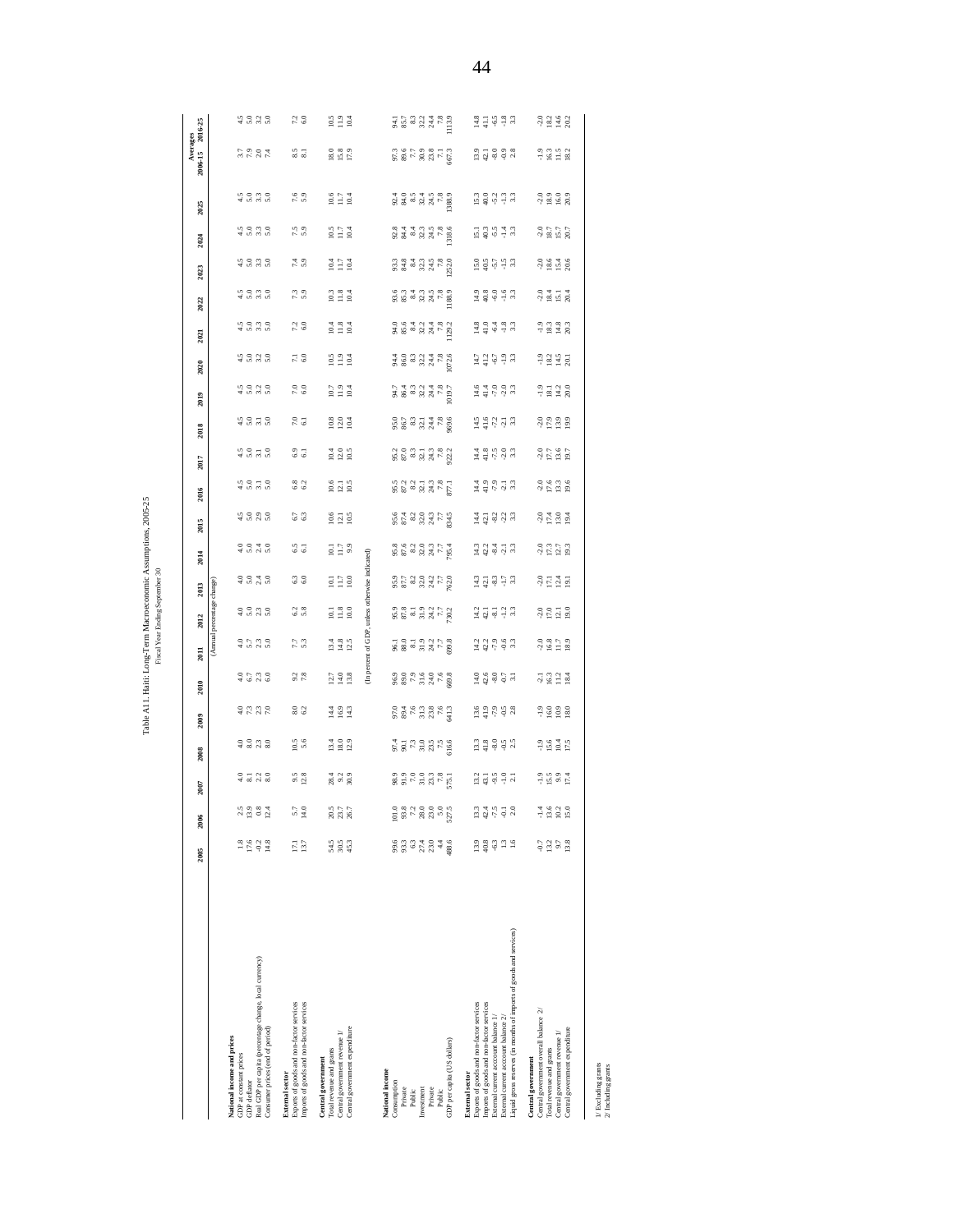Table A11. Haiti: Long-Term Macroeconomic Assumptions, 2005-25

Fiscal Year Ending September 30

| | 2005 | 2006 | 2007 | 2008 | 2009 | 2010 | 2011 | 2012 | 2013 | 2014 | 2015 | 2016 | 2017 | 2018 | 2019 | 2020 | 2021 | 2022 | 2023 | 2024 | 2025 | Averages 2006-15 | Averages 2016-25 |
|---|---|---|---|---|---|---|---|---|---|---|---|---|---|---|---|---|---|---|---|---|---|---|---|
| | (Annual percentage change) | | | | | | | | | | | | | | | | | | | | | | |
| **National income and prices** | | | | | | | | | | | | | | | | | | | | | | | |
| GDP at constant prices | 1.8 | 2.5 | 4.0 | 4.0 | 4.0 | 4.0 | 4.0 | 4.0 | 4.0 | 4.0 | 4.5 | 4.5 | 4.5 | 4.5 | 4.5 | 4.5 | 4.5 | 4.5 | 4.5 | 4.5 | 4.5 | 3.7 | 4.5 |
| GDP deflator | 17.6 | 13.9 | 8.1 | 8.0 | 7.3 | 6.7 | 5.7 | 5.0 | 5.0 | 5.0 | 5.0 | 5.0 | 5.0 | 5.0 | 5.0 | 5.0 | 5.0 | 5.0 | 5.0 | 5.0 | 5.0 | 7.9 | 5.0 |
| Real GDP per capita (percentage change, local currency) | -0.2 | 0.8 | 2.2 | 2.3 | 2.3 | 2.3 | 2.3 | 2.3 | 2.4 | 2.4 | 2.9 | 3.1 | 3.1 | 3.1 | 3.2 | 3.2 | 3.3 | 3.3 | 3.3 | 3.3 | 3.3 | 2.0 | 3.2 |
| Consumer prices (end of period) | 14.8 | 12.4 | 8.0 | 8.0 | 7.0 | 6.0 | 5.0 | 5.0 | 5.0 | 5.0 | 5.0 | 5.0 | 5.0 | 5.0 | 5.0 | 5.0 | 5.0 | 5.0 | 5.0 | 5.0 | 5.0 | 7.4 | 5.0 |
| **External sector** | | | | | | | | | | | | | | | | | | | | | | | |
| Exports of goods and non-factor services | 17.1 | 5.7 | 9.5 | 10.5 | 8.0 | 9.2 | 7.7 | 6.2 | 6.3 | 6.5 | 6.7 | 6.8 | 6.9 | 7.0 | 7.0 | 7.1 | 7.2 | 7.3 | 7.4 | 7.5 | 7.6 | 8.5 | 7.2 |
| Imports of goods and non-factor services | 13.7 | 14.0 | 12.8 | 5.6 | 6.2 | 7.8 | 5.3 | 5.8 | 6.0 | 6.1 | 6.3 | 6.2 | 6.1 | 6.1 | 6.0 | 6.0 | 6.0 | 5.9 | 5.9 | 5.9 | 5.9 | 8.1 | 6.0 |
| **Central government** | | | | | | | | | | | | | | | | | | | | | | | |
| Total revenue and grants | 54.5 | 20.5 | 28.4 | 13.4 | 14.4 | 12.7 | 13.4 | 10.1 | 10.1 | 10.1 | 10.6 | 10.6 | 10.4 | 10.8 | 10.7 | 10.5 | 10.4 | 10.3 | 10.4 | 10.5 | 10.6 | 18.0 | 10.5 |
| Central government revenue 1/ | 30.5 | 23.7 | 9.2 | 18.0 | 16.9 | 14.0 | 14.8 | 11.8 | 11.7 | 11.7 | 12.1 | 12.1 | 12.0 | 12.0 | 11.9 | 11.9 | 11.8 | 11.8 | 11.7 | 11.7 | 11.7 | 15.8 | 11.9 |
| Central government expenditure | 45.3 | 26.7 | 30.9 | 12.9 | 14.3 | 13.8 | 12.5 | 10.0 | 10.0 | 9.9 | 10.5 | 10.5 | 10.5 | 10.4 | 10.4 | 10.4 | 10.4 | 10.4 | 10.4 | 10.4 | 10.4 | 17.9 | 10.4 |
| | (In percent of GDP, unless otherwise indicated) | | | | | | | | | | | | | | | | | | | | | | |
| **National income** | | | | | | | | | | | | | | | | | | | | | | | |
| Consumption | 99.6 | 101.0 | 98.9 | 97.4 | 97.0 | 96.9 | 96.1 | 95.9 | 95.9 | 95.8 | 95.6 | 95.5 | 95.2 | 95.0 | 94.7 | 94.4 | 94.0 | 93.6 | 93.3 | 92.8 | 92.4 | 97.3 | 94.1 |
| Private | 93.3 | 93.8 | 91.9 | 90.1 | 89.4 | 89.0 | 88.0 | 87.8 | 87.7 | 87.6 | 87.4 | 87.2 | 87.0 | 86.7 | 86.4 | 86.0 | 85.6 | 85.3 | 84.8 | 84.4 | 84.0 | 89.6 | 85.7 |
| Public | 6.3 | 7.2 | 7.0 | 7.3 | 7.6 | 7.9 | 8.1 | 8.1 | 8.2 | 8.2 | 8.2 | 8.2 | 8.3 | 8.3 | 8.3 | 8.3 | 8.4 | 8.4 | 8.4 | 8.4 | 8.5 | 7.7 | 8.3 |
| Investment | 27.4 | 28.0 | 31.0 | 31.0 | 31.3 | 31.6 | 31.9 | 31.9 | 32.0 | 32.0 | 32.0 | 32.1 | 32.1 | 32.1 | 32.2 | 32.2 | 32.2 | 32.3 | 32.3 | 32.3 | 32.4 | 30.9 | 32.2 |
| Private | 23.0 | 23.0 | 23.3 | 23.5 | 23.8 | 24.0 | 24.2 | 24.2 | 24.2 | 24.3 | 24.3 | 24.3 | 24.3 | 24.4 | 24.4 | 24.4 | 24.4 | 24.5 | 24.5 | 24.5 | 24.5 | 23.8 | 24.4 |
| Public | 4.4 | 5.0 | 7.8 | 7.5 | 7.6 | 7.6 | 7.7 | 7.7 | 7.7 | 7.7 | 7.7 | 7.8 | 7.8 | 7.8 | 7.8 | 7.8 | 7.8 | 7.8 | 7.8 | 7.8 | 7.8 | 7.1 | 7.8 |
| GDP per capita (US dollars) | 488.6 | 527.5 | 575.1 | 616.6 | 641.3 | 669.8 | 699.8 | 730.2 | 762.0 | 795.4 | 834.5 | 877.1 | 922.2 | 969.6 | 1019.7 | 1072.6 | 1129.2 | 1188.9 | 1252.0 | 1318.6 | 1388.9 | 667.3 | 1113.9 |
| **External sector** | | | | | | | | | | | | | | | | | | | | | | | |
| Exports of goods and non-factor services | 13.9 | 13.3 | 13.2 | 13.3 | 13.6 | 14.0 | 14.2 | 14.2 | 14.3 | 14.3 | 14.4 | 14.4 | 14.4 | 14.5 | 14.6 | 14.7 | 14.8 | 14.9 | 15.0 | 15.1 | 15.3 | 13.9 | 14.8 |
| Imports of goods and non-factor services | 40.8 | 42.4 | 43.1 | 41.8 | 41.9 | 42.6 | 42.2 | 42.1 | 42.1 | 42.2 | 42.1 | 41.9 | 41.8 | 41.6 | 41.4 | 41.2 | 41.0 | 40.8 | 40.5 | 40.3 | 40.0 | 42.1 | 41.1 |
| External current account balance 1/ | -6.3 | -7.5 | -9.5 | -8.0 | -7.9 | -8.0 | -7.9 | -8.1 | -8.3 | -8.4 | -8.2 | -7.9 | -7.5 | -7.2 | -7.0 | -6.7 | -6.4 | -6.0 | -5.7 | -5.5 | -5.2 | -8.0 | -6.5 |
| External current account balance 2/ | 1.3 | -0.1 | -1.0 | -0.5 | -0.5 | -0.7 | -0.6 | -1.2 | -1.7 | -2.1 | -2.2 | -2.1 | -2.0 | -2.1 | -2.0 | -1.9 | -1.8 | -1.6 | -1.5 | -1.4 | -1.3 | -0.9 | -1.8 |
| Liquid gross reserves (in months of imports of goods and services) | 1.6 | 2.0 | 2.1 | 2.5 | 2.8 | 3.1 | 3.3 | 3.3 | 3.3 | 3.3 | 3.3 | 3.3 | 3.3 | 3.3 | 3.3 | 3.3 | 3.3 | 3.3 | 3.3 | 3.3 | 3.3 | 2.8 | 3.3 |
| **Central government** | | | | | | | | | | | | | | | | | | | | | | | |
| Central government overall balance 2/ | -0.7 | -1.4 | -1.9 | -1.9 | -1.9 | -2.1 | -2.0 | -2.0 | -2.0 | -2.0 | -2.0 | -2.0 | -2.0 | -2.0 | -1.9 | -1.9 | -1.9 | -2.0 | -2.0 | -2.0 | -2.0 | -1.9 | -2.0 |
| Total revenue and grants | 13.2 | 13.6 | 15.5 | 15.6 | 16.0 | 16.3 | 16.8 | 17.0 | 17.1 | 17.3 | 17.4 | 17.6 | 17.7 | 17.9 | 18.1 | 18.2 | 18.3 | 18.4 | 18.6 | 18.7 | 18.9 | 16.3 | 18.2 |
| Central government revenue 1/ | 9.7 | 10.2 | 9.9 | 10.4 | 10.9 | 11.2 | 11.7 | 12.1 | 12.4 | 12.7 | 13.0 | 13.3 | 13.6 | 13.9 | 14.2 | 14.5 | 14.8 | 15.1 | 15.4 | 15.7 | 16.0 | 11.5 | 14.6 |
| Central government expenditure | 13.8 | 15.0 | 17.4 | 17.5 | 18.0 | 18.4 | 18.9 | 19.0 | 19.1 | 19.3 | 19.4 | 19.6 | 19.7 | 19.9 | 20.0 | 20.1 | 20.3 | 20.4 | 20.6 | 20.7 | 20.9 | 18.2 | 20.2 |

1/ Excluding grants
2/ Including grants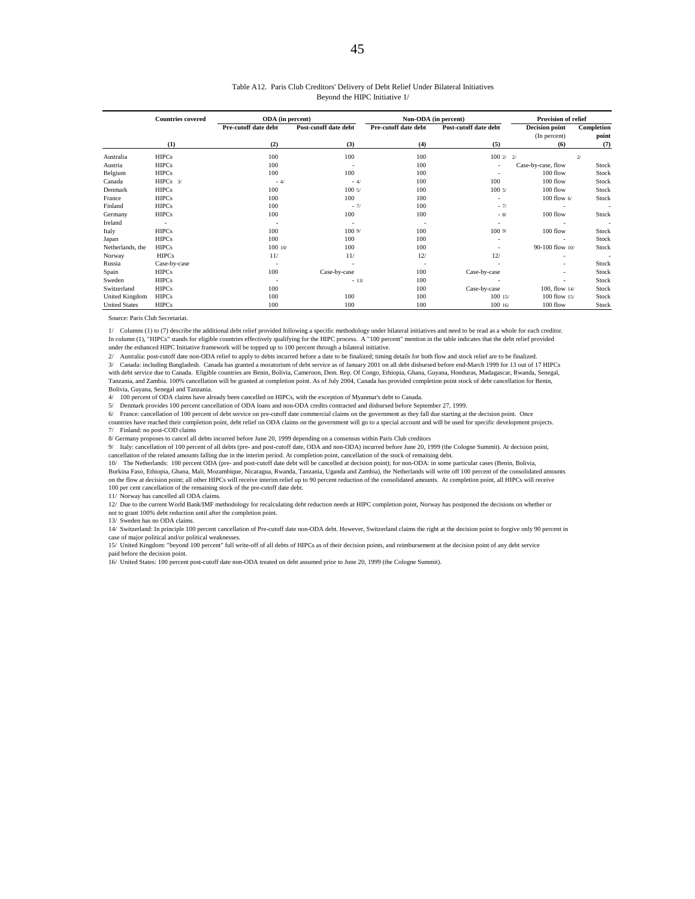Table A12. Paris Club Creditors' Delivery of Debt Relief Under Bilateral Initiatives Beyond the HIPC Initiative 1/

| | Countries covered | ODA (in percent) | | Non-ODA (in percent) | | Provision of relief | |
|---|---|---|---|---|---|---|---|
| | | Pre-cutoff date debt | Post-cutoff date debt | Pre-cutoff date debt | Post-cutoff date debt | Decision point (In percent) | Completion point |
| | (1) | (2) | (3) | (4) | (5) | (6) | (7) |
| Australia | HIPCs | 100 | 100 | 100 | 100 2/ | 2/ | 2/ |
| Austria | HIPCs | 100 | - | 100 | - | Case-by-case, flow | Stock |
| Belgium | HIPCs | 100 | 100 | 100 | - | 100 flow | Stock |
| Canada | HIPCs 3/ | - 4/ | - 4/ | 100 | 100 | 100 flow | Stock |
| Denmark | HIPCs | 100 | 100 5/ | 100 | 100 5/ | 100 flow | Stock |
| France | HIPCs | 100 | 100 | 100 | - | 100 flow 6/ | Stock |
| Finland | HIPCs | 100 | - 7/ | 100 | - 7/ | - | - |
| Germany | HIPCs | 100 | 100 | 100 | - 8/ | 100 flow | Stock |
| Ireland | - | - | - | - | - | - | - |
| Italy | HIPCs | 100 | 100 9/ | 100 | 100 9/ | 100 flow | Stock |
| Japan | HIPCs | 100 | 100 | 100 | - | - | Stock |
| Netherlands, the | HIPCs | 100 10/ | 100 | 100 | - | 90-100 flow 10/ | Stock |
| Norway | HIPCs | 11/ | 11/ | 12/ | 12/ | - | - |
| Russia | Case-by-case | - | - | - | - | - | Stock |
| Spain | HIPCs | 100 | Case-by-case | 100 | Case-by-case | - | Stock |
| Sweden | HIPCs | - | - 13/ | 100 | - | - | Stock |
| Switzerland | HIPCs | 100 | | 100 | Case-by-case | 100, flow 14/ | Stock |
| United Kingdom | HIPCs | 100 | 100 | 100 | 100 15/ | 100 flow 15/ | Stock |
| United States | HIPCs | 100 | 100 | 100 | 100 16/ | 100 flow | Stock |

Source: Paris Club Secretariat.

1/ Columns (1) to (7) describe the additional debt relief provided following a specific methodology under bilateral initiatives and need to be read as a whole for each creditor. In column (1), "HIPCs" stands for eligible countries effectively qualifying for the HIPC process. A "100 percent" mention in the table indicates that the debt relief provided under the enhanced HIPC Initiative framework will be topped up to 100 percent through a bilateral initiative.

2/ Australia: post-cutoff date non-ODA relief to apply to debts incurred before a date to be finalized; timing details for both flow and stock relief are to be finalized.

3/ Canada: including Bangladesh. Canada has granted a moratorium of debt service as of January 2001 on all debt disbursed before end-March 1999 for 13 out of 17 HIPCs with debt service due to Canada. Eligible countries are Benin, Bolivia, Cameroon, Dem. Rep. Of Congo, Ethiopia, Ghana, Guyana, Honduras, Madagascar, Rwanda, Senegal, Tanzania, and Zambia. 100% cancellation will be granted at completion point. As of July 2004, Canada has provided completion point stock of debt cancellation for Benin, Bolivia, Guyana, Senegal and Tanzania.

4/ 100 percent of ODA claims have already been cancelled on HIPCs, with the exception of Myanmar's debt to Canada.

5/ Denmark provides 100 percent cancellation of ODA loans and non-ODA credits contracted and disbursed before September 27, 1999.

6/ France: cancellation of 100 percent of debt service on pre-cutoff date commercial claims on the government as they fall due starting at the decision point. Once countries have reached their completion point, debt relief on ODA claims on the government will go to a special account and will be used for specific development projects.

7/ Finland: no post-COD claims

8/ Germany proposes to cancel all debts incurred before June 20, 1999 depending on a consensus within Paris Club creditors

9/ Italy: cancellation of 100 percent of all debts (pre- and post-cutoff date, ODA and non-ODA) incurred before June 20, 1999 (the Cologne Summit). At decision point, cancellation of the related amounts falling due in the interim period. At completion point, cancellation of the stock of remaining debt.

10/ The Netherlands: 100 percent ODA (pre- and post-cutoff date debt will be cancelled at decision point); for non-ODA: in some particular cases (Benin, Bolivia, Burkina Faso, Ethiopia, Ghana, Mali, Mozambique, Nicaragua, Rwanda, Tanzania, Uganda and Zambia), the Netherlands will write off 100 percent of the consolidated amounts on the flow at decision point; all other HIPCs will receive interim relief up to 90 percent reduction of the consolidated amounts. At completion point, all HIPCs will receive 100 per cent cancellation of the remaining stock of the pre-cutoff date debt.

11/ Norway has cancelled all ODA claims.

12/ Due to the current World Bank/IMF methodology for recalculating debt reduction needs at HIPC completion point, Norway has postponed the decisions on whether or not to grant 100% debt reduction until after the completion point.

13/ Sweden has no ODA claims.

14/ Switzerland: In principle 100 percent cancellation of Pre-cutoff date non-ODA debt. However, Switzerland claims the right at the decision point to forgive only 90 percent in case of major political and/or political weaknesses.

15/ United Kingdom: "beyond 100 percent" full write-off of all debts of HIPCs as of their decision points, and reimbursement at the decision point of any debt service paid before the decision point.

16/ United States: 100 percent post-cutoff date non-ODA treated on debt assumed prior to June 20, 1999 (the Cologne Summit).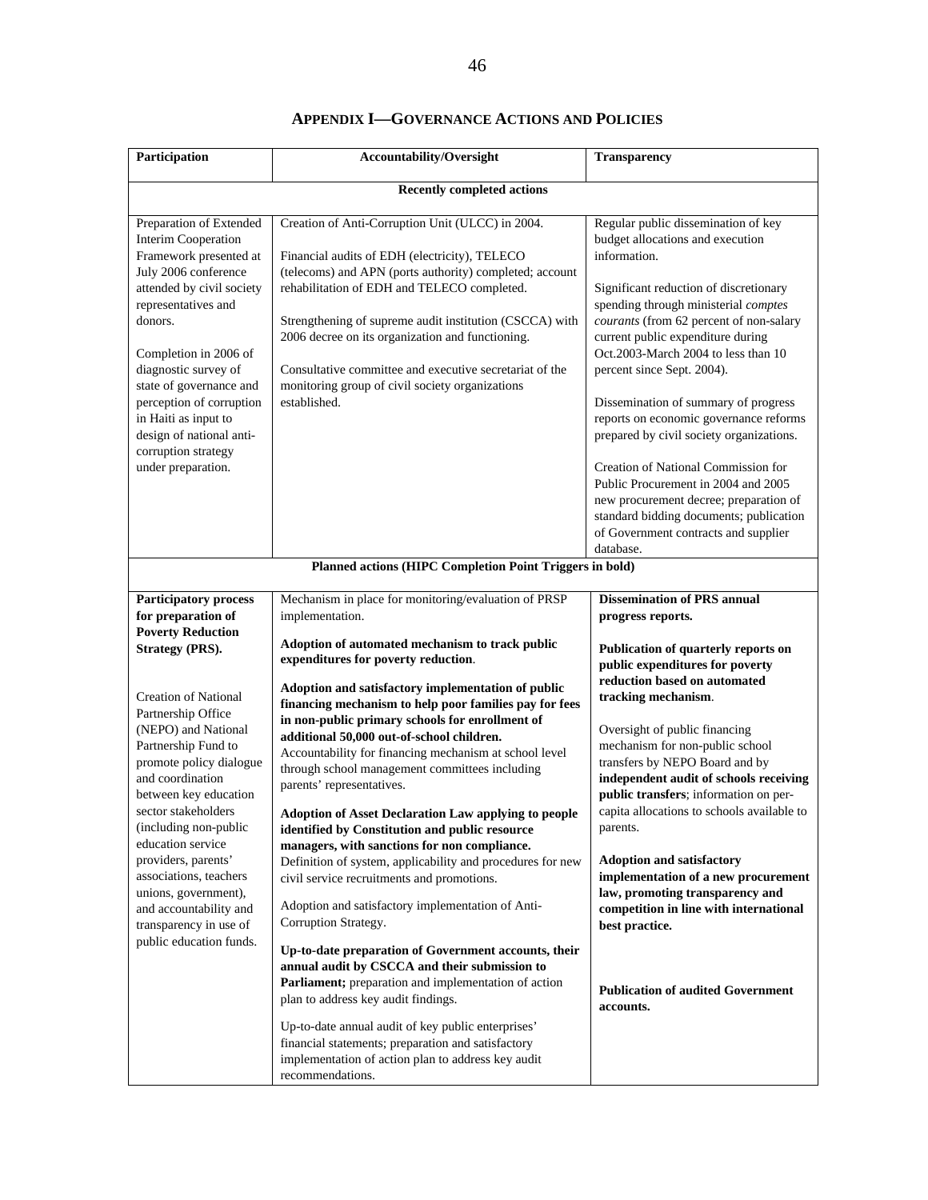## APPENDIX I—GOVERNANCE ACTIONS AND POLICIES

| Participation | Accountability/Oversight | Transparency |
|---|---|---|
| **Recently completed actions** | | |
| Preparation of Extended Interim Cooperation Framework presented at July 2006 conference attended by civil society representatives and donors.<br><br>Completion in 2006 of diagnostic survey of state of governance and perception of corruption in Haiti as input to design of national anti-corruption strategy under preparation. | Creation of Anti-Corruption Unit (ULCC) in 2004.<br><br>Financial audits of EDH (electricity), TELECO (telecoms) and APN (ports authority) completed; account rehabilitation of EDH and TELECO completed.<br><br>Strengthening of supreme audit institution (CSCCA) with 2006 decree on its organization and functioning.<br><br>Consultative committee and executive secretariat of the monitoring group of civil society organizations established. | Regular public dissemination of key budget allocations and execution information.<br><br>Significant reduction of discretionary spending through ministerial *comptes courants* (from 62 percent of non-salary current public expenditure during Oct.2003-March 2004 to less than 10 percent since Sept. 2004).<br><br>Dissemination of summary of progress reports on economic governance reforms prepared by civil society organizations.<br><br>Creation of National Commission for Public Procurement in 2004 and 2005 new procurement decree; preparation of standard bidding documents; publication of Government contracts and supplier database. |
| **Planned actions (HIPC Completion Point Triggers in bold)** | | |
| **Participatory process for preparation of Poverty Reduction Strategy (PRS).**<br><br>Creation of National Partnership Office (NEPO) and National Partnership Fund to promote policy dialogue and coordination between key education sector stakeholders (including non-public education service providers, parents' associations, teachers unions, government), and accountability and transparency in use of public education funds. | Mechanism in place for monitoring/evaluation of PRSP implementation.<br><br>**Adoption of automated mechanism to track public expenditures for poverty reduction**.<br><br>**Adoption and satisfactory implementation of public financing mechanism to help poor families pay for fees in non-public primary schools for enrollment of additional 50,000 out-of-school children.** Accountability for financing mechanism at school level through school management committees including parents' representatives.<br><br>**Adoption of Asset Declaration Law applying to people identified by Constitution and public resource managers, with sanctions for non compliance.** Definition of system, applicability and procedures for new civil service recruitments and promotions.<br><br>Adoption and satisfactory implementation of Anti-Corruption Strategy.<br><br>**Up-to-date preparation of Government accounts, their annual audit by CSCCA and their submission to Parliament;** preparation and implementation of action plan to address key audit findings.<br><br>Up-to-date annual audit of key public enterprises' financial statements; preparation and satisfactory implementation of action plan to address key audit recommendations. | **Dissemination of PRS annual progress reports.**<br><br>**Publication of quarterly reports on public expenditures for poverty reduction based on automated tracking mechanism**.<br><br>Oversight of public financing mechanism for non-public school transfers by NEPO Board and by **independent audit of schools receiving public transfers**; information on per-capita allocations to schools available to parents.<br><br>**Adoption and satisfactory implementation of a new procurement law, promoting transparency and competition in line with international best practice.**<br><br>**Publication of audited Government accounts.** |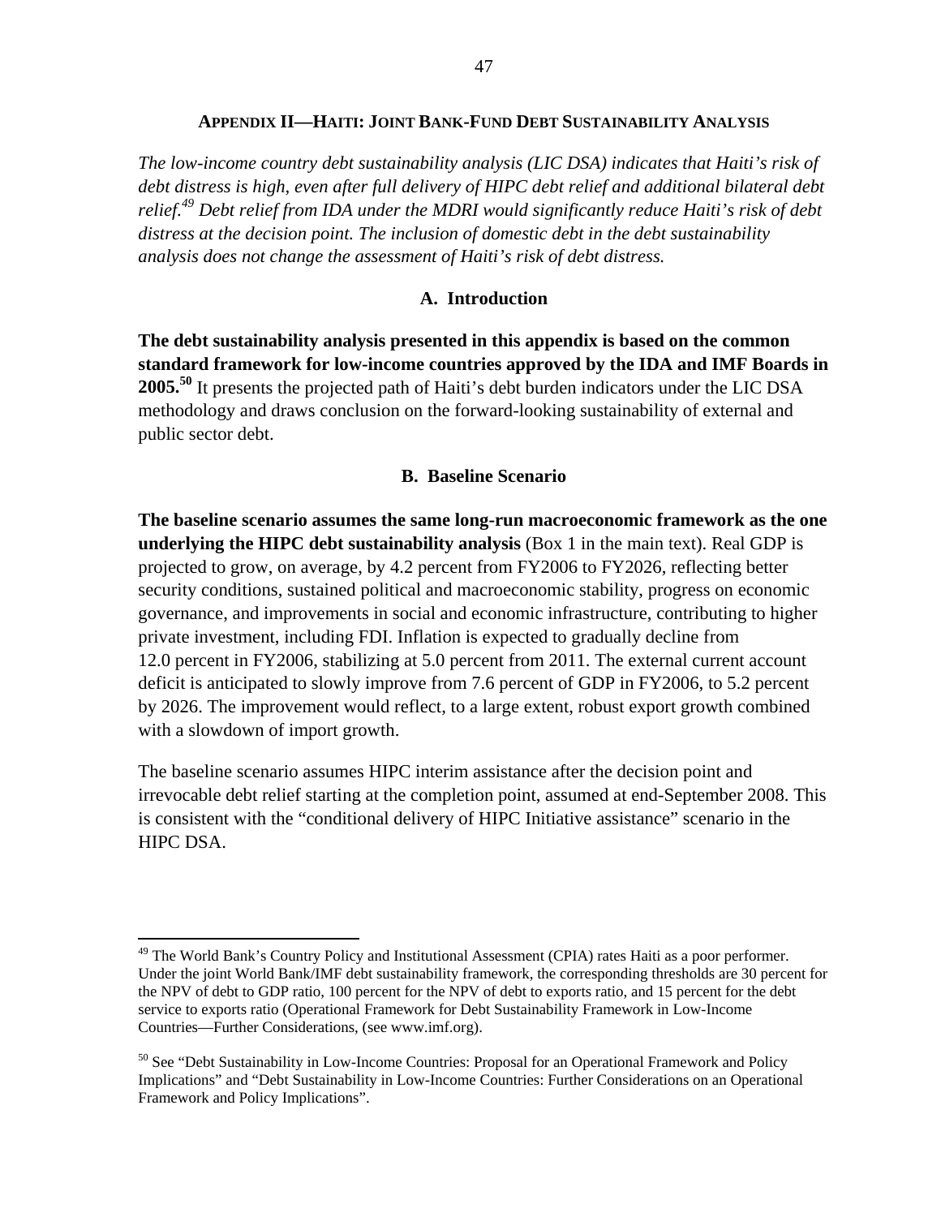## Appendix II—Haiti: Joint Bank-Fund Debt Sustainability Analysis

*The low-income country debt sustainability analysis (LIC DSA) indicates that Haiti's risk of debt distress is high, even after full delivery of HIPC debt relief and additional bilateral debt relief.[49] Debt relief from IDA under the MDRI would significantly reduce Haiti's risk of debt distress at the decision point. The inclusion of domestic debt in the debt sustainability analysis does not change the assessment of Haiti's risk of debt distress.*

### A. Introduction

**The debt sustainability analysis presented in this appendix is based on the common standard framework for low-income countries approved by the IDA and IMF Boards in 2005.[50]** It presents the projected path of Haiti's debt burden indicators under the LIC DSA methodology and draws conclusion on the forward-looking sustainability of external and public sector debt.

### B. Baseline Scenario

**The baseline scenario assumes the same long-run macroeconomic framework as the one underlying the HIPC debt sustainability analysis** (Box 1 in the main text). Real GDP is projected to grow, on average, by 4.2 percent from FY2006 to FY2026, reflecting better security conditions, sustained political and macroeconomic stability, progress on economic governance, and improvements in social and economic infrastructure, contributing to higher private investment, including FDI. Inflation is expected to gradually decline from 12.0 percent in FY2006, stabilizing at 5.0 percent from 2011. The external current account deficit is anticipated to slowly improve from 7.6 percent of GDP in FY2006, to 5.2 percent by 2026. The improvement would reflect, to a large extent, robust export growth combined with a slowdown of import growth.

The baseline scenario assumes HIPC interim assistance after the decision point and irrevocable debt relief starting at the completion point, assumed at end-September 2008. This is consistent with the "conditional delivery of HIPC Initiative assistance" scenario in the HIPC DSA.

---

[49] The World Bank's Country Policy and Institutional Assessment (CPIA) rates Haiti as a poor performer. Under the joint World Bank/IMF debt sustainability framework, the corresponding thresholds are 30 percent for the NPV of debt to GDP ratio, 100 percent for the NPV of debt to exports ratio, and 15 percent for the debt service to exports ratio (Operational Framework for Debt Sustainability Framework in Low-Income Countries—Further Considerations, (see www.imf.org).

[50] See "Debt Sustainability in Low-Income Countries: Proposal for an Operational Framework and Policy Implications" and "Debt Sustainability in Low-Income Countries: Further Considerations on an Operational Framework and Policy Implications".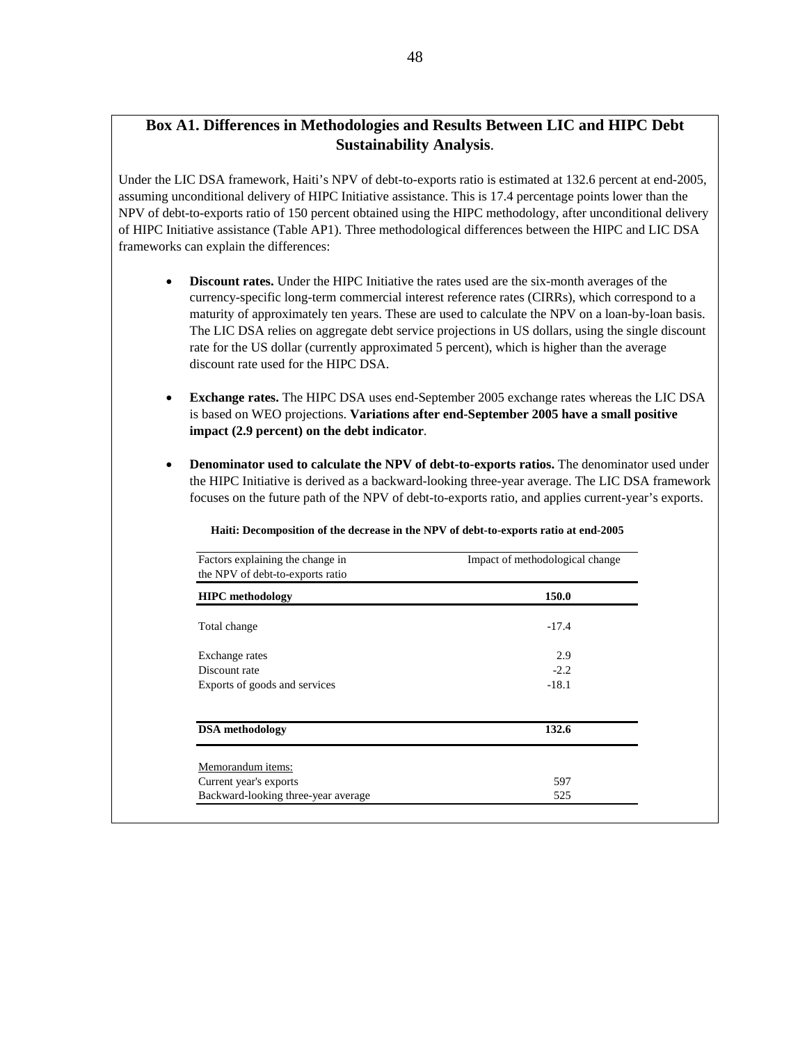## Box A1. Differences in Methodologies and Results Between LIC and HIPC Debt Sustainability Analysis.

Under the LIC DSA framework, Haiti's NPV of debt-to-exports ratio is estimated at 132.6 percent at end-2005, assuming unconditional delivery of HIPC Initiative assistance. This is 17.4 percentage points lower than the NPV of debt-to-exports ratio of 150 percent obtained using the HIPC methodology, after unconditional delivery of HIPC Initiative assistance (Table AP1). Three methodological differences between the HIPC and LIC DSA frameworks can explain the differences:

- **Discount rates.** Under the HIPC Initiative the rates used are the six-month averages of the currency-specific long-term commercial interest reference rates (CIRRs), which correspond to a maturity of approximately ten years. These are used to calculate the NPV on a loan-by-loan basis. The LIC DSA relies on aggregate debt service projections in US dollars, using the single discount rate for the US dollar (currently approximated 5 percent), which is higher than the average discount rate used for the HIPC DSA.

- **Exchange rates.** The HIPC DSA uses end-September 2005 exchange rates whereas the LIC DSA is based on WEO projections. **Variations after end-September 2005 have a small positive impact (2.9 percent) on the debt indicator**.

- **Denominator used to calculate the NPV of debt-to-exports ratios.** The denominator used under the HIPC Initiative is derived as a backward-looking three-year average. The LIC DSA framework focuses on the future path of the NPV of debt-to-exports ratio, and applies current-year's exports.

**Haiti: Decomposition of the decrease in the NPV of debt-to-exports ratio at end-2005**

| Factors explaining the change in the NPV of debt-to-exports ratio | Impact of methodological change |
|---|---|
| **HIPC methodology** | **150.0** |
| Total change | -17.4 |
| Exchange rates | 2.9 |
| Discount rate | -2.2 |
| Exports of goods and services | -18.1 |
| **DSA methodology** | **132.6** |
| Memorandum items: | |
| Current year's exports | 597 |
| Backward-looking three-year average | 525 |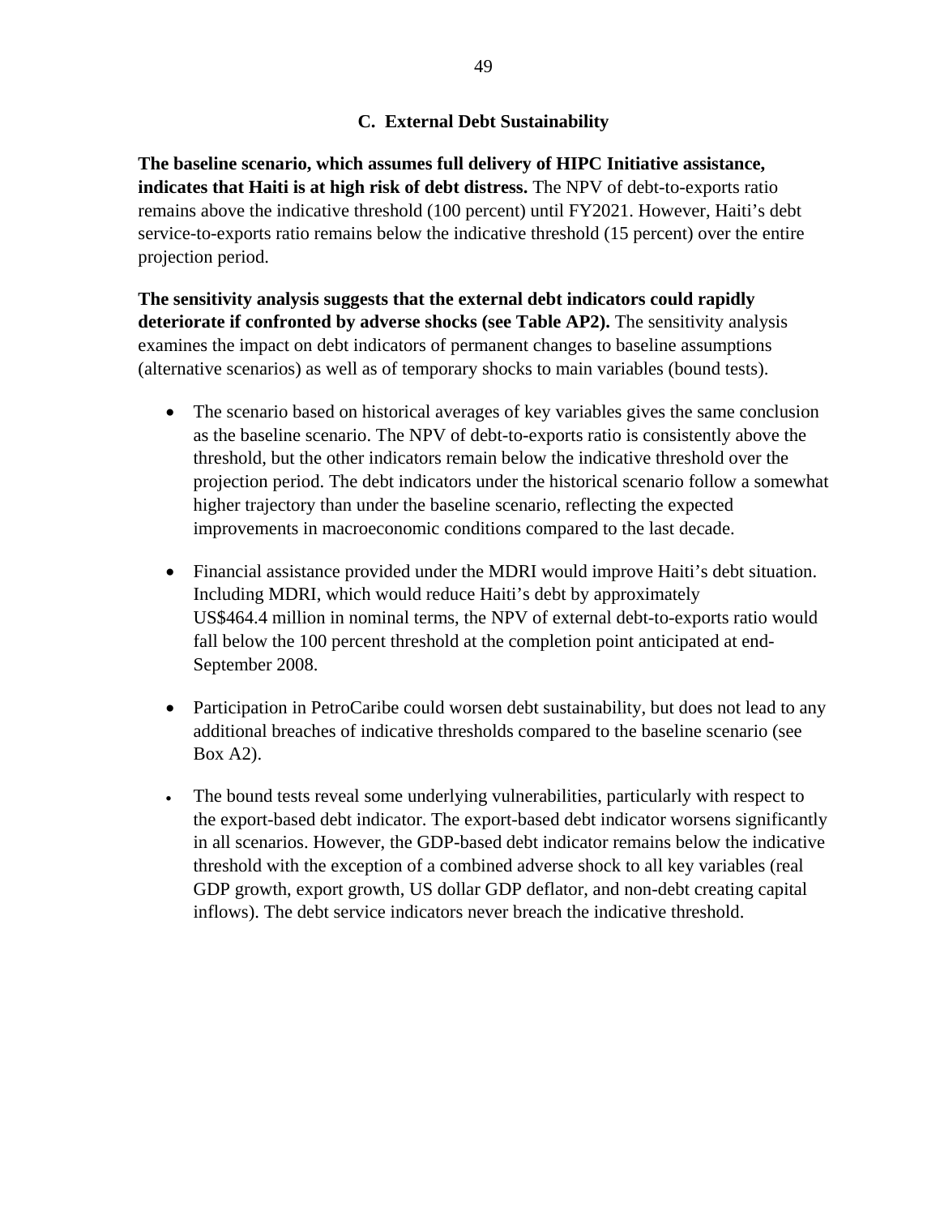### C. External Debt Sustainability

**The baseline scenario, which assumes full delivery of HIPC Initiative assistance, indicates that Haiti is at high risk of debt distress.** The NPV of debt-to-exports ratio remains above the indicative threshold (100 percent) until FY2021. However, Haiti's debt service-to-exports ratio remains below the indicative threshold (15 percent) over the entire projection period.

**The sensitivity analysis suggests that the external debt indicators could rapidly deteriorate if confronted by adverse shocks (see Table AP2).** The sensitivity analysis examines the impact on debt indicators of permanent changes to baseline assumptions (alternative scenarios) as well as of temporary shocks to main variables (bound tests).

- The scenario based on historical averages of key variables gives the same conclusion as the baseline scenario. The NPV of debt-to-exports ratio is consistently above the threshold, but the other indicators remain below the indicative threshold over the projection period. The debt indicators under the historical scenario follow a somewhat higher trajectory than under the baseline scenario, reflecting the expected improvements in macroeconomic conditions compared to the last decade.

- Financial assistance provided under the MDRI would improve Haiti's debt situation. Including MDRI, which would reduce Haiti's debt by approximately US$464.4 million in nominal terms, the NPV of external debt-to-exports ratio would fall below the 100 percent threshold at the completion point anticipated at end-September 2008.

- Participation in PetroCaribe could worsen debt sustainability, but does not lead to any additional breaches of indicative thresholds compared to the baseline scenario (see Box A2).

- The bound tests reveal some underlying vulnerabilities, particularly with respect to the export-based debt indicator. The export-based debt indicator worsens significantly in all scenarios. However, the GDP-based debt indicator remains below the indicative threshold with the exception of a combined adverse shock to all key variables (real GDP growth, export growth, US dollar GDP deflator, and non-debt creating capital inflows). The debt service indicators never breach the indicative threshold.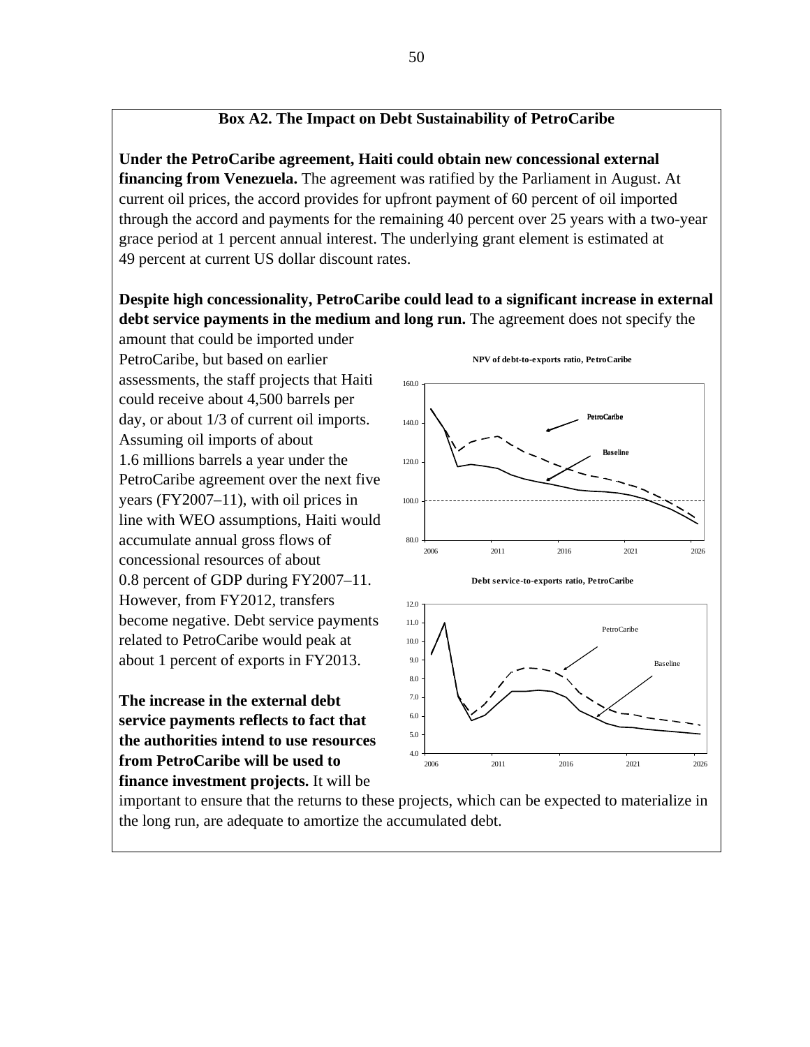**Box A2. The Impact on Debt Sustainability of PetroCaribe**

**Under the PetroCaribe agreement, Haiti could obtain new concessional external financing from Venezuela.** The agreement was ratified by the Parliament in August. At current oil prices, the accord provides for upfront payment of 60 percent of oil imported through the accord and payments for the remaining 40 percent over 25 years with a two-year grace period at 1 percent annual interest. The underlying grant element is estimated at 49 percent at current US dollar discount rates.

**Despite high concessionality, PetroCaribe could lead to a significant increase in external debt service payments in the medium and long run.** The agreement does not specify the amount that could be imported under PetroCaribe, but based on earlier assessments, the staff projects that Haiti could receive about 4,500 barrels per day, or about 1/3 of current oil imports. Assuming oil imports of about 1.6 millions barrels a year under the PetroCaribe agreement over the next five years (FY2007–11), with oil prices in line with WEO assumptions, Haiti would accumulate annual gross flows of concessional resources of about 0.8 percent of GDP during FY2007–11. However, from FY2012, transfers become negative. Debt service payments related to PetroCaribe would peak at about 1 percent of exports in FY2013.

**NPV of debt-to-exports ratio, PetroCaribe**

**Debt service-to-exports ratio, PetroCaribe**

**The increase in the external debt service payments reflects to fact that the authorities intend to use resources from PetroCaribe will be used to finance investment projects.** It will be important to ensure that the returns to these projects, which can be expected to materialize in the long run, are adequate to amortize the accumulated debt.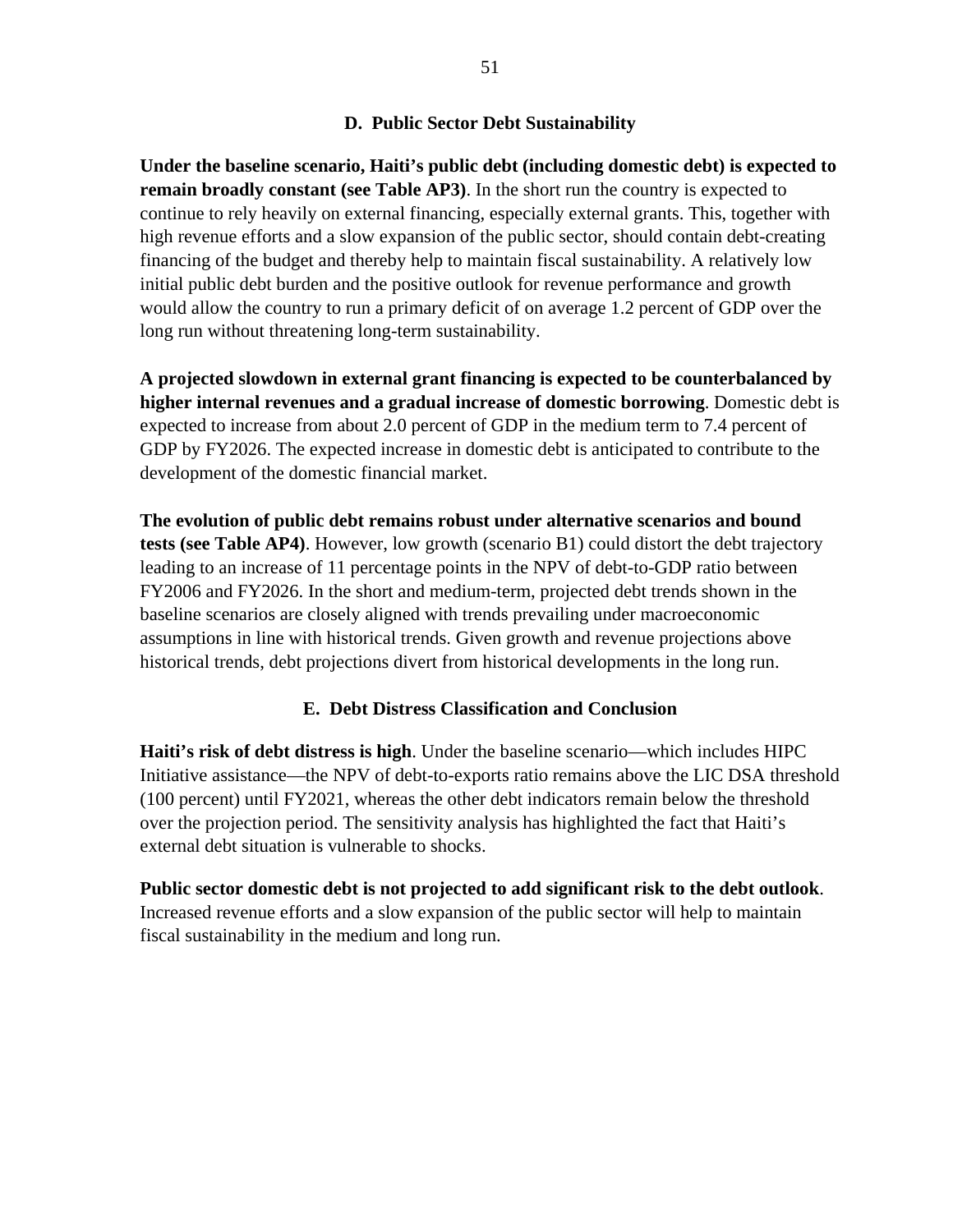## D. Public Sector Debt Sustainability

**Under the baseline scenario, Haiti's public debt (including domestic debt) is expected to remain broadly constant (see Table AP3)**. In the short run the country is expected to continue to rely heavily on external financing, especially external grants. This, together with high revenue efforts and a slow expansion of the public sector, should contain debt-creating financing of the budget and thereby help to maintain fiscal sustainability. A relatively low initial public debt burden and the positive outlook for revenue performance and growth would allow the country to run a primary deficit of on average 1.2 percent of GDP over the long run without threatening long-term sustainability.

**A projected slowdown in external grant financing is expected to be counterbalanced by higher internal revenues and a gradual increase of domestic borrowing**. Domestic debt is expected to increase from about 2.0 percent of GDP in the medium term to 7.4 percent of GDP by FY2026. The expected increase in domestic debt is anticipated to contribute to the development of the domestic financial market.

**The evolution of public debt remains robust under alternative scenarios and bound tests (see Table AP4)**. However, low growth (scenario B1) could distort the debt trajectory leading to an increase of 11 percentage points in the NPV of debt-to-GDP ratio between FY2006 and FY2026. In the short and medium-term, projected debt trends shown in the baseline scenarios are closely aligned with trends prevailing under macroeconomic assumptions in line with historical trends. Given growth and revenue projections above historical trends, debt projections divert from historical developments in the long run.

## E. Debt Distress Classification and Conclusion

**Haiti's risk of debt distress is high**. Under the baseline scenario—which includes HIPC Initiative assistance—the NPV of debt-to-exports ratio remains above the LIC DSA threshold (100 percent) until FY2021, whereas the other debt indicators remain below the threshold over the projection period. The sensitivity analysis has highlighted the fact that Haiti's external debt situation is vulnerable to shocks.

**Public sector domestic debt is not projected to add significant risk to the debt outlook**. Increased revenue efforts and a slow expansion of the public sector will help to maintain fiscal sustainability in the medium and long run.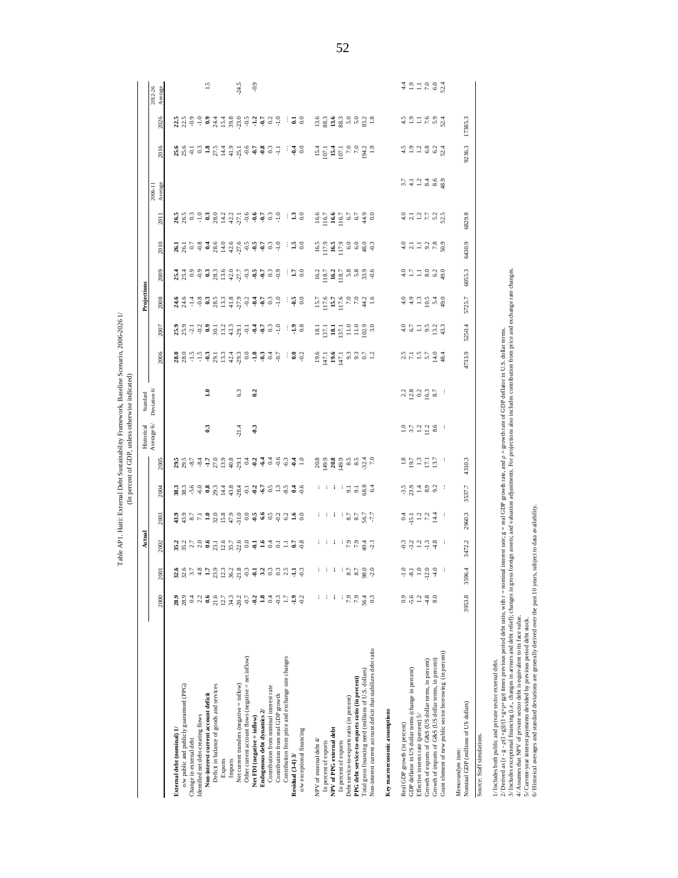**Table AP1. Haiti: External Debt Sustainability Framework, Baseline Scenario, 2006-2026 1/**

(In percent of GDP, unless otherwise indicated)

| | Actual | | | | | | Historical Average 6/ | Standard Deviation 6/ | Projections | | | | | | | | | |
|---|---|---|---|---|---|---|---|---|---|---|---|---|---|---|---|---|---|---|
| | 2000 | 2001 | 2002 | 2003 | 2004 | 2005 | | | 2006 | 2007 | 2008 | 2009 | 2010 | 2011 | 2006-11 Average | 2016 | 2026 | 2012-26 Average |
| **External debt (nominal) 1/** | **28.9** | **32.6** | **35.2** | **43.9** | **38.3** | **29.5** | | | **28.0** | **25.9** | **24.6** | **25.4** | **26.1** | **26.5** | | **25.6** | **22.5** | |
| o/w public and publicly guaranteed (PPG) | 28.9 | 32.6 | 35.2 | 43.9 | 38.3 | 29.5 | | | 28.0 | 25.9 | 24.6 | 25.4 | 26.1 | 26.5 | | 25.6 | 22.5 | |
| Change in external debt | 0.4 | 3.7 | 2.7 | 8.7 | -5.6 | -8.7 | | | -1.5 | -2.1 | -1.4 | 0.9 | 0.7 | 0.3 | | -0.1 | -0.9 | |
| Identified net debt-creating flows | 2.2 | 4.8 | 2.0 | 7.1 | -6.0 | -8.4 | | | -1.5 | -0.2 | -0.8 | -0.9 | -0.8 | -1.0 | | 0.3 | -1.0 | |
| **Non-interest current account deficit** | **0.6** | **1.7** | **0.6** | **1.0** | **0.8** | **-1.7** | **0.3** | **1.0** | **-0.3** | **0.9** | **0.3** | **0.3** | **0.4** | **0.3** | | **1.8** | **0.9** | 1.5 |
| Deficit in balance of goods and services | 21.6 | 23.9 | 23.1 | 32.0 | 29.3 | 27.0 | | | 29.1 | 30.1 | 28.5 | 28.3 | 28.6 | 28.0 | | 27.5 | 24.4 | |
| Exports | 12.7 | 12.3 | 12.6 | 15.8 | 14.4 | 13.9 | | | 13.3 | 13.2 | 13.3 | 13.6 | 14.0 | 14.2 | | 14.4 | 15.4 | |
| Imports | 34.3 | 36.2 | 35.7 | 47.9 | 43.8 | 40.8 | | | 42.4 | 43.3 | 41.8 | 42.0 | 42.6 | 42.2 | | 41.9 | 39.8 | |
| Net current transfers (negative = inflow) | -20.2 | -21.8 | -22.6 | -31.0 | -28.4 | -29.1 | -21.4 | 6.3 | -29.3 | -29.1 | -27.9 | -27.7 | -27.6 | -27.1 | | -25.1 | -23.0 | -24.5 |
| Other current account flows (negative = net inflow) | -0.7 | -0.3 | 0.0 | 0.0 | -0.1 | 0.4 | | | 0.0 | -0.1 | -0.2 | -0.3 | -0.5 | -0.6 | | -0.6 | -0.5 | |
| **Net FDI (negative = inflow)** | **-0.2** | **-0.1** | **-0.1** | **-0.5** | **-0.2** | **-0.2** | **-0.3** | **0.2** | **-1.0** | **-0.4** | **-0.4** | **-0.5** | **-0.5** | **-0.6** | | **-0.7** | **-1.2** | -0.9 |
| **Endogenous debt dynamics 2/** | **1.8** | **3.2** | **1.6** | **6.6** | **-6.7** | **-6.4** | | | **-0.3** | **-0.7** | **-0.7** | **-0.7** | **-0.7** | **-0.7** | | **-0.8** | **-0.7** | |
| Contribution from nominal interest rate | 0.4 | 0.3 | 0.4 | 0.5 | 0.5 | 0.4 | | | 0.4 | 0.3 | 0.3 | 0.3 | 0.3 | 0.3 | | 0.3 | 0.2 | |
| Contribution from real GDP growth | -0.3 | 0.3 | 0.1 | -0.2 | 1.3 | -0.6 | | | -0.7 | -1.0 | -1.0 | -0.9 | -1.0 | -1.0 | | -1.1 | -1.0 | |
| Contribution from price and exchange rate changes | 1.7 | 2.5 | 1.1 | 6.2 | -8.5 | -6.3 | | | ... | ... | ... | ... | ... | ... | | ... | ... | |
| **Residual (3-4) 3/** | **-1.9** | **-1.1** | **0.7** | **1.6** | **0.4** | **-0.4** | | | **0.0** | **-1.9** | **-0.5** | **1.7** | **1.5** | **1.3** | | **-0.4** | **0.1** | |
| o/w exceptional financing | -0.2 | -0.3 | -0.8 | 0.0 | -0.6 | 1.0 | | | -0.2 | 0.8 | 0.0 | 0.0 | 0.0 | 0.0 | | 0.0 | 0.0 | |
| | | | | | | | | | | | | | | | | | | |
| NPV of external debt 4/ | ... | ... | ... | ... | ... | 20.8 | | | 19.6 | 18.1 | 15.7 | 16.2 | 16.5 | 16.6 | | 15.4 | 13.6 | |
| In percent of exports | ... | ... | ... | ... | ... | 149.9 | | | 147.1 | 137.1 | 117.6 | 118.7 | 117.9 | 116.7 | | 107.1 | 88.3 | |
| **NPV of PPG external debt** | **...** | **...** | **...** | **...** | **...** | **20.8** | | | **19.6** | **18.1** | **15.7** | **16.2** | **16.5** | **16.6** | | **15.4** | **13.6** | |
| In percent of exports | ... | ... | ... | ... | ... | 149.9 | | | 147.1 | 137.1 | 117.6 | 118.7 | 117.9 | 116.7 | | 107.1 | 88.3 | |
| Debt service-to-exports ratio (in percent) | 7.9 | 8.7 | 7.9 | 8.7 | 9.1 | 8.5 | | | 9.3 | 11.0 | 7.0 | 5.8 | 6.0 | 6.7 | | 7.0 | 5.0 | |
| **PPG debt service-to-exports ratio (in percent)** | 7.9 | 8.7 | 7.9 | 8.7 | 9.1 | 8.5 | | | 9.3 | 11.0 | 7.0 | 5.8 | 6.0 | 6.7 | | 7.0 | 5.0 | |
| Total gross financing need (millions of U.S. dollars) | 56.4 | 98.0 | 49.4 | 56.7 | 68.8 | -32.4 | | | 0.7 | 102.9 | 44.2 | 33.9 | 48.0 | 44.9 | | 194.2 | 83.2 | |
| Non-interest current account deficit that stabilizes debt ratio | 0.3 | -2.0 | -2.1 | -7.7 | 6.4 | 7.0 | | | 1.2 | 3.0 | 1.6 | -0.6 | -0.3 | 0.0 | | 1.9 | 1.8 | |
| | | | | | | | | | | | | | | | | | | |
| **Key macroeconomic assumptions** | | | | | | | | | | | | | | | | | | |
| Real GDP growth (in percent) | 0.9 | -1.0 | -0.3 | 0.4 | -3.5 | 1.8 | 1.0 | 2.2 | 2.5 | 4.0 | 4.0 | 4.0 | 4.0 | 4.0 | 3.7 | 4.5 | 4.5 | 4.4 |
| GDP deflator in US dollar terms (change in percent) | -5.6 | -8.1 | -3.2 | -15.1 | 23.9 | 19.7 | 3.7 | 12.8 | 7.1 | 6.7 | 4.9 | 1.7 | 2.1 | 2.1 | 4.1 | 1.9 | 1.9 | 1.9 |
| Effective interest rate (percent) 5/ | 1.2 | 1.0 | 1.2 | 1.2 | 1.4 | 1.3 | 1.2 | 0.2 | 1.5 | 1.1 | 1.3 | 1.1 | 1.1 | 1.2 | 1.2 | 1.2 | 1.1 | 1.1 |
| Growth of exports of G&S (US dollar terms, in percent) | -4.8 | -12.0 | -1.3 | 7.2 | 8.9 | 17.1 | 11.2 | 16.3 | 5.7 | 9.5 | 10.5 | 8.0 | 9.2 | 7.7 | 8.4 | 6.8 | 7.6 | 7.0 |
| Growth of imports of G&S (US dollar terms, in percent) | 8.0 | -4.0 | -4.8 | 14.4 | 9.2 | 13.7 | 8.6 | 8.7 | 14.0 | 13.2 | 5.4 | 6.2 | 7.8 | 5.2 | 8.6 | 6.2 | 5.9 | 6.0 |
| Grant element of new public sector borrowing (in percent) | | ... | ... | ... | ... | ... | ... | ... | 48.4 | 43.3 | 49.0 | 49.0 | 50.9 | 52.5 | 48.9 | 52.4 | 52.4 | 52.4 |
| | | | | | | | | | | | | | | | | | | |
| *Memorandum item:* | | | | | | | | | | | | | | | | | | |
| Nominal GDP (millions of US dollars) | 3953.8 | 3596.4 | 3472.2 | 2960.3 | 3537.7 | 4310.3 | | | 4733.9 | 5250.4 | 5725.7 | 6055.3 | 6430.9 | 6829.8 | | 9236.3 | 17385.3 | |

Source: Staff simulations.

1/ Includes both public and private sector external debt.

2/ Derived as $[r - g - \rho(1+g)]/(1+g+\rho+g\rho)$ times previous period debt ratio, with r = nominal interest rate; g = real GDP growth rate, and ρ = growth rate of GDP deflator in U.S. dollar terms.

3/ Includes exceptional financing (i.e., changes in arrears and debt relief); changes in gross foreign assets; and valuation adjustments. For projections also includes contribution from price and exchange rate changes.

4/ Assumes that NPV of private sector debt is equivalent to its face value.

5/ Current-year interest payments devided by previous period debt stock.

6/ Historical averages and standard deviations are generally derived over the past 10 years, subject to data availability.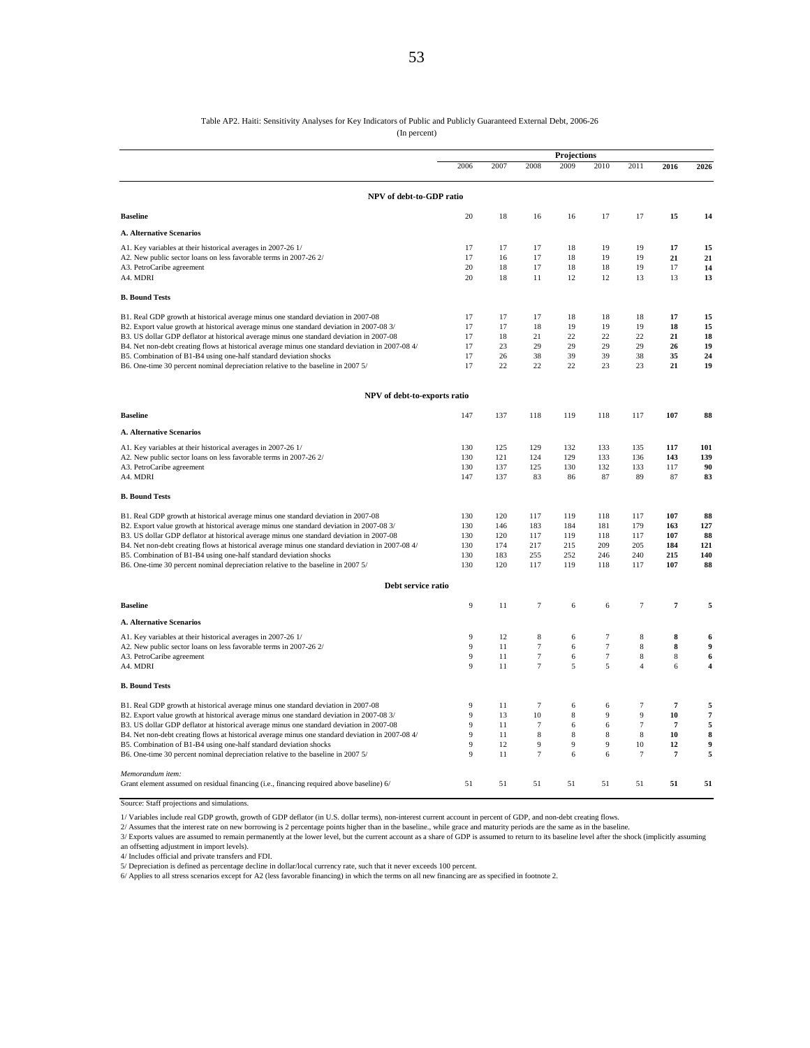Table AP2. Haiti: Sensitivity Analyses for Key Indicators of Public and Publicly Guaranteed External Debt, 2006-26

(In percent)

| | | Projections | | | | | | |
|---|---|---|---|---|---|---|---|---|
| | 2006 | 2007 | 2008 | 2009 | 2010 | 2011 | 2016 | 2026 |
| **NPV of debt-to-GDP ratio** | | | | | | | | |
| **Baseline** | 20 | 18 | 16 | 16 | 17 | 17 | **15** | **14** |
| **A. Alternative Scenarios** | | | | | | | | |
| A1. Key variables at their historical averages in 2007-26 1/ | 17 | 17 | 17 | 18 | 19 | 19 | **17** | **15** |
| A2. New public sector loans on less favorable terms in 2007-26 2/ | 17 | 16 | 17 | 18 | 19 | 19 | **21** | **21** |
| A3. PetroCaribe agreement | 20 | 18 | 17 | 18 | 18 | 19 | 17 | **14** |
| A4. MDRI | 20 | 18 | 11 | 12 | 12 | 13 | 13 | **13** |
| **B. Bound Tests** | | | | | | | | |
| B1. Real GDP growth at historical average minus one standard deviation in 2007-08 | 17 | 17 | 17 | 18 | 18 | 18 | **17** | **15** |
| B2. Export value growth at historical average minus one standard deviation in 2007-08 3/ | 17 | 17 | 18 | 19 | 19 | 19 | **18** | **15** |
| B3. US dollar GDP deflator at historical average minus one standard deviation in 2007-08 | 17 | 18 | 21 | 22 | 22 | 22 | **21** | **18** |
| B4. Net non-debt creating flows at historical average minus one standard deviation in 2007-08 4/ | 17 | 23 | 29 | 29 | 29 | 29 | **26** | **19** |
| B5. Combination of B1-B4 using one-half standard deviation shocks | 17 | 26 | 38 | 39 | 39 | 38 | **35** | **24** |
| B6. One-time 30 percent nominal depreciation relative to the baseline in 2007 5/ | 17 | 22 | 22 | 22 | 23 | 23 | **21** | **19** |
| **NPV of debt-to-exports ratio** | | | | | | | | |
| **Baseline** | 147 | 137 | 118 | 119 | 118 | 117 | **107** | **88** |
| **A. Alternative Scenarios** | | | | | | | | |
| A1. Key variables at their historical averages in 2007-26 1/ | 130 | 125 | 129 | 132 | 133 | 135 | **117** | **101** |
| A2. New public sector loans on less favorable terms in 2007-26 2/ | 130 | 121 | 124 | 129 | 133 | 136 | **143** | **139** |
| A3. PetroCaribe agreement | 130 | 137 | 125 | 130 | 132 | 133 | 117 | **90** |
| A4. MDRI | 147 | 137 | 83 | 86 | 87 | 89 | 87 | **83** |
| **B. Bound Tests** | | | | | | | | |
| B1. Real GDP growth at historical average minus one standard deviation in 2007-08 | 130 | 120 | 117 | 119 | 118 | 117 | **107** | **88** |
| B2. Export value growth at historical average minus one standard deviation in 2007-08 3/ | 130 | 146 | 183 | 184 | 181 | 179 | **163** | **127** |
| B3. US dollar GDP deflator at historical average minus one standard deviation in 2007-08 | 130 | 120 | 117 | 119 | 118 | 117 | **107** | **88** |
| B4. Net non-debt creating flows at historical average minus one standard deviation in 2007-08 4/ | 130 | 174 | 217 | 215 | 209 | 205 | **184** | **121** |
| B5. Combination of B1-B4 using one-half standard deviation shocks | 130 | 183 | 255 | 252 | 246 | 240 | **215** | **140** |
| B6. One-time 30 percent nominal depreciation relative to the baseline in 2007 5/ | 130 | 120 | 117 | 119 | 118 | 117 | **107** | **88** |
| **Debt service ratio** | | | | | | | | |
| **Baseline** | 9 | 11 | 7 | 6 | 6 | 7 | **7** | **5** |
| **A. Alternative Scenarios** | | | | | | | | |
| A1. Key variables at their historical averages in 2007-26 1/ | 9 | 12 | 8 | 6 | 7 | 8 | **8** | **6** |
| A2. New public sector loans on less favorable terms in 2007-26 2/ | 9 | 11 | 7 | 6 | 7 | 8 | **8** | **9** |
| A3. PetroCaribe agreement | 9 | 11 | 7 | 6 | 7 | 8 | 8 | **6** |
| A4. MDRI | 9 | 11 | 7 | 5 | 5 | 4 | 6 | **4** |
| **B. Bound Tests** | | | | | | | | |
| B1. Real GDP growth at historical average minus one standard deviation in 2007-08 | 9 | 11 | 7 | 6 | 6 | 7 | **7** | **5** |
| B2. Export value growth at historical average minus one standard deviation in 2007-08 3/ | 9 | 13 | 10 | 8 | 9 | 9 | **10** | **7** |
| B3. US dollar GDP deflator at historical average minus one standard deviation in 2007-08 | 9 | 11 | 7 | 6 | 6 | 7 | **7** | **5** |
| B4. Net non-debt creating flows at historical average minus one standard deviation in 2007-08 4/ | 9 | 11 | 8 | 8 | 8 | 8 | **10** | **8** |
| B5. Combination of B1-B4 using one-half standard deviation shocks | 9 | 12 | 9 | 9 | 9 | 10 | **12** | **9** |
| B6. One-time 30 percent nominal depreciation relative to the baseline in 2007 5/ | 9 | 11 | 7 | 6 | 6 | 7 | **7** | **5** |
| *Memorandum item:* | | | | | | | | |
| Grant element assumed on residual financing (i.e., financing required above baseline) 6/ | 51 | 51 | 51 | 51 | 51 | 51 | **51** | **51** |

Source: Staff projections and simulations.

1/ Variables include real GDP growth, growth of GDP deflator (in U.S. dollar terms), non-interest current account in percent of GDP, and non-debt creating flows.

2/ Assumes that the interest rate on new borrowing is 2 percentage points higher than in the baseline., while grace and maturity periods are the same as in the baseline.

3/ Exports values are assumed to remain permanently at the lower level, but the current account as a share of GDP is assumed to return to its baseline level after the shock (implicitly assuming an offsetting adjustment in import levels).

4/ Includes official and private transfers and FDI.

5/ Depreciation is defined as percentage decline in dollar/local currency rate, such that it never exceeds 100 percent.

6/ Applies to all stress scenarios except for A2 (less favorable financing) in which the terms on all new financing are as specified in footnote 2.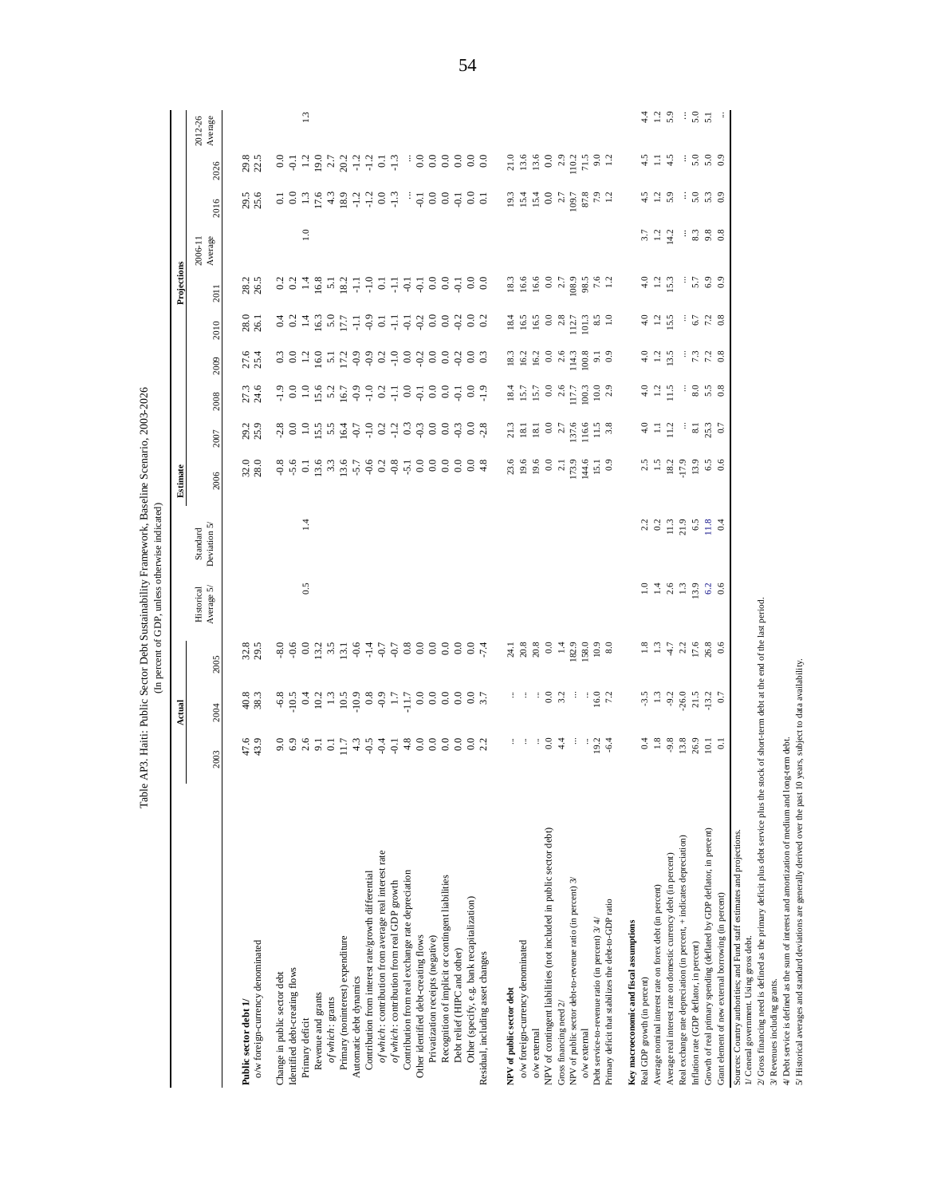## Table AP3. Haiti: Public Sector Debt Sustainability Framework, Baseline Scenario, 2003-2026

(In percent of GDP, unless otherwise indicated)

| | Actual | | | Historical Average 5/ | Standard Deviation 5/ | Estimate | Projections | | | | | | | | |
|---|---|---|---|---|---|---|---|---|---|---|---|---|---|---|---|
| | 2003 | 2004 | 2005 | | | 2006 | 2007 | 2008 | 2009 | 2010 | 2011 | 2006-11 Average | 2016 | 2026 | 2012-26 Average |
| **Public sector debt 1/** | 47.6 | 40.8 | 32.8 | | | 32.0 | 29.2 | 27.3 | 27.6 | 28.0 | 28.2 | | 29.5 | 29.8 | |
| o/w foreign-currency denominated | 43.9 | 38.3 | 29.5 | | | 28.0 | 25.9 | 24.6 | 25.4 | 26.1 | 26.5 | | 25.6 | 22.5 | |
| Change in public sector debt | 9.0 | -6.8 | -8.0 | | | -0.8 | -2.8 | -1.9 | 0.3 | 0.4 | 0.2 | | 0.1 | 0.0 | |
| Identified debt-creating flows | 6.9 | -10.5 | -0.6 | | | -5.6 | 0.0 | 0.0 | 0.0 | 0.2 | 0.2 | | 0.0 | -0.1 | |
| Primary deficit | 2.6 | 0.4 | 0.0 | 0.5 | 1.4 | 0.1 | 1.0 | 1.0 | 1.2 | 1.4 | 1.4 | 1.0 | 1.3 | 1.2 | 1.3 |
| Revenue and grants | 9.1 | 10.2 | 13.2 | | | 13.6 | 15.5 | 15.6 | 16.0 | 16.3 | 16.8 | | 17.6 | 19.0 | |
| *of which*: grants | 0.1 | 1.3 | 3.5 | | | 3.3 | 5.5 | 5.2 | 5.1 | 5.0 | 5.1 | | 4.3 | 2.7 | |
| Primary (noninterest) expenditure | 11.7 | 10.5 | 13.1 | | | 13.6 | 16.4 | 16.7 | 17.2 | 17.7 | 18.2 | | 18.9 | 20.2 | |
| Automatic debt dynamics | 4.3 | -10.9 | -0.6 | | | -5.7 | -0.7 | -0.9 | -0.9 | -1.1 | -1.1 | | -1.2 | -1.2 | |
| Contribution from interest rate/growth differential | -0.5 | 0.8 | -1.4 | | | -0.6 | -1.0 | -1.0 | -0.9 | -0.9 | -1.0 | | -1.2 | -1.2 | |
| *of which*: contribution from average real interest rate | -0.4 | -0.9 | -0.7 | | | 0.2 | 0.2 | 0.2 | 0.2 | 0.1 | 0.1 | | 0.0 | 0.1 | |
| *of which*: contribution from real GDP growth | -0.1 | 1.7 | -0.7 | | | -0.8 | -1.2 | -1.1 | -1.0 | -1.1 | -1.1 | | -1.3 | -1.3 | |
| Contribution from real exchange rate depreciation | 4.8 | -11.7 | 0.8 | | | -5.1 | 0.3 | 0.0 | 0.0 | -0.1 | -0.1 | | ... | ... | |
| Other identified debt-creating flows | 0.0 | 0.0 | 0.0 | | | 0.0 | -0.3 | -0.1 | -0.2 | -0.2 | -0.1 | | -0.1 | 0.0 | |
| Privatization receipts (negative) | 0.0 | 0.0 | 0.0 | | | 0.0 | 0.0 | 0.0 | 0.0 | 0.0 | 0.0 | | 0.0 | 0.0 | |
| Recognition of implicit or contingent liabilities | 0.0 | 0.0 | 0.0 | | | 0.0 | 0.0 | 0.0 | 0.0 | 0.0 | 0.0 | | 0.0 | 0.0 | |
| Debt relief (HIPC and other) | 0.0 | 0.0 | 0.0 | | | 0.0 | -0.3 | -0.1 | -0.2 | -0.2 | -0.1 | | -0.1 | 0.0 | |
| Other (specify, e.g. bank recapitalization) | 0.0 | 0.0 | 0.0 | | | 0.0 | 0.0 | 0.0 | 0.0 | 0.0 | 0.0 | | 0.0 | 0.0 | |
| Residual, including asset changes | 2.2 | 3.7 | -7.4 | | | 4.8 | -2.8 | -1.9 | 0.3 | 0.2 | 0.0 | | 0.1 | 0.0 | |
| **NPV of public sector debt** | ... | ... | 24.1 | | | 23.6 | 21.3 | 18.4 | 18.3 | 18.4 | 18.3 | | 19.3 | 21.0 | |
| o/w foreign-currency denominated | ... | ... | 20.8 | | | 19.6 | 18.1 | 15.7 | 16.2 | 16.5 | 16.6 | | 15.4 | 13.6 | |
| o/w external | ... | ... | 20.8 | | | 19.6 | 18.1 | 15.7 | 16.2 | 16.5 | 16.6 | | 15.4 | 13.6 | |
| NPV of contingent liabilities (not included in public sector debt) | 0.0 | 0.0 | 0.0 | | | 0.0 | 0.0 | 0.0 | 0.0 | 0.0 | 0.0 | | 0.0 | 0.0 | |
| Gross financing need 2/ | 4.4 | 3.2 | 1.4 | | | 2.1 | 2.7 | 2.6 | 2.6 | 2.8 | 2.7 | | 2.7 | 2.9 | |
| NPV of public sector debt-to-revenue ratio (in percent) 3/ | ... | ... | 182.9 | | | 173.9 | 137.6 | 117.7 | 114.3 | 112.7 | 108.9 | | 109.7 | 110.2 | |
| o/w external | ... | ... | 158.0 | | | 144.6 | 116.6 | 100.3 | 100.8 | 101.3 | 98.5 | | 87.8 | 71.5 | |
| Debt service-to-revenue ratio (in percent) 3/ 4/ | 19.2 | 16.0 | 10.9 | | | 15.1 | 11.5 | 10.0 | 9.1 | 8.5 | 7.6 | | 7.9 | 9.0 | |
| Primary deficit that stabilizes the debt-to-GDP ratio | -6.4 | 7.2 | 8.0 | | | 0.9 | 3.8 | 2.9 | 0.9 | 1.0 | 1.2 | | 1.2 | 1.2 | |
| **Key macroeconomic and fiscal assumptions** | | | | | | | | | | | | | | | |
| Real GDP growth (in percent) | 0.4 | -3.5 | 1.8 | 1.0 | 2.2 | 2.5 | 4.0 | 4.0 | 4.0 | 4.0 | 4.0 | 3.7 | 4.5 | 4.5 | 4.4 |
| Average nominal interest rate on forex debt (in percent) | 1.8 | 1.3 | 1.3 | 1.4 | 0.2 | 1.5 | 1.1 | 1.2 | 1.2 | 1.2 | 1.2 | 1.2 | 1.2 | 1.1 | 1.2 |
| Average real interest rate on domestic currency debt (in percent) | -9.8 | -9.2 | -4.7 | 2.6 | 11.3 | 18.2 | 11.2 | 11.5 | 13.5 | 15.5 | 15.3 | 14.2 | 5.9 | 4.5 | 5.9 |
| Real exchange rate depreciation (in percent, + indicates depreciation) | 13.8 | -26.0 | 2.2 | 1.3 | 21.9 | -17.9 | ... | ... | ... | ... | ... | ... | ... | ... | ... |
| Inflation rate (GDP deflator, in percent) | 26.9 | 21.5 | 17.6 | 13.9 | 6.5 | 13.9 | 8.1 | 8.0 | 7.3 | 6.7 | 5.7 | 8.3 | 5.0 | 5.0 | 5.0 |
| Growth of real primary spending (deflated by GDP deflator, in percent) | 10.1 | -13.2 | 26.8 | 6.2 | 11.8 | 6.5 | 25.3 | 5.5 | 7.2 | 7.2 | 6.9 | 9.8 | 5.3 | 5.0 | 5.1 |
| Grant element of new external borrowing (in percent) | 0.1 | 0.7 | 0.6 | 0.6 | 0.4 | 0.6 | 0.7 | 0.8 | 0.8 | 0.8 | 0.9 | 0.8 | 0.9 | 0.9 | ... |

Sources: Country authorities; and Fund staff estimates and projections.

1/ General government. Using gross debt.

2/ Gross financing need is defined as the primary deficit plus debt service plus the stock of short-term debt at the end of the last period.

3/ Revenues including grants.

4/ Debt service is defined as the sum of interest and amortization of medium and long-term debt.

5/ Historical averages and standard deviations are generally derived over the past 10 years, subject to data availability.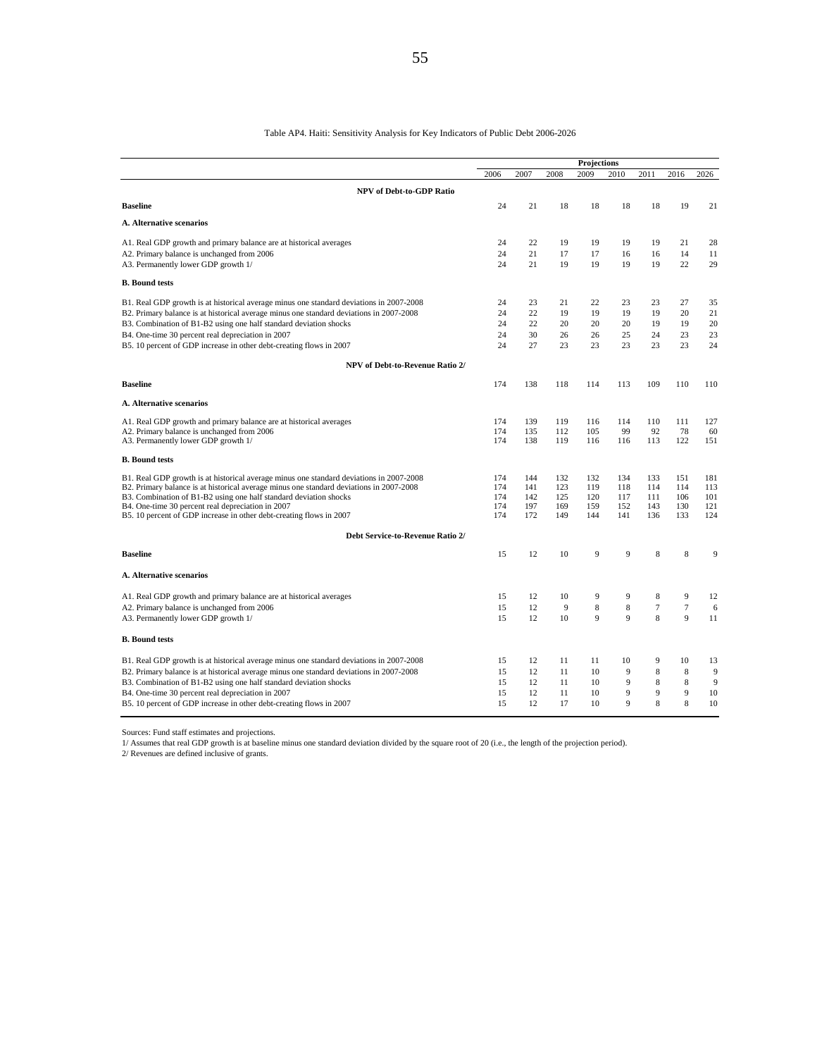Table AP4. Haiti: Sensitivity Analysis for Key Indicators of Public Debt 2006-2026

| | 2006 | 2007 | 2008 | 2009 | 2010 | 2011 | 2016 | 2026 |
|---|---|---|---|---|---|---|---|---|
| | | **Projections** | | | | | | |
| **NPV of Debt-to-GDP Ratio** | | | | | | | | |
| **Baseline** | 24 | 21 | 18 | 18 | 18 | 18 | 19 | 21 |
| **A. Alternative scenarios** | | | | | | | | |
| A1. Real GDP growth and primary balance are at historical averages | 24 | 22 | 19 | 19 | 19 | 19 | 21 | 28 |
| A2. Primary balance is unchanged from 2006 | 24 | 21 | 17 | 17 | 16 | 16 | 14 | 11 |
| A3. Permanently lower GDP growth 1/ | 24 | 21 | 19 | 19 | 19 | 19 | 22 | 29 |
| **B. Bound tests** | | | | | | | | |
| B1. Real GDP growth is at historical average minus one standard deviations in 2007-2008 | 24 | 23 | 21 | 22 | 23 | 23 | 27 | 35 |
| B2. Primary balance is at historical average minus one standard deviations in 2007-2008 | 24 | 22 | 19 | 19 | 19 | 19 | 20 | 21 |
| B3. Combination of B1-B2 using one half standard deviation shocks | 24 | 22 | 20 | 20 | 20 | 19 | 19 | 20 |
| B4. One-time 30 percent real depreciation in 2007 | 24 | 30 | 26 | 26 | 25 | 24 | 23 | 23 |
| B5. 10 percent of GDP increase in other debt-creating flows in 2007 | 24 | 27 | 23 | 23 | 23 | 23 | 23 | 24 |
| **NPV of Debt-to-Revenue Ratio 2/** | | | | | | | | |
| **Baseline** | 174 | 138 | 118 | 114 | 113 | 109 | 110 | 110 |
| **A. Alternative scenarios** | | | | | | | | |
| A1. Real GDP growth and primary balance are at historical averages | 174 | 139 | 119 | 116 | 114 | 110 | 111 | 127 |
| A2. Primary balance is unchanged from 2006 | 174 | 135 | 112 | 105 | 99 | 92 | 78 | 60 |
| A3. Permanently lower GDP growth 1/ | 174 | 138 | 119 | 116 | 116 | 113 | 122 | 151 |
| **B. Bound tests** | | | | | | | | |
| B1. Real GDP growth is at historical average minus one standard deviations in 2007-2008 | 174 | 144 | 132 | 132 | 134 | 133 | 151 | 181 |
| B2. Primary balance is at historical average minus one standard deviations in 2007-2008 | 174 | 141 | 123 | 119 | 118 | 114 | 114 | 113 |
| B3. Combination of B1-B2 using one half standard deviation shocks | 174 | 142 | 125 | 120 | 117 | 111 | 106 | 101 |
| B4. One-time 30 percent real depreciation in 2007 | 174 | 197 | 169 | 159 | 152 | 143 | 130 | 121 |
| B5. 10 percent of GDP increase in other debt-creating flows in 2007 | 174 | 172 | 149 | 144 | 141 | 136 | 133 | 124 |
| **Debt Service-to-Revenue Ratio 2/** | | | | | | | | |
| **Baseline** | 15 | 12 | 10 | 9 | 9 | 8 | 8 | 9 |
| **A. Alternative scenarios** | | | | | | | | |
| A1. Real GDP growth and primary balance are at historical averages | 15 | 12 | 10 | 9 | 9 | 8 | 9 | 12 |
| A2. Primary balance is unchanged from 2006 | 15 | 12 | 9 | 8 | 8 | 7 | 7 | 6 |
| A3. Permanently lower GDP growth 1/ | 15 | 12 | 10 | 9 | 9 | 8 | 9 | 11 |
| **B. Bound tests** | | | | | | | | |
| B1. Real GDP growth is at historical average minus one standard deviations in 2007-2008 | 15 | 12 | 11 | 11 | 10 | 9 | 10 | 13 |
| B2. Primary balance is at historical average minus one standard deviations in 2007-2008 | 15 | 12 | 11 | 10 | 9 | 8 | 8 | 9 |
| B3. Combination of B1-B2 using one half standard deviation shocks | 15 | 12 | 11 | 10 | 9 | 8 | 8 | 9 |
| B4. One-time 30 percent real depreciation in 2007 | 15 | 12 | 11 | 10 | 9 | 9 | 9 | 10 |
| B5. 10 percent of GDP increase in other debt-creating flows in 2007 | 15 | 12 | 17 | 10 | 9 | 8 | 8 | 10 |

Sources: Fund staff estimates and projections.

1/ Assumes that real GDP growth is at baseline minus one standard deviation divided by the square root of 20 (i.e., the length of the projection period).

2/ Revenues are defined inclusive of grants.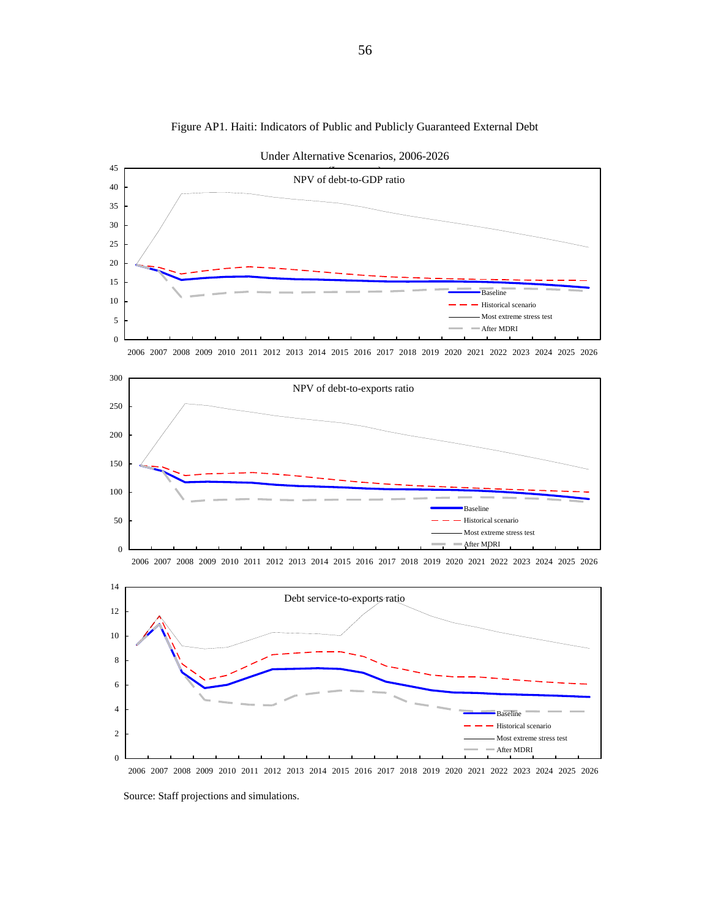Figure AP1. Haiti: Indicators of Public and Publicly Guaranteed External Debt

Under Alternative Scenarios, 2006-2026

NPV of debt-to-GDP ratio

Baseline
Historical scenario
Most extreme stress test
After MDRI

NPV of debt-to-exports ratio

Baseline
Historical scenario
Most extreme stress test
After MDRI

Debt service-to-exports ratio

Baseline
Historical scenario
Most extreme stress test
After MDRI

Source: Staff projections and simulations.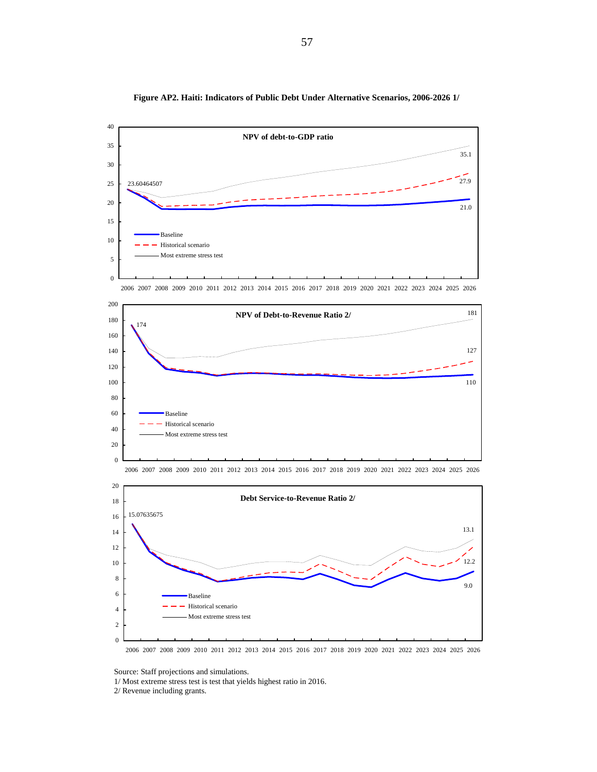**Figure AP2. Haiti: Indicators of Public Debt Under Alternative Scenarios, 2006-2026 1/**

**NPV of debt-to-GDP ratio**

Baseline
Historical scenario
Most extreme stress test

23.60464507 | 35.1 | 27.9 | 21.0

**NPV of Debt-to-Revenue Ratio 2/**

Baseline
Historical scenario
Most extreme stress test

174 | 181 | 127 | 110

**Debt Service-to-Revenue Ratio 2/**

Baseline
Historical scenario
Most extreme stress test

15.07635675 | 13.1 | 12.2 | 9.0

Source: Staff projections and simulations.

1/ Most extreme stress test is test that yields highest ratio in 2016.

2/ Revenue including grants.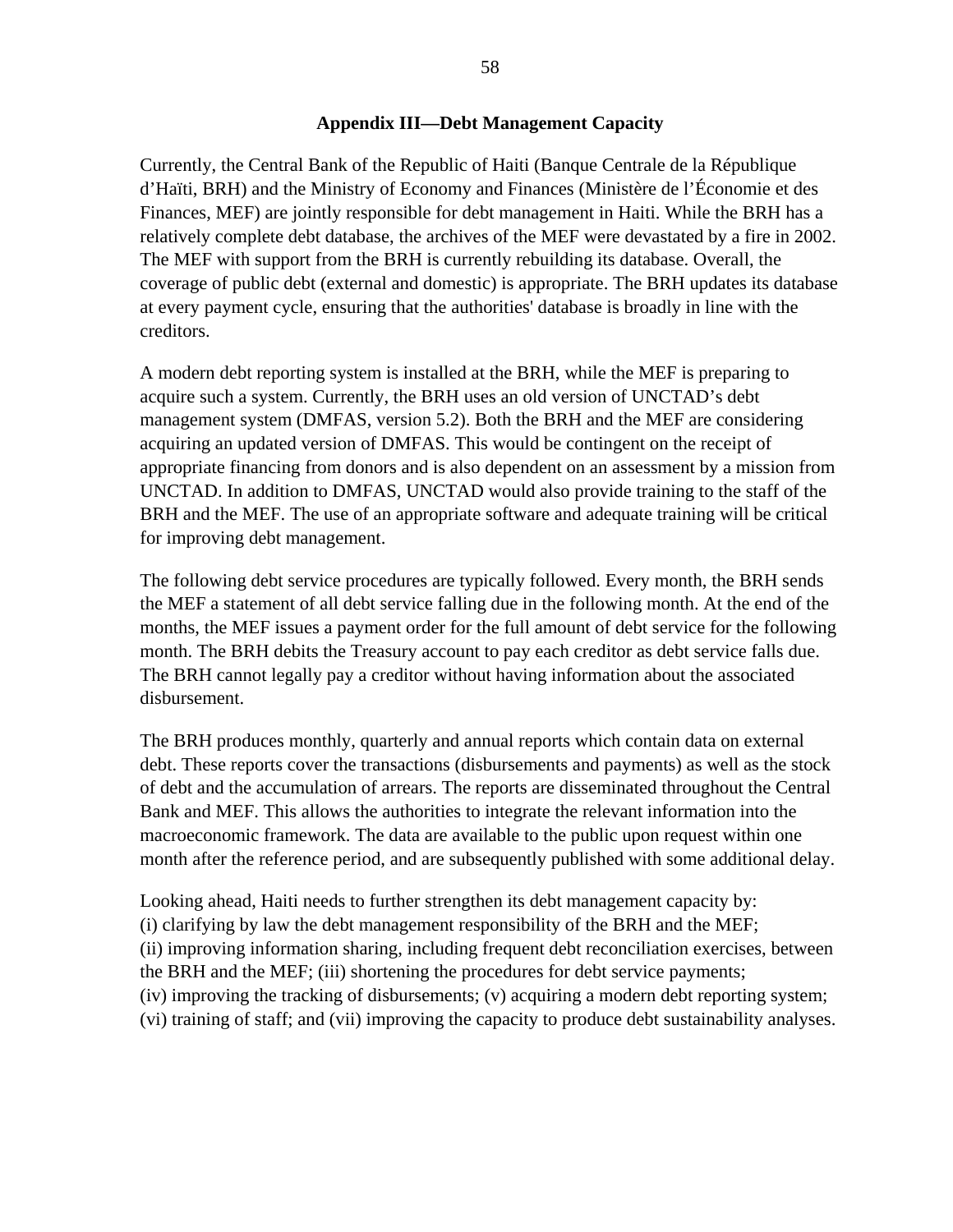## Appendix III—Debt Management Capacity

Currently, the Central Bank of the Republic of Haiti (Banque Centrale de la République d'Haïti, BRH) and the Ministry of Economy and Finances (Ministère de l'Économie et des Finances, MEF) are jointly responsible for debt management in Haiti. While the BRH has a relatively complete debt database, the archives of the MEF were devastated by a fire in 2002. The MEF with support from the BRH is currently rebuilding its database. Overall, the coverage of public debt (external and domestic) is appropriate. The BRH updates its database at every payment cycle, ensuring that the authorities' database is broadly in line with the creditors.

A modern debt reporting system is installed at the BRH, while the MEF is preparing to acquire such a system. Currently, the BRH uses an old version of UNCTAD's debt management system (DMFAS, version 5.2). Both the BRH and the MEF are considering acquiring an updated version of DMFAS. This would be contingent on the receipt of appropriate financing from donors and is also dependent on an assessment by a mission from UNCTAD. In addition to DMFAS, UNCTAD would also provide training to the staff of the BRH and the MEF. The use of an appropriate software and adequate training will be critical for improving debt management.

The following debt service procedures are typically followed. Every month, the BRH sends the MEF a statement of all debt service falling due in the following month. At the end of the months, the MEF issues a payment order for the full amount of debt service for the following month. The BRH debits the Treasury account to pay each creditor as debt service falls due. The BRH cannot legally pay a creditor without having information about the associated disbursement.

The BRH produces monthly, quarterly and annual reports which contain data on external debt. These reports cover the transactions (disbursements and payments) as well as the stock of debt and the accumulation of arrears. The reports are disseminated throughout the Central Bank and MEF. This allows the authorities to integrate the relevant information into the macroeconomic framework. The data are available to the public upon request within one month after the reference period, and are subsequently published with some additional delay.

Looking ahead, Haiti needs to further strengthen its debt management capacity by:
(i) clarifying by law the debt management responsibility of the BRH and the MEF;
(ii) improving information sharing, including frequent debt reconciliation exercises, between the BRH and the MEF; (iii) shortening the procedures for debt service payments;
(iv) improving the tracking of disbursements; (v) acquiring a modern debt reporting system;
(vi) training of staff; and (vii) improving the capacity to produce debt sustainability analyses.